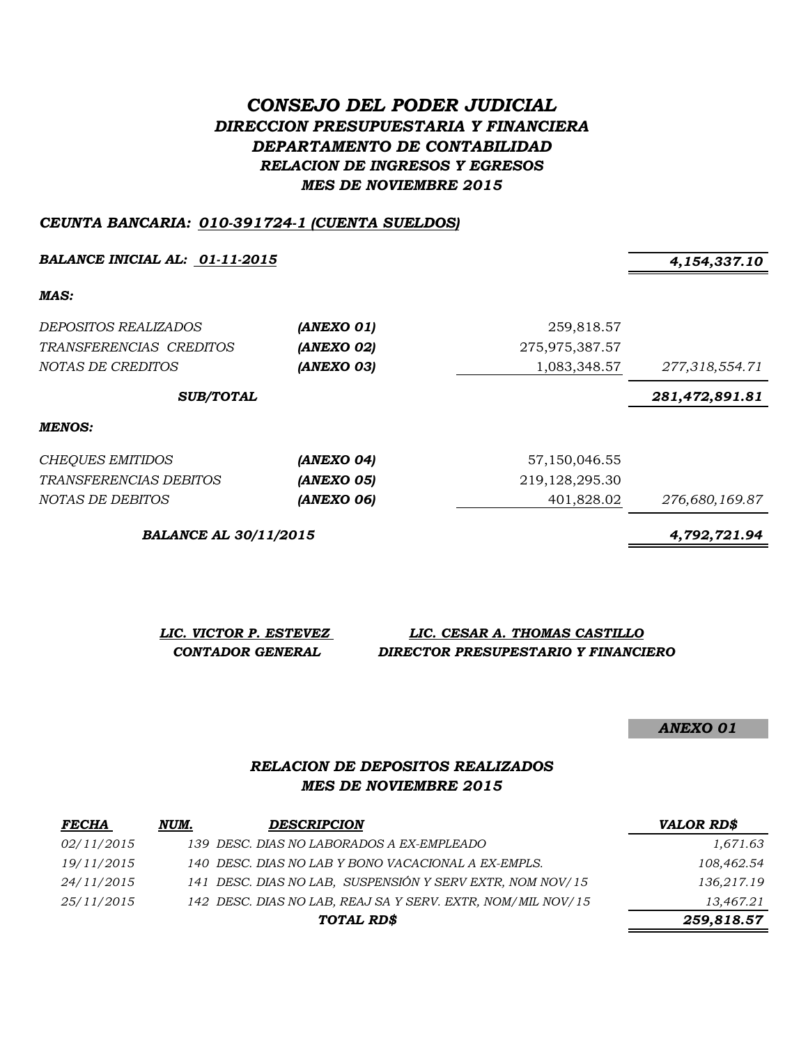# *CONSEJO DEL PODER JUDICIAL*
## *DIRECCION PRESUPUESTARIA Y FINANCIERA*
## *DEPARTAMENTO DE CONTABILIDAD*
### *RELACION DE INGRESOS Y EGRESOS*
### *MES DE NOVIEMBRE 2015*

***CEUNTA BANCARIA: 010-391724-1 (CUENTA SUELDOS)***

| | | | |
|---|---|---|---|
| ***BALANCE INICIAL AL: 01-11-2015*** | | | ***4,154,337.10*** |
| ***MAS:*** | | | |
| *DEPOSITOS REALIZADOS* | ***(ANEXO 01)*** | 259,818.57 | |
| *TRANSFERENCIAS CREDITOS* | ***(ANEXO 02)*** | 275,975,387.57 | |
| *NOTAS DE CREDITOS* | ***(ANEXO 03)*** | 1,083,348.57 | *277,318,554.71* |
| ***SUB/TOTAL*** | | | ***281,472,891.81*** |
| ***MENOS:*** | | | |
| *CHEQUES EMITIDOS* | ***(ANEXO 04)*** | 57,150,046.55 | |
| *TRANSFERENCIAS DEBITOS* | ***(ANEXO 05)*** | 219,128,295.30 | |
| *NOTAS DE DEBITOS* | ***(ANEXO 06)*** | 401,828.02 | *276,680,169.87* |
| ***BALANCE AL 30/11/2015*** | | | ***4,792,721.94*** |

| ***LIC. VICTOR P. ESTEVEZ*** | ***LIC. CESAR A. THOMAS CASTILLO*** |
|---|---|
| ***CONTADOR GENERAL*** | ***DIRECTOR PRESUPESTARIO Y FINANCIERO*** |

***ANEXO 01***

### *RELACION DE DEPOSITOS REALIZADOS*
### *MES DE NOVIEMBRE 2015*

| ***FECHA*** | ***NUM.*** | ***DESCRIPCION*** | ***VALOR RD$*** |
|---|---|---|---|
| *02/11/2015* | *139* | *DESC. DIAS NO LABORADOS A EX-EMPLEADO* | *1,671.63* |
| *19/11/2015* | *140* | *DESC. DIAS NO LAB Y BONO VACACIONAL A EX-EMPLS.* | *108,462.54* |
| *24/11/2015* | *141* | *DESC. DIAS NO LAB, SUSPENSIÓN Y SERV EXTR, NOM NOV/15* | *136,217.19* |
| *25/11/2015* | *142* | *DESC. DIAS NO LAB, REAJ SA Y SERV. EXTR, NOM/MIL NOV/15* | *13,467.21* |
| | | ***TOTAL RD$*** | ***259,818.57*** |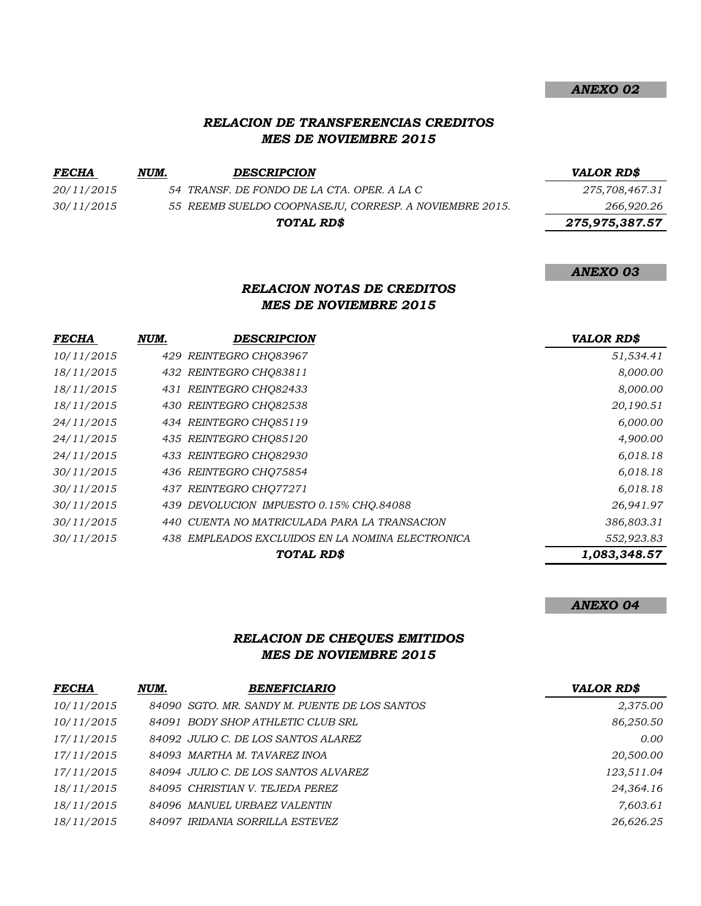***ANEXO 02***

## *RELACION DE TRANSFERENCIAS CREDITOS*
## *MES DE NOVIEMBRE 2015*

| *FECHA* | *NUM.* | *DESCRIPCION* | *VALOR RD$* |
|---|---|---|---|
| *20/11/2015* | *54* | *TRANSF. DE FONDO DE LA CTA. OPER. A LA C* | *275,708,467.31* |
| *30/11/2015* | *55* | *REEMB SUELDO COOPNASEJU, CORRESP. A NOVIEMBRE 2015.* | *266,920.26* |
| | | ***TOTAL RD$*** | ***275,975,387.57*** |

***ANEXO 03***

## *RELACION NOTAS DE CREDITOS*
## *MES DE NOVIEMBRE 2015*

| *FECHA* | *NUM.* | *DESCRIPCION* | *VALOR RD$* |
|---|---|---|---|
| *10/11/2015* | *429* | *REINTEGRO CHQ83967* | *51,534.41* |
| *18/11/2015* | *432* | *REINTEGRO CHQ83811* | *8,000.00* |
| *18/11/2015* | *431* | *REINTEGRO CHQ82433* | *8,000.00* |
| *18/11/2015* | *430* | *REINTEGRO CHQ82538* | *20,190.51* |
| *24/11/2015* | *434* | *REINTEGRO CHQ85119* | *6,000.00* |
| *24/11/2015* | *435* | *REINTEGRO CHQ85120* | *4,900.00* |
| *24/11/2015* | *433* | *REINTEGRO CHQ82930* | *6,018.18* |
| *30/11/2015* | *436* | *REINTEGRO CHQ75854* | *6,018.18* |
| *30/11/2015* | *437* | *REINTEGRO CHQ77271* | *6,018.18* |
| *30/11/2015* | *439* | *DEVOLUCION IMPUESTO 0.15% CHQ.84088* | *26,941.97* |
| *30/11/2015* | *440* | *CUENTA NO MATRICULADA PARA LA TRANSACION* | *386,803.31* |
| *30/11/2015* | *438* | *EMPLEADOS EXCLUIDOS EN LA NOMINA ELECTRONICA* | *552,923.83* |
| | | ***TOTAL RD$*** | ***1,083,348.57*** |

***ANEXO 04***

## *RELACION DE CHEQUES EMITIDOS*
## *MES DE NOVIEMBRE 2015*

| *FECHA* | *NUM.* | *BENEFICIARIO* | *VALOR RD$* |
|---|---|---|---|
| *10/11/2015* | *84090* | *SGTO. MR. SANDY M. PUENTE DE LOS SANTOS* | *2,375.00* |
| *10/11/2015* | *84091* | *BODY SHOP ATHLETIC CLUB SRL* | *86,250.50* |
| *17/11/2015* | *84092* | *JULIO C. DE LOS SANTOS ALAREZ* | *0.00* |
| *17/11/2015* | *84093* | *MARTHA M. TAVAREZ INOA* | *20,500.00* |
| *17/11/2015* | *84094* | *JULIO C. DE LOS SANTOS ALVAREZ* | *123,511.04* |
| *18/11/2015* | *84095* | *CHRISTIAN V. TEJEDA PEREZ* | *24,364.16* |
| *18/11/2015* | *84096* | *MANUEL URBAEZ VALENTIN* | *7,603.61* |
| *18/11/2015* | *84097* | *IRIDANIA SORRILLA ESTEVEZ* | *26,626.25* |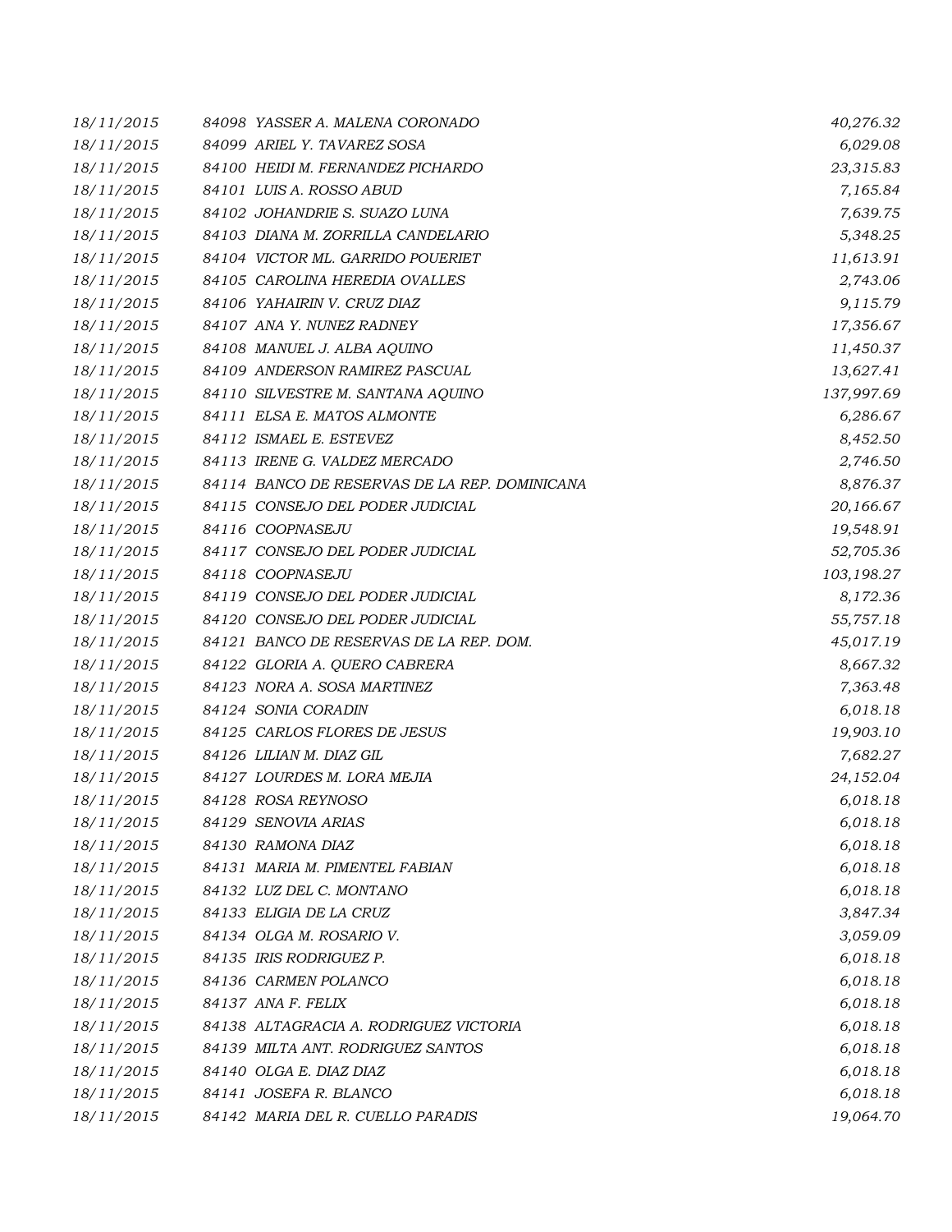| | | | |
|---|---|---|---|
| 18/11/2015 | 84098 | YASSER A. MALENA CORONADO | 40,276.32 |
| 18/11/2015 | 84099 | ARIEL Y. TAVAREZ SOSA | 6,029.08 |
| 18/11/2015 | 84100 | HEIDI M. FERNANDEZ PICHARDO | 23,315.83 |
| 18/11/2015 | 84101 | LUIS A. ROSSO ABUD | 7,165.84 |
| 18/11/2015 | 84102 | JOHANDRIE S. SUAZO LUNA | 7,639.75 |
| 18/11/2015 | 84103 | DIANA M. ZORRILLA CANDELARIO | 5,348.25 |
| 18/11/2015 | 84104 | VICTOR ML. GARRIDO POUERIET | 11,613.91 |
| 18/11/2015 | 84105 | CAROLINA HEREDIA OVALLES | 2,743.06 |
| 18/11/2015 | 84106 | YAHAIRIN V. CRUZ DIAZ | 9,115.79 |
| 18/11/2015 | 84107 | ANA Y. NUNEZ RADNEY | 17,356.67 |
| 18/11/2015 | 84108 | MANUEL J. ALBA AQUINO | 11,450.37 |
| 18/11/2015 | 84109 | ANDERSON RAMIREZ PASCUAL | 13,627.41 |
| 18/11/2015 | 84110 | SILVESTRE M. SANTANA AQUINO | 137,997.69 |
| 18/11/2015 | 84111 | ELSA E. MATOS ALMONTE | 6,286.67 |
| 18/11/2015 | 84112 | ISMAEL E. ESTEVEZ | 8,452.50 |
| 18/11/2015 | 84113 | IRENE G. VALDEZ MERCADO | 2,746.50 |
| 18/11/2015 | 84114 | BANCO DE RESERVAS DE LA REP. DOMINICANA | 8,876.37 |
| 18/11/2015 | 84115 | CONSEJO DEL PODER JUDICIAL | 20,166.67 |
| 18/11/2015 | 84116 | COOPNASEJU | 19,548.91 |
| 18/11/2015 | 84117 | CONSEJO DEL PODER JUDICIAL | 52,705.36 |
| 18/11/2015 | 84118 | COOPNASEJU | 103,198.27 |
| 18/11/2015 | 84119 | CONSEJO DEL PODER JUDICIAL | 8,172.36 |
| 18/11/2015 | 84120 | CONSEJO DEL PODER JUDICIAL | 55,757.18 |
| 18/11/2015 | 84121 | BANCO DE RESERVAS DE LA REP. DOM. | 45,017.19 |
| 18/11/2015 | 84122 | GLORIA A. QUERO CABRERA | 8,667.32 |
| 18/11/2015 | 84123 | NORA A. SOSA MARTINEZ | 7,363.48 |
| 18/11/2015 | 84124 | SONIA CORADIN | 6,018.18 |
| 18/11/2015 | 84125 | CARLOS FLORES DE JESUS | 19,903.10 |
| 18/11/2015 | 84126 | LILIAN M. DIAZ GIL | 7,682.27 |
| 18/11/2015 | 84127 | LOURDES M. LORA MEJIA | 24,152.04 |
| 18/11/2015 | 84128 | ROSA REYNOSO | 6,018.18 |
| 18/11/2015 | 84129 | SENOVIA ARIAS | 6,018.18 |
| 18/11/2015 | 84130 | RAMONA DIAZ | 6,018.18 |
| 18/11/2015 | 84131 | MARIA M. PIMENTEL FABIAN | 6,018.18 |
| 18/11/2015 | 84132 | LUZ DEL C. MONTANO | 6,018.18 |
| 18/11/2015 | 84133 | ELIGIA DE LA CRUZ | 3,847.34 |
| 18/11/2015 | 84134 | OLGA M. ROSARIO V. | 3,059.09 |
| 18/11/2015 | 84135 | IRIS RODRIGUEZ P. | 6,018.18 |
| 18/11/2015 | 84136 | CARMEN POLANCO | 6,018.18 |
| 18/11/2015 | 84137 | ANA F. FELIX | 6,018.18 |
| 18/11/2015 | 84138 | ALTAGRACIA A. RODRIGUEZ VICTORIA | 6,018.18 |
| 18/11/2015 | 84139 | MILTA ANT. RODRIGUEZ SANTOS | 6,018.18 |
| 18/11/2015 | 84140 | OLGA E. DIAZ DIAZ | 6,018.18 |
| 18/11/2015 | 84141 | JOSEFA R. BLANCO | 6,018.18 |
| 18/11/2015 | 84142 | MARIA DEL R. CUELLO PARADIS | 19,064.70 |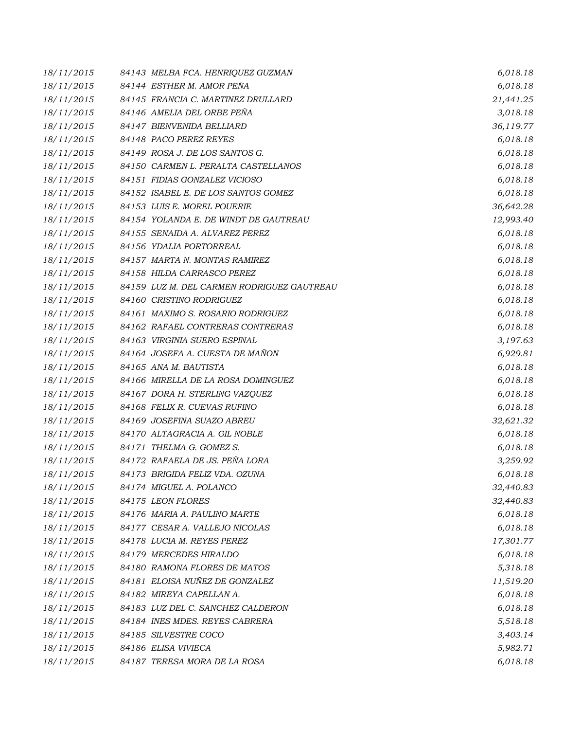| | | | |
|---|---|---|---|
| 18/11/2015 | 84143 | MELBA FCA. HENRIQUEZ GUZMAN | 6,018.18 |
| 18/11/2015 | 84144 | ESTHER M. AMOR PEÑA | 6,018.18 |
| 18/11/2015 | 84145 | FRANCIA C. MARTINEZ DRULLARD | 21,441.25 |
| 18/11/2015 | 84146 | AMELIA DEL ORBE PEÑA | 3,018.18 |
| 18/11/2015 | 84147 | BIENVENIDA BELLIARD | 36,119.77 |
| 18/11/2015 | 84148 | PACO PEREZ REYES | 6,018.18 |
| 18/11/2015 | 84149 | ROSA J. DE LOS SANTOS G. | 6,018.18 |
| 18/11/2015 | 84150 | CARMEN L. PERALTA CASTELLANOS | 6,018.18 |
| 18/11/2015 | 84151 | FIDIAS GONZALEZ VICIOSO | 6,018.18 |
| 18/11/2015 | 84152 | ISABEL E. DE LOS SANTOS GOMEZ | 6,018.18 |
| 18/11/2015 | 84153 | LUIS E. MOREL POUERIE | 36,642.28 |
| 18/11/2015 | 84154 | YOLANDA E. DE WINDT DE GAUTREAU | 12,993.40 |
| 18/11/2015 | 84155 | SENAIDA A. ALVAREZ PEREZ | 6,018.18 |
| 18/11/2015 | 84156 | YDALIA PORTORREAL | 6,018.18 |
| 18/11/2015 | 84157 | MARTA N. MONTAS RAMIREZ | 6,018.18 |
| 18/11/2015 | 84158 | HILDA CARRASCO PEREZ | 6,018.18 |
| 18/11/2015 | 84159 | LUZ M. DEL CARMEN RODRIGUEZ GAUTREAU | 6,018.18 |
| 18/11/2015 | 84160 | CRISTINO RODRIGUEZ | 6,018.18 |
| 18/11/2015 | 84161 | MAXIMO S. ROSARIO RODRIGUEZ | 6,018.18 |
| 18/11/2015 | 84162 | RAFAEL CONTRERAS CONTRERAS | 6,018.18 |
| 18/11/2015 | 84163 | VIRGINIA SUERO ESPINAL | 3,197.63 |
| 18/11/2015 | 84164 | JOSEFA A. CUESTA DE MAÑON | 6,929.81 |
| 18/11/2015 | 84165 | ANA M. BAUTISTA | 6,018.18 |
| 18/11/2015 | 84166 | MIRELLA DE LA ROSA DOMINGUEZ | 6,018.18 |
| 18/11/2015 | 84167 | DORA H. STERLING VAZQUEZ | 6,018.18 |
| 18/11/2015 | 84168 | FELIX R. CUEVAS RUFINO | 6,018.18 |
| 18/11/2015 | 84169 | JOSEFINA SUAZO ABREU | 32,621.32 |
| 18/11/2015 | 84170 | ALTAGRACIA A. GIL NOBLE | 6,018.18 |
| 18/11/2015 | 84171 | THELMA G. GOMEZ S. | 6,018.18 |
| 18/11/2015 | 84172 | RAFAELA DE JS. PEÑA LORA | 3,259.92 |
| 18/11/2015 | 84173 | BRIGIDA FELIZ VDA. OZUNA | 6,018.18 |
| 18/11/2015 | 84174 | MIGUEL A. POLANCO | 32,440.83 |
| 18/11/2015 | 84175 | LEON FLORES | 32,440.83 |
| 18/11/2015 | 84176 | MARIA A. PAULINO MARTE | 6,018.18 |
| 18/11/2015 | 84177 | CESAR A. VALLEJO NICOLAS | 6,018.18 |
| 18/11/2015 | 84178 | LUCIA M. REYES PEREZ | 17,301.77 |
| 18/11/2015 | 84179 | MERCEDES HIRALDO | 6,018.18 |
| 18/11/2015 | 84180 | RAMONA FLORES DE MATOS | 5,318.18 |
| 18/11/2015 | 84181 | ELOISA NUÑEZ DE GONZALEZ | 11,519.20 |
| 18/11/2015 | 84182 | MIREYA CAPELLAN A. | 6,018.18 |
| 18/11/2015 | 84183 | LUZ DEL C. SANCHEZ CALDERON | 6,018.18 |
| 18/11/2015 | 84184 | INES MDES. REYES CABRERA | 5,518.18 |
| 18/11/2015 | 84185 | SILVESTRE COCO | 3,403.14 |
| 18/11/2015 | 84186 | ELISA VIVIECA | 5,982.71 |
| 18/11/2015 | 84187 | TERESA MORA DE LA ROSA | 6,018.18 |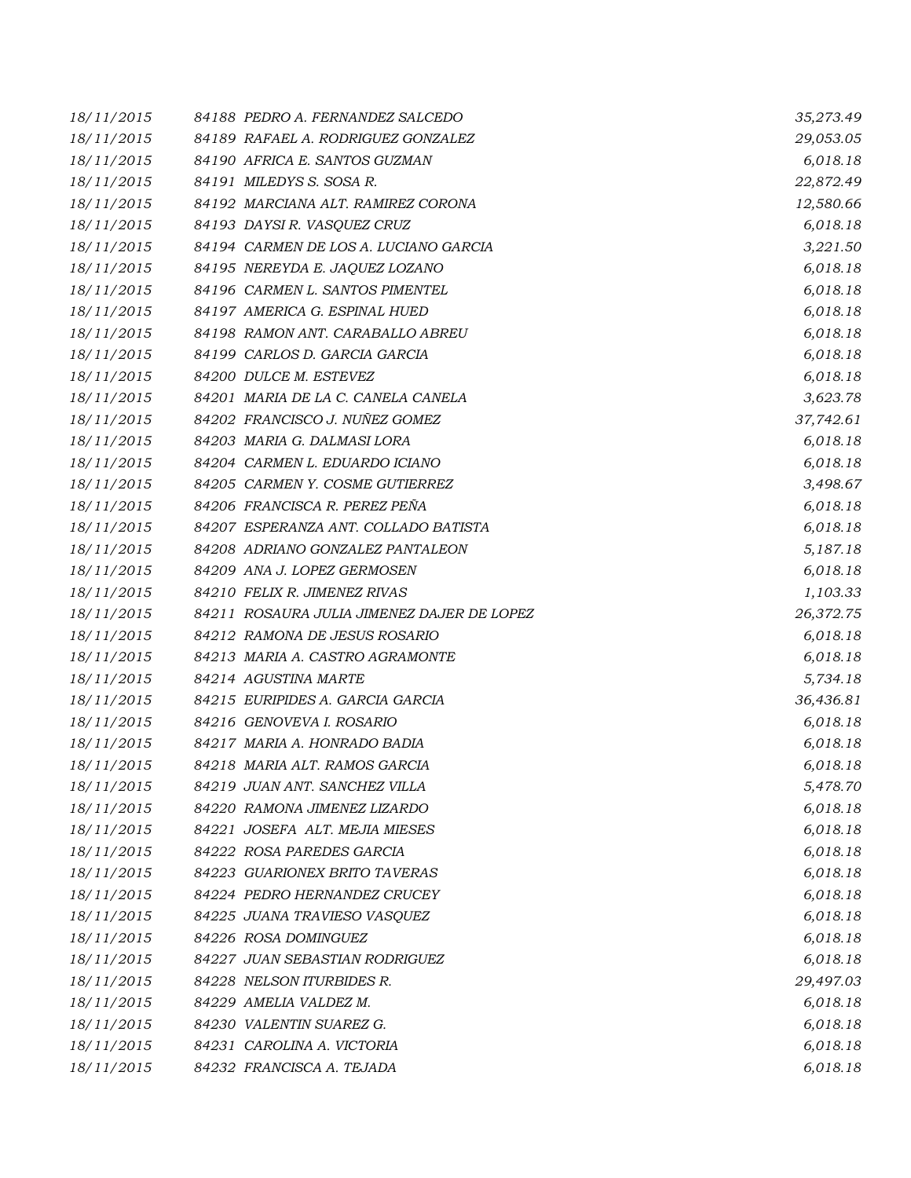| | | |
|---|---|---|
| 18/11/2015 | 84188 PEDRO A. FERNANDEZ SALCEDO | 35,273.49 |
| 18/11/2015 | 84189 RAFAEL A. RODRIGUEZ GONZALEZ | 29,053.05 |
| 18/11/2015 | 84190 AFRICA E. SANTOS GUZMAN | 6,018.18 |
| 18/11/2015 | 84191 MILEDYS S. SOSA R. | 22,872.49 |
| 18/11/2015 | 84192 MARCIANA ALT. RAMIREZ CORONA | 12,580.66 |
| 18/11/2015 | 84193 DAYSI R. VASQUEZ CRUZ | 6,018.18 |
| 18/11/2015 | 84194 CARMEN DE LOS A. LUCIANO GARCIA | 3,221.50 |
| 18/11/2015 | 84195 NEREYDA E. JAQUEZ LOZANO | 6,018.18 |
| 18/11/2015 | 84196 CARMEN L. SANTOS PIMENTEL | 6,018.18 |
| 18/11/2015 | 84197 AMERICA G. ESPINAL HUED | 6,018.18 |
| 18/11/2015 | 84198 RAMON ANT. CARABALLO ABREU | 6,018.18 |
| 18/11/2015 | 84199 CARLOS D. GARCIA GARCIA | 6,018.18 |
| 18/11/2015 | 84200 DULCE M. ESTEVEZ | 6,018.18 |
| 18/11/2015 | 84201 MARIA DE LA C. CANELA CANELA | 3,623.78 |
| 18/11/2015 | 84202 FRANCISCO J. NUÑEZ GOMEZ | 37,742.61 |
| 18/11/2015 | 84203 MARIA G. DALMASI LORA | 6,018.18 |
| 18/11/2015 | 84204 CARMEN L. EDUARDO ICIANO | 6,018.18 |
| 18/11/2015 | 84205 CARMEN Y. COSME GUTIERREZ | 3,498.67 |
| 18/11/2015 | 84206 FRANCISCA R. PEREZ PEÑA | 6,018.18 |
| 18/11/2015 | 84207 ESPERANZA ANT. COLLADO BATISTA | 6,018.18 |
| 18/11/2015 | 84208 ADRIANO GONZALEZ PANTALEON | 5,187.18 |
| 18/11/2015 | 84209 ANA J. LOPEZ GERMOSEN | 6,018.18 |
| 18/11/2015 | 84210 FELIX R. JIMENEZ RIVAS | 1,103.33 |
| 18/11/2015 | 84211 ROSAURA JULIA JIMENEZ DAJER DE LOPEZ | 26,372.75 |
| 18/11/2015 | 84212 RAMONA DE JESUS ROSARIO | 6,018.18 |
| 18/11/2015 | 84213 MARIA A. CASTRO AGRAMONTE | 6,018.18 |
| 18/11/2015 | 84214 AGUSTINA MARTE | 5,734.18 |
| 18/11/2015 | 84215 EURIPIDES A. GARCIA GARCIA | 36,436.81 |
| 18/11/2015 | 84216 GENOVEVA I. ROSARIO | 6,018.18 |
| 18/11/2015 | 84217 MARIA A. HONRADO BADIA | 6,018.18 |
| 18/11/2015 | 84218 MARIA ALT. RAMOS GARCIA | 6,018.18 |
| 18/11/2015 | 84219 JUAN ANT. SANCHEZ VILLA | 5,478.70 |
| 18/11/2015 | 84220 RAMONA JIMENEZ LIZARDO | 6,018.18 |
| 18/11/2015 | 84221 JOSEFA ALT. MEJIA MIESES | 6,018.18 |
| 18/11/2015 | 84222 ROSA PAREDES GARCIA | 6,018.18 |
| 18/11/2015 | 84223 GUARIONEX BRITO TAVERAS | 6,018.18 |
| 18/11/2015 | 84224 PEDRO HERNANDEZ CRUCEY | 6,018.18 |
| 18/11/2015 | 84225 JUANA TRAVIESO VASQUEZ | 6,018.18 |
| 18/11/2015 | 84226 ROSA DOMINGUEZ | 6,018.18 |
| 18/11/2015 | 84227 JUAN SEBASTIAN RODRIGUEZ | 6,018.18 |
| 18/11/2015 | 84228 NELSON ITURBIDES R. | 29,497.03 |
| 18/11/2015 | 84229 AMELIA VALDEZ M. | 6,018.18 |
| 18/11/2015 | 84230 VALENTIN SUAREZ G. | 6,018.18 |
| 18/11/2015 | 84231 CAROLINA A. VICTORIA | 6,018.18 |
| 18/11/2015 | 84232 FRANCISCA A. TEJADA | 6,018.18 |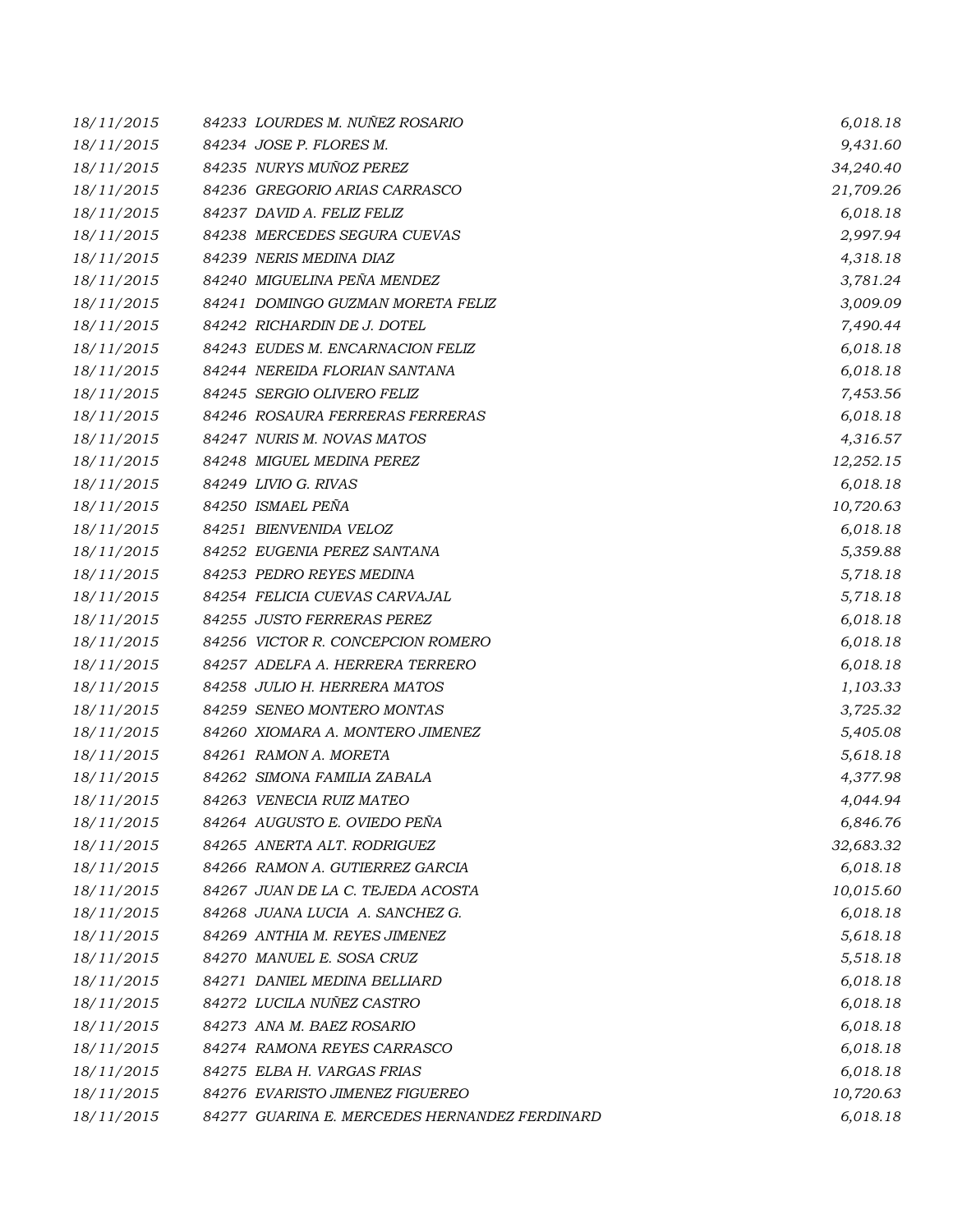| | | |
|---|---|---|
| 18/11/2015 | 84233 LOURDES M. NUÑEZ ROSARIO | 6,018.18 |
| 18/11/2015 | 84234 JOSE P. FLORES M. | 9,431.60 |
| 18/11/2015 | 84235 NURYS MUÑOZ PEREZ | 34,240.40 |
| 18/11/2015 | 84236 GREGORIO ARIAS CARRASCO | 21,709.26 |
| 18/11/2015 | 84237 DAVID A. FELIZ FELIZ | 6,018.18 |
| 18/11/2015 | 84238 MERCEDES SEGURA CUEVAS | 2,997.94 |
| 18/11/2015 | 84239 NERIS MEDINA DIAZ | 4,318.18 |
| 18/11/2015 | 84240 MIGUELINA PEÑA MENDEZ | 3,781.24 |
| 18/11/2015 | 84241 DOMINGO GUZMAN MORETA FELIZ | 3,009.09 |
| 18/11/2015 | 84242 RICHARDIN DE J. DOTEL | 7,490.44 |
| 18/11/2015 | 84243 EUDES M. ENCARNACION FELIZ | 6,018.18 |
| 18/11/2015 | 84244 NEREIDA FLORIAN SANTANA | 6,018.18 |
| 18/11/2015 | 84245 SERGIO OLIVERO FELIZ | 7,453.56 |
| 18/11/2015 | 84246 ROSAURA FERRERAS FERRERAS | 6,018.18 |
| 18/11/2015 | 84247 NURIS M. NOVAS MATOS | 4,316.57 |
| 18/11/2015 | 84248 MIGUEL MEDINA PEREZ | 12,252.15 |
| 18/11/2015 | 84249 LIVIO G. RIVAS | 6,018.18 |
| 18/11/2015 | 84250 ISMAEL PEÑA | 10,720.63 |
| 18/11/2015 | 84251 BIENVENIDA VELOZ | 6,018.18 |
| 18/11/2015 | 84252 EUGENIA PEREZ SANTANA | 5,359.88 |
| 18/11/2015 | 84253 PEDRO REYES MEDINA | 5,718.18 |
| 18/11/2015 | 84254 FELICIA CUEVAS CARVAJAL | 5,718.18 |
| 18/11/2015 | 84255 JUSTO FERRERAS PEREZ | 6,018.18 |
| 18/11/2015 | 84256 VICTOR R. CONCEPCION ROMERO | 6,018.18 |
| 18/11/2015 | 84257 ADELFA A. HERRERA TERRERO | 6,018.18 |
| 18/11/2015 | 84258 JULIO H. HERRERA MATOS | 1,103.33 |
| 18/11/2015 | 84259 SENEO MONTERO MONTAS | 3,725.32 |
| 18/11/2015 | 84260 XIOMARA A. MONTERO JIMENEZ | 5,405.08 |
| 18/11/2015 | 84261 RAMON A. MORETA | 5,618.18 |
| 18/11/2015 | 84262 SIMONA FAMILIA ZABALA | 4,377.98 |
| 18/11/2015 | 84263 VENECIA RUIZ MATEO | 4,044.94 |
| 18/11/2015 | 84264 AUGUSTO E. OVIEDO PEÑA | 6,846.76 |
| 18/11/2015 | 84265 ANERTA ALT. RODRIGUEZ | 32,683.32 |
| 18/11/2015 | 84266 RAMON A. GUTIERREZ GARCIA | 6,018.18 |
| 18/11/2015 | 84267 JUAN DE LA C. TEJEDA ACOSTA | 10,015.60 |
| 18/11/2015 | 84268 JUANA LUCIA A. SANCHEZ G. | 6,018.18 |
| 18/11/2015 | 84269 ANTHIA M. REYES JIMENEZ | 5,618.18 |
| 18/11/2015 | 84270 MANUEL E. SOSA CRUZ | 5,518.18 |
| 18/11/2015 | 84271 DANIEL MEDINA BELLIARD | 6,018.18 |
| 18/11/2015 | 84272 LUCILA NUÑEZ CASTRO | 6,018.18 |
| 18/11/2015 | 84273 ANA M. BAEZ ROSARIO | 6,018.18 |
| 18/11/2015 | 84274 RAMONA REYES CARRASCO | 6,018.18 |
| 18/11/2015 | 84275 ELBA H. VARGAS FRIAS | 6,018.18 |
| 18/11/2015 | 84276 EVARISTO JIMENEZ FIGUEREO | 10,720.63 |
| 18/11/2015 | 84277 GUARINA E. MERCEDES HERNANDEZ FERDINARD | 6,018.18 |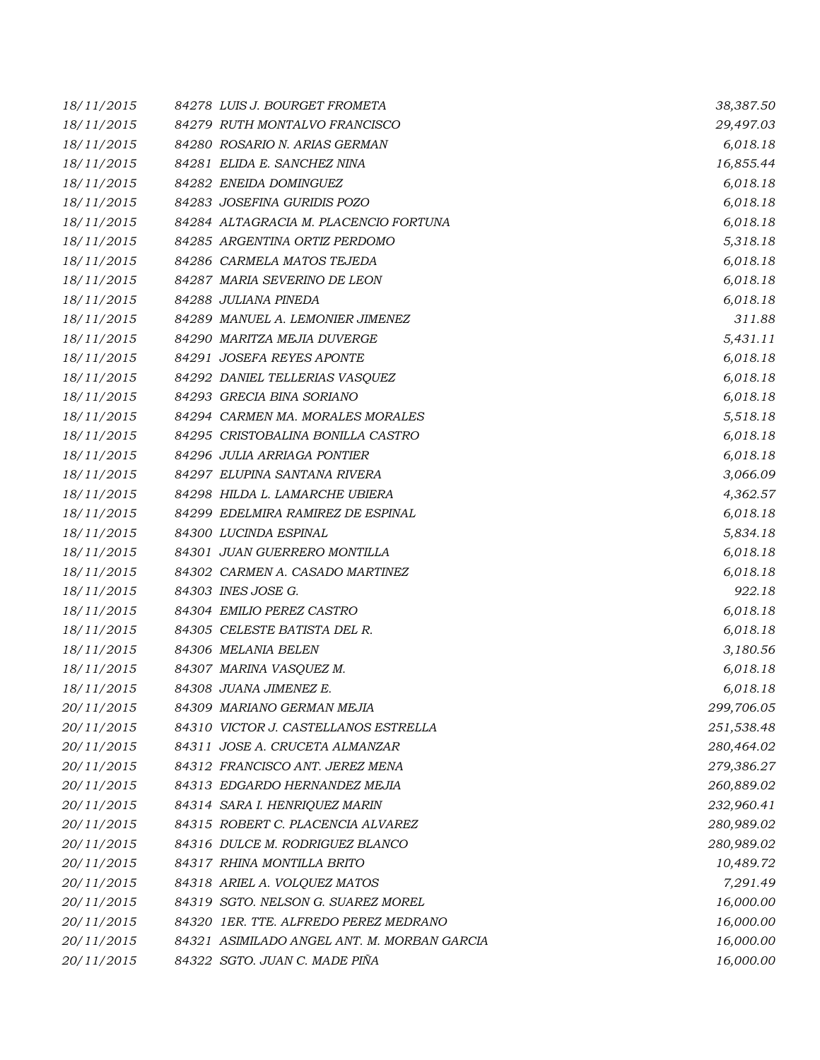| | | | |
|---|---|---|---|
| 18/11/2015 | 84278 | LUIS J. BOURGET FROMETA | 38,387.50 |
| 18/11/2015 | 84279 | RUTH MONTALVO FRANCISCO | 29,497.03 |
| 18/11/2015 | 84280 | ROSARIO N. ARIAS GERMAN | 6,018.18 |
| 18/11/2015 | 84281 | ELIDA E. SANCHEZ NINA | 16,855.44 |
| 18/11/2015 | 84282 | ENEIDA DOMINGUEZ | 6,018.18 |
| 18/11/2015 | 84283 | JOSEFINA GURIDIS POZO | 6,018.18 |
| 18/11/2015 | 84284 | ALTAGRACIA M. PLACENCIO FORTUNA | 6,018.18 |
| 18/11/2015 | 84285 | ARGENTINA ORTIZ PERDOMO | 5,318.18 |
| 18/11/2015 | 84286 | CARMELA MATOS TEJEDA | 6,018.18 |
| 18/11/2015 | 84287 | MARIA SEVERINO DE LEON | 6,018.18 |
| 18/11/2015 | 84288 | JULIANA PINEDA | 6,018.18 |
| 18/11/2015 | 84289 | MANUEL A. LEMONIER JIMENEZ | 311.88 |
| 18/11/2015 | 84290 | MARITZA MEJIA DUVERGE | 5,431.11 |
| 18/11/2015 | 84291 | JOSEFA REYES APONTE | 6,018.18 |
| 18/11/2015 | 84292 | DANIEL TELLERIAS VASQUEZ | 6,018.18 |
| 18/11/2015 | 84293 | GRECIA BINA SORIANO | 6,018.18 |
| 18/11/2015 | 84294 | CARMEN MA. MORALES MORALES | 5,518.18 |
| 18/11/2015 | 84295 | CRISTOBALINA BONILLA CASTRO | 6,018.18 |
| 18/11/2015 | 84296 | JULIA ARRIAGA PONTIER | 6,018.18 |
| 18/11/2015 | 84297 | ELUPINA SANTANA RIVERA | 3,066.09 |
| 18/11/2015 | 84298 | HILDA L. LAMARCHE UBIERA | 4,362.57 |
| 18/11/2015 | 84299 | EDELMIRA RAMIREZ DE ESPINAL | 6,018.18 |
| 18/11/2015 | 84300 | LUCINDA ESPINAL | 5,834.18 |
| 18/11/2015 | 84301 | JUAN GUERRERO MONTILLA | 6,018.18 |
| 18/11/2015 | 84302 | CARMEN A. CASADO MARTINEZ | 6,018.18 |
| 18/11/2015 | 84303 | INES JOSE G. | 922.18 |
| 18/11/2015 | 84304 | EMILIO PEREZ CASTRO | 6,018.18 |
| 18/11/2015 | 84305 | CELESTE BATISTA DEL R. | 6,018.18 |
| 18/11/2015 | 84306 | MELANIA BELEN | 3,180.56 |
| 18/11/2015 | 84307 | MARINA VASQUEZ M. | 6,018.18 |
| 18/11/2015 | 84308 | JUANA JIMENEZ E. | 6,018.18 |
| 20/11/2015 | 84309 | MARIANO GERMAN MEJIA | 299,706.05 |
| 20/11/2015 | 84310 | VICTOR J. CASTELLANOS ESTRELLA | 251,538.48 |
| 20/11/2015 | 84311 | JOSE A. CRUCETA ALMANZAR | 280,464.02 |
| 20/11/2015 | 84312 | FRANCISCO ANT. JEREZ MENA | 279,386.27 |
| 20/11/2015 | 84313 | EDGARDO HERNANDEZ MEJIA | 260,889.02 |
| 20/11/2015 | 84314 | SARA I. HENRIQUEZ MARIN | 232,960.41 |
| 20/11/2015 | 84315 | ROBERT C. PLACENCIA ALVAREZ | 280,989.02 |
| 20/11/2015 | 84316 | DULCE M. RODRIGUEZ BLANCO | 280,989.02 |
| 20/11/2015 | 84317 | RHINA MONTILLA BRITO | 10,489.72 |
| 20/11/2015 | 84318 | ARIEL A. VOLQUEZ MATOS | 7,291.49 |
| 20/11/2015 | 84319 | SGTO. NELSON G. SUAREZ MOREL | 16,000.00 |
| 20/11/2015 | 84320 | 1ER. TTE. ALFREDO PEREZ MEDRANO | 16,000.00 |
| 20/11/2015 | 84321 | ASIMILADO ANGEL ANT. M. MORBAN GARCIA | 16,000.00 |
| 20/11/2015 | 84322 | SGTO. JUAN C. MADE PIÑA | 16,000.00 |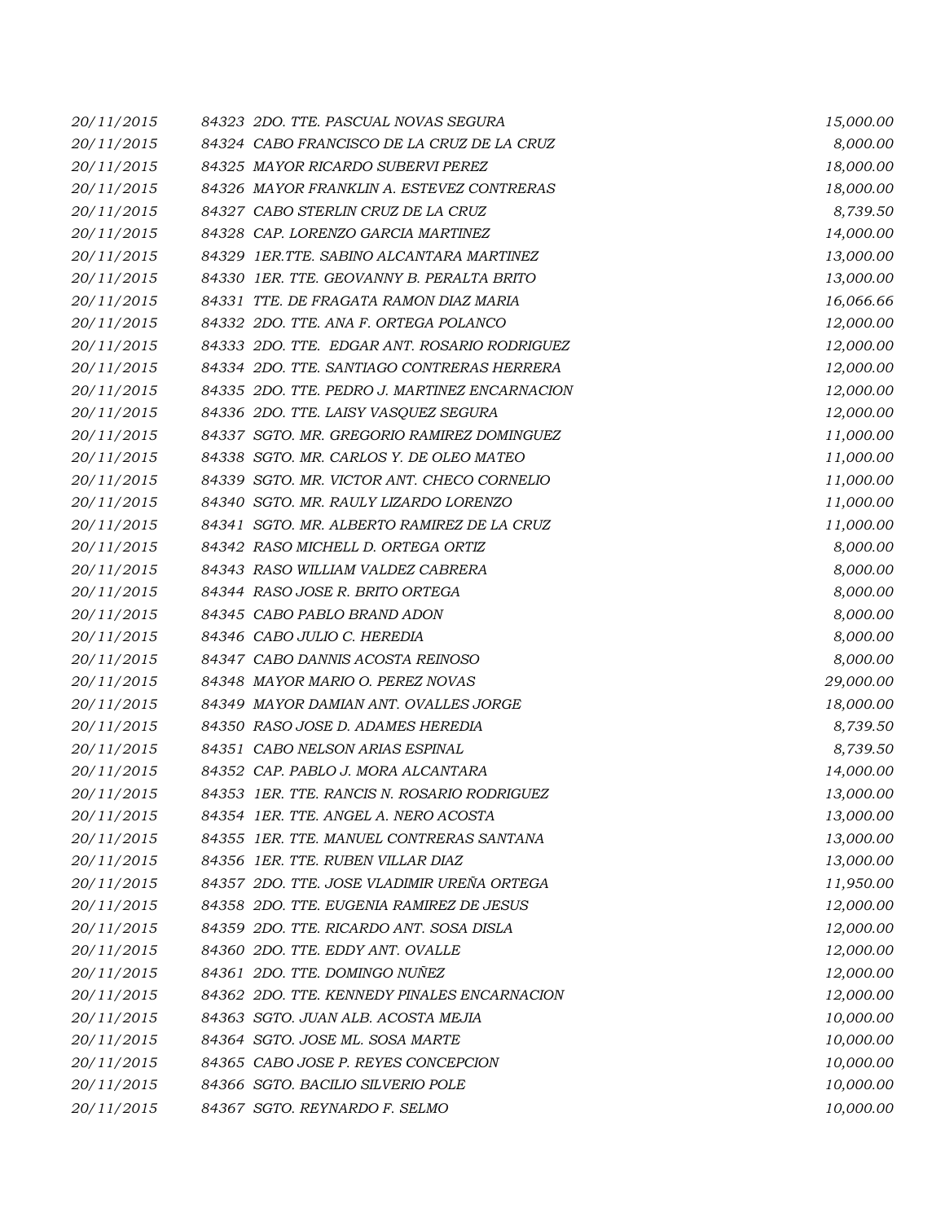| | | |
|---|---|---|
| 20/11/2015 | 84323 2DO. TTE. PASCUAL NOVAS SEGURA | 15,000.00 |
| 20/11/2015 | 84324 CABO FRANCISCO DE LA CRUZ DE LA CRUZ | 8,000.00 |
| 20/11/2015 | 84325 MAYOR RICARDO SUBERVI PEREZ | 18,000.00 |
| 20/11/2015 | 84326 MAYOR FRANKLIN A. ESTEVEZ CONTRERAS | 18,000.00 |
| 20/11/2015 | 84327 CABO STERLIN CRUZ DE LA CRUZ | 8,739.50 |
| 20/11/2015 | 84328 CAP. LORENZO GARCIA MARTINEZ | 14,000.00 |
| 20/11/2015 | 84329 1ER.TTE. SABINO ALCANTARA MARTINEZ | 13,000.00 |
| 20/11/2015 | 84330 1ER. TTE. GEOVANNY B. PERALTA BRITO | 13,000.00 |
| 20/11/2015 | 84331 TTE. DE FRAGATA RAMON DIAZ MARIA | 16,066.66 |
| 20/11/2015 | 84332 2DO. TTE. ANA F. ORTEGA POLANCO | 12,000.00 |
| 20/11/2015 | 84333 2DO. TTE. EDGAR ANT. ROSARIO RODRIGUEZ | 12,000.00 |
| 20/11/2015 | 84334 2DO. TTE. SANTIAGO CONTRERAS HERRERA | 12,000.00 |
| 20/11/2015 | 84335 2DO. TTE. PEDRO J. MARTINEZ ENCARNACION | 12,000.00 |
| 20/11/2015 | 84336 2DO. TTE. LAISY VASQUEZ SEGURA | 12,000.00 |
| 20/11/2015 | 84337 SGTO. MR. GREGORIO RAMIREZ DOMINGUEZ | 11,000.00 |
| 20/11/2015 | 84338 SGTO. MR. CARLOS Y. DE OLEO MATEO | 11,000.00 |
| 20/11/2015 | 84339 SGTO. MR. VICTOR ANT. CHECO CORNELIO | 11,000.00 |
| 20/11/2015 | 84340 SGTO. MR. RAULY LIZARDO LORENZO | 11,000.00 |
| 20/11/2015 | 84341 SGTO. MR. ALBERTO RAMIREZ DE LA CRUZ | 11,000.00 |
| 20/11/2015 | 84342 RASO MICHELL D. ORTEGA ORTIZ | 8,000.00 |
| 20/11/2015 | 84343 RASO WILLIAM VALDEZ CABRERA | 8,000.00 |
| 20/11/2015 | 84344 RASO JOSE R. BRITO ORTEGA | 8,000.00 |
| 20/11/2015 | 84345 CABO PABLO BRAND ADON | 8,000.00 |
| 20/11/2015 | 84346 CABO JULIO C. HEREDIA | 8,000.00 |
| 20/11/2015 | 84347 CABO DANNIS ACOSTA REINOSO | 8,000.00 |
| 20/11/2015 | 84348 MAYOR MARIO O. PEREZ NOVAS | 29,000.00 |
| 20/11/2015 | 84349 MAYOR DAMIAN ANT. OVALLES JORGE | 18,000.00 |
| 20/11/2015 | 84350 RASO JOSE D. ADAMES HEREDIA | 8,739.50 |
| 20/11/2015 | 84351 CABO NELSON ARIAS ESPINAL | 8,739.50 |
| 20/11/2015 | 84352 CAP. PABLO J. MORA ALCANTARA | 14,000.00 |
| 20/11/2015 | 84353 1ER. TTE. RANCIS N. ROSARIO RODRIGUEZ | 13,000.00 |
| 20/11/2015 | 84354 1ER. TTE. ANGEL A. NERO ACOSTA | 13,000.00 |
| 20/11/2015 | 84355 1ER. TTE. MANUEL CONTRERAS SANTANA | 13,000.00 |
| 20/11/2015 | 84356 1ER. TTE. RUBEN VILLAR DIAZ | 13,000.00 |
| 20/11/2015 | 84357 2DO. TTE. JOSE VLADIMIR UREÑA ORTEGA | 11,950.00 |
| 20/11/2015 | 84358 2DO. TTE. EUGENIA RAMIREZ DE JESUS | 12,000.00 |
| 20/11/2015 | 84359 2DO. TTE. RICARDO ANT. SOSA DISLA | 12,000.00 |
| 20/11/2015 | 84360 2DO. TTE. EDDY ANT. OVALLE | 12,000.00 |
| 20/11/2015 | 84361 2DO. TTE. DOMINGO NUÑEZ | 12,000.00 |
| 20/11/2015 | 84362 2DO. TTE. KENNEDY PINALES ENCARNACION | 12,000.00 |
| 20/11/2015 | 84363 SGTO. JUAN ALB. ACOSTA MEJIA | 10,000.00 |
| 20/11/2015 | 84364 SGTO. JOSE ML. SOSA MARTE | 10,000.00 |
| 20/11/2015 | 84365 CABO JOSE P. REYES CONCEPCION | 10,000.00 |
| 20/11/2015 | 84366 SGTO. BACILIO SILVERIO POLE | 10,000.00 |
| 20/11/2015 | 84367 SGTO. REYNARDO F. SELMO | 10,000.00 |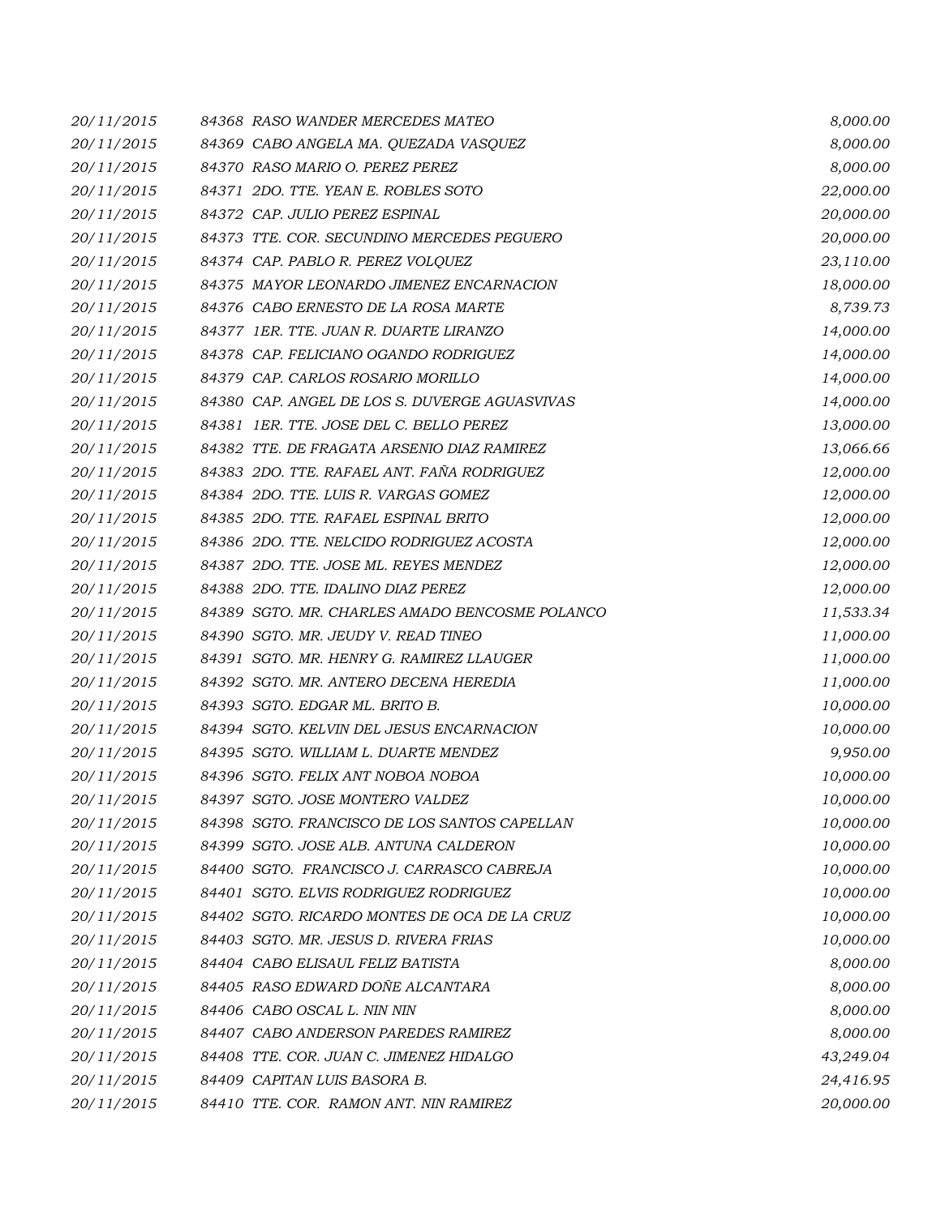| | | |
|---|---|---|
| 20/11/2015 | 84368 RASO WANDER MERCEDES MATEO | 8,000.00 |
| 20/11/2015 | 84369 CABO ANGELA MA. QUEZADA VASQUEZ | 8,000.00 |
| 20/11/2015 | 84370 RASO MARIO O. PEREZ PEREZ | 8,000.00 |
| 20/11/2015 | 84371 2DO. TTE. YEAN E. ROBLES SOTO | 22,000.00 |
| 20/11/2015 | 84372 CAP. JULIO PEREZ ESPINAL | 20,000.00 |
| 20/11/2015 | 84373 TTE. COR. SECUNDINO MERCEDES PEGUERO | 20,000.00 |
| 20/11/2015 | 84374 CAP. PABLO R. PEREZ VOLQUEZ | 23,110.00 |
| 20/11/2015 | 84375 MAYOR LEONARDO JIMENEZ ENCARNACION | 18,000.00 |
| 20/11/2015 | 84376 CABO ERNESTO DE LA ROSA MARTE | 8,739.73 |
| 20/11/2015 | 84377 1ER. TTE. JUAN R. DUARTE LIRANZO | 14,000.00 |
| 20/11/2015 | 84378 CAP. FELICIANO OGANDO RODRIGUEZ | 14,000.00 |
| 20/11/2015 | 84379 CAP. CARLOS ROSARIO MORILLO | 14,000.00 |
| 20/11/2015 | 84380 CAP. ANGEL DE LOS S. DUVERGE AGUASVIVAS | 14,000.00 |
| 20/11/2015 | 84381 1ER. TTE. JOSE DEL C. BELLO PEREZ | 13,000.00 |
| 20/11/2015 | 84382 TTE. DE FRAGATA ARSENIO DIAZ RAMIREZ | 13,066.66 |
| 20/11/2015 | 84383 2DO. TTE. RAFAEL ANT. FAÑA RODRIGUEZ | 12,000.00 |
| 20/11/2015 | 84384 2DO. TTE. LUIS R. VARGAS GOMEZ | 12,000.00 |
| 20/11/2015 | 84385 2DO. TTE. RAFAEL ESPINAL BRITO | 12,000.00 |
| 20/11/2015 | 84386 2DO. TTE. NELCIDO RODRIGUEZ ACOSTA | 12,000.00 |
| 20/11/2015 | 84387 2DO. TTE. JOSE ML. REYES MENDEZ | 12,000.00 |
| 20/11/2015 | 84388 2DO. TTE. IDALINO DIAZ PEREZ | 12,000.00 |
| 20/11/2015 | 84389 SGTO. MR. CHARLES AMADO BENCOSME POLANCO | 11,533.34 |
| 20/11/2015 | 84390 SGTO. MR. JEUDY V. READ TINEO | 11,000.00 |
| 20/11/2015 | 84391 SGTO. MR. HENRY G. RAMIREZ LLAUGER | 11,000.00 |
| 20/11/2015 | 84392 SGTO. MR. ANTERO DECENA HEREDIA | 11,000.00 |
| 20/11/2015 | 84393 SGTO. EDGAR ML. BRITO B. | 10,000.00 |
| 20/11/2015 | 84394 SGTO. KELVIN DEL JESUS ENCARNACION | 10,000.00 |
| 20/11/2015 | 84395 SGTO. WILLIAM L. DUARTE MENDEZ | 9,950.00 |
| 20/11/2015 | 84396 SGTO. FELIX ANT NOBOA NOBOA | 10,000.00 |
| 20/11/2015 | 84397 SGTO. JOSE MONTERO VALDEZ | 10,000.00 |
| 20/11/2015 | 84398 SGTO. FRANCISCO DE LOS SANTOS CAPELLAN | 10,000.00 |
| 20/11/2015 | 84399 SGTO. JOSE ALB. ANTUNA CALDERON | 10,000.00 |
| 20/11/2015 | 84400 SGTO. FRANCISCO J. CARRASCO CABREJA | 10,000.00 |
| 20/11/2015 | 84401 SGTO. ELVIS RODRIGUEZ RODRIGUEZ | 10,000.00 |
| 20/11/2015 | 84402 SGTO. RICARDO MONTES DE OCA DE LA CRUZ | 10,000.00 |
| 20/11/2015 | 84403 SGTO. MR. JESUS D. RIVERA FRIAS | 10,000.00 |
| 20/11/2015 | 84404 CABO ELISAUL FELIZ BATISTA | 8,000.00 |
| 20/11/2015 | 84405 RASO EDWARD DOÑE ALCANTARA | 8,000.00 |
| 20/11/2015 | 84406 CABO OSCAL L. NIN NIN | 8,000.00 |
| 20/11/2015 | 84407 CABO ANDERSON PAREDES RAMIREZ | 8,000.00 |
| 20/11/2015 | 84408 TTE. COR. JUAN C. JIMENEZ HIDALGO | 43,249.04 |
| 20/11/2015 | 84409 CAPITAN LUIS BASORA B. | 24,416.95 |
| 20/11/2015 | 84410 TTE. COR. RAMON ANT. NIN RAMIREZ | 20,000.00 |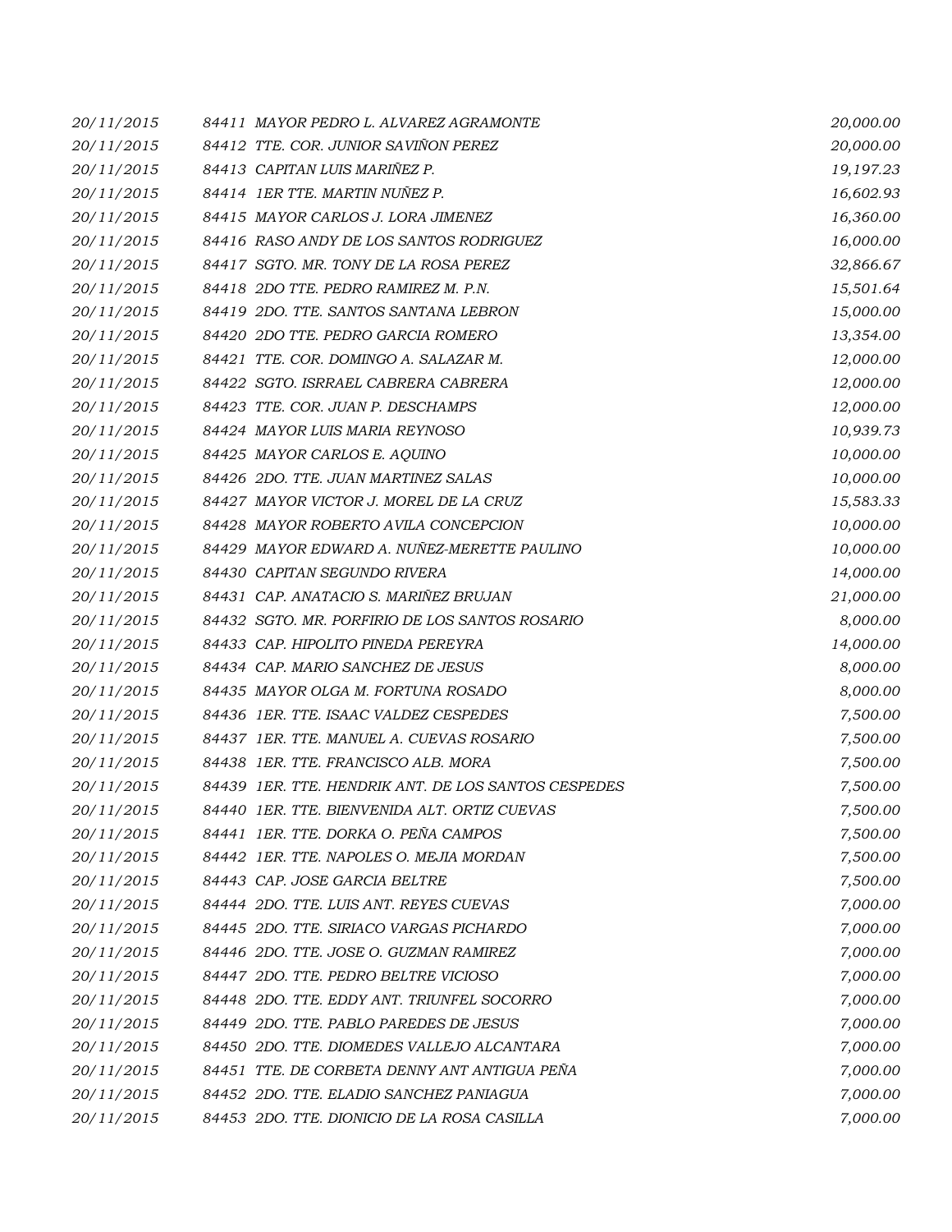| | | |
|---|---|---|
| 20/11/2015 | 84411 MAYOR PEDRO L. ALVAREZ AGRAMONTE | 20,000.00 |
| 20/11/2015 | 84412 TTE. COR. JUNIOR SAVIÑON PEREZ | 20,000.00 |
| 20/11/2015 | 84413 CAPITAN LUIS MARIÑEZ P. | 19,197.23 |
| 20/11/2015 | 84414 1ER TTE. MARTIN NUÑEZ P. | 16,602.93 |
| 20/11/2015 | 84415 MAYOR CARLOS J. LORA JIMENEZ | 16,360.00 |
| 20/11/2015 | 84416 RASO ANDY DE LOS SANTOS RODRIGUEZ | 16,000.00 |
| 20/11/2015 | 84417 SGTO. MR. TONY DE LA ROSA PEREZ | 32,866.67 |
| 20/11/2015 | 84418 2DO TTE. PEDRO RAMIREZ M. P.N. | 15,501.64 |
| 20/11/2015 | 84419 2DO. TTE. SANTOS SANTANA LEBRON | 15,000.00 |
| 20/11/2015 | 84420 2DO TTE. PEDRO GARCIA ROMERO | 13,354.00 |
| 20/11/2015 | 84421 TTE. COR. DOMINGO A. SALAZAR M. | 12,000.00 |
| 20/11/2015 | 84422 SGTO. ISRRAEL CABRERA CABRERA | 12,000.00 |
| 20/11/2015 | 84423 TTE. COR. JUAN P. DESCHAMPS | 12,000.00 |
| 20/11/2015 | 84424 MAYOR LUIS MARIA REYNOSO | 10,939.73 |
| 20/11/2015 | 84425 MAYOR CARLOS E. AQUINO | 10,000.00 |
| 20/11/2015 | 84426 2DO. TTE. JUAN MARTINEZ SALAS | 10,000.00 |
| 20/11/2015 | 84427 MAYOR VICTOR J. MOREL DE LA CRUZ | 15,583.33 |
| 20/11/2015 | 84428 MAYOR ROBERTO AVILA CONCEPCION | 10,000.00 |
| 20/11/2015 | 84429 MAYOR EDWARD A. NUÑEZ-MERETTE PAULINO | 10,000.00 |
| 20/11/2015 | 84430 CAPITAN SEGUNDO RIVERA | 14,000.00 |
| 20/11/2015 | 84431 CAP. ANATACIO S. MARIÑEZ BRUJAN | 21,000.00 |
| 20/11/2015 | 84432 SGTO. MR. PORFIRIO DE LOS SANTOS ROSARIO | 8,000.00 |
| 20/11/2015 | 84433 CAP. HIPOLITO PINEDA PEREYRA | 14,000.00 |
| 20/11/2015 | 84434 CAP. MARIO SANCHEZ DE JESUS | 8,000.00 |
| 20/11/2015 | 84435 MAYOR OLGA M. FORTUNA ROSADO | 8,000.00 |
| 20/11/2015 | 84436 1ER. TTE. ISAAC VALDEZ CESPEDES | 7,500.00 |
| 20/11/2015 | 84437 1ER. TTE. MANUEL A. CUEVAS ROSARIO | 7,500.00 |
| 20/11/2015 | 84438 1ER. TTE. FRANCISCO ALB. MORA | 7,500.00 |
| 20/11/2015 | 84439 1ER. TTE. HENDRIK ANT. DE LOS SANTOS CESPEDES | 7,500.00 |
| 20/11/2015 | 84440 1ER. TTE. BIENVENIDA ALT. ORTIZ CUEVAS | 7,500.00 |
| 20/11/2015 | 84441 1ER. TTE. DORKA O. PEÑA CAMPOS | 7,500.00 |
| 20/11/2015 | 84442 1ER. TTE. NAPOLES O. MEJIA MORDAN | 7,500.00 |
| 20/11/2015 | 84443 CAP. JOSE GARCIA BELTRE | 7,500.00 |
| 20/11/2015 | 84444 2DO. TTE. LUIS ANT. REYES CUEVAS | 7,000.00 |
| 20/11/2015 | 84445 2DO. TTE. SIRIACO VARGAS PICHARDO | 7,000.00 |
| 20/11/2015 | 84446 2DO. TTE. JOSE O. GUZMAN RAMIREZ | 7,000.00 |
| 20/11/2015 | 84447 2DO. TTE. PEDRO BELTRE VICIOSO | 7,000.00 |
| 20/11/2015 | 84448 2DO. TTE. EDDY ANT. TRIUNFEL SOCORRO | 7,000.00 |
| 20/11/2015 | 84449 2DO. TTE. PABLO PAREDES DE JESUS | 7,000.00 |
| 20/11/2015 | 84450 2DO. TTE. DIOMEDES VALLEJO ALCANTARA | 7,000.00 |
| 20/11/2015 | 84451 TTE. DE CORBETA DENNY ANT ANTIGUA PEÑA | 7,000.00 |
| 20/11/2015 | 84452 2DO. TTE. ELADIO SANCHEZ PANIAGUA | 7,000.00 |
| 20/11/2015 | 84453 2DO. TTE. DIONICIO DE LA ROSA CASILLA | 7,000.00 |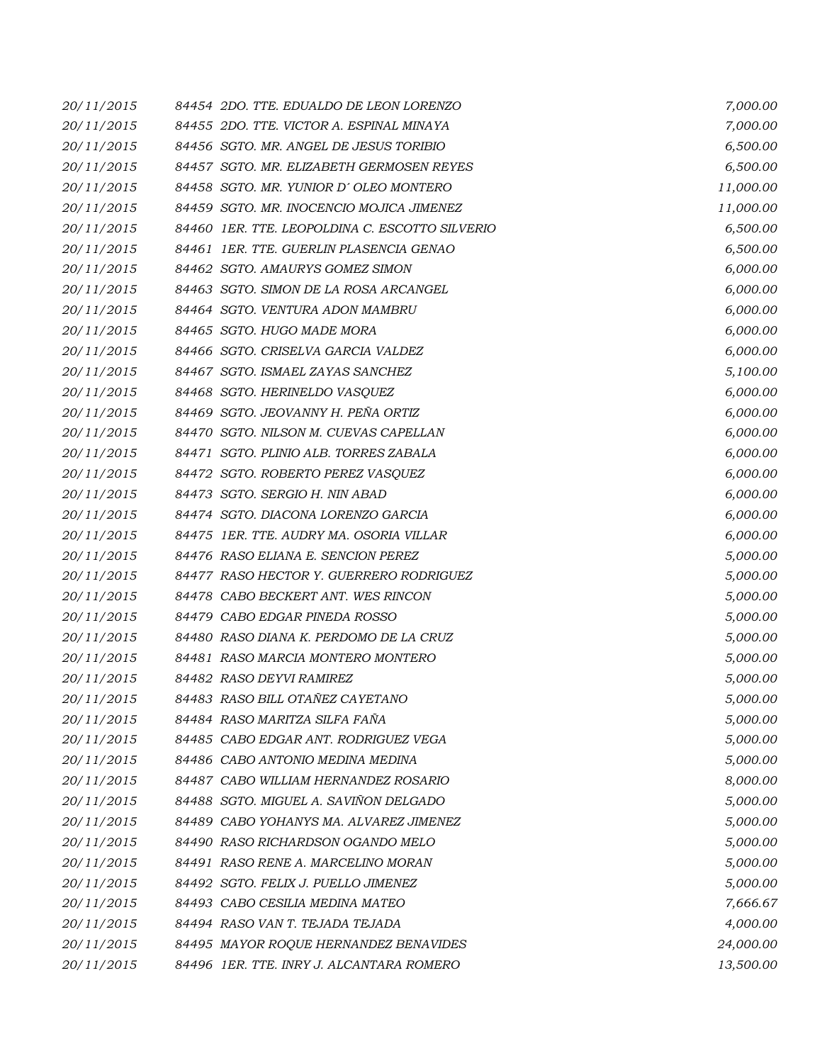| | | |
|---|---|---|
| 20/11/2015 | 84454 2DO. TTE. EDUALDO DE LEON LORENZO | 7,000.00 |
| 20/11/2015 | 84455 2DO. TTE. VICTOR A. ESPINAL MINAYA | 7,000.00 |
| 20/11/2015 | 84456 SGTO. MR. ANGEL DE JESUS TORIBIO | 6,500.00 |
| 20/11/2015 | 84457 SGTO. MR. ELIZABETH GERMOSEN REYES | 6,500.00 |
| 20/11/2015 | 84458 SGTO. MR. YUNIOR D´ OLEO MONTERO | 11,000.00 |
| 20/11/2015 | 84459 SGTO. MR. INOCENCIO MOJICA JIMENEZ | 11,000.00 |
| 20/11/2015 | 84460 1ER. TTE. LEOPOLDINA C. ESCOTTO SILVERIO | 6,500.00 |
| 20/11/2015 | 84461 1ER. TTE. GUERLIN PLASENCIA GENAO | 6,500.00 |
| 20/11/2015 | 84462 SGTO. AMAURYS GOMEZ SIMON | 6,000.00 |
| 20/11/2015 | 84463 SGTO. SIMON DE LA ROSA ARCANGEL | 6,000.00 |
| 20/11/2015 | 84464 SGTO. VENTURA ADON MAMBRU | 6,000.00 |
| 20/11/2015 | 84465 SGTO. HUGO MADE MORA | 6,000.00 |
| 20/11/2015 | 84466 SGTO. CRISELVA GARCIA VALDEZ | 6,000.00 |
| 20/11/2015 | 84467 SGTO. ISMAEL ZAYAS SANCHEZ | 5,100.00 |
| 20/11/2015 | 84468 SGTO. HERINELDO VASQUEZ | 6,000.00 |
| 20/11/2015 | 84469 SGTO. JEOVANNY H. PEÑA ORTIZ | 6,000.00 |
| 20/11/2015 | 84470 SGTO. NILSON M. CUEVAS CAPELLAN | 6,000.00 |
| 20/11/2015 | 84471 SGTO. PLINIO ALB. TORRES ZABALA | 6,000.00 |
| 20/11/2015 | 84472 SGTO. ROBERTO PEREZ VASQUEZ | 6,000.00 |
| 20/11/2015 | 84473 SGTO. SERGIO H. NIN ABAD | 6,000.00 |
| 20/11/2015 | 84474 SGTO. DIACONA LORENZO GARCIA | 6,000.00 |
| 20/11/2015 | 84475 1ER. TTE. AUDRY MA. OSORIA VILLAR | 6,000.00 |
| 20/11/2015 | 84476 RASO ELIANA E. SENCION PEREZ | 5,000.00 |
| 20/11/2015 | 84477 RASO HECTOR Y. GUERRERO RODRIGUEZ | 5,000.00 |
| 20/11/2015 | 84478 CABO BECKERT ANT. WES RINCON | 5,000.00 |
| 20/11/2015 | 84479 CABO EDGAR PINEDA ROSSO | 5,000.00 |
| 20/11/2015 | 84480 RASO DIANA K. PERDOMO DE LA CRUZ | 5,000.00 |
| 20/11/2015 | 84481 RASO MARCIA MONTERO MONTERO | 5,000.00 |
| 20/11/2015 | 84482 RASO DEYVI RAMIREZ | 5,000.00 |
| 20/11/2015 | 84483 RASO BILL OTAÑEZ CAYETANO | 5,000.00 |
| 20/11/2015 | 84484 RASO MARITZA SILFA FAÑA | 5,000.00 |
| 20/11/2015 | 84485 CABO EDGAR ANT. RODRIGUEZ VEGA | 5,000.00 |
| 20/11/2015 | 84486 CABO ANTONIO MEDINA MEDINA | 5,000.00 |
| 20/11/2015 | 84487 CABO WILLIAM HERNANDEZ ROSARIO | 8,000.00 |
| 20/11/2015 | 84488 SGTO. MIGUEL A. SAVIÑON DELGADO | 5,000.00 |
| 20/11/2015 | 84489 CABO YOHANYS MA. ALVAREZ JIMENEZ | 5,000.00 |
| 20/11/2015 | 84490 RASO RICHARDSON OGANDO MELO | 5,000.00 |
| 20/11/2015 | 84491 RASO RENE A. MARCELINO MORAN | 5,000.00 |
| 20/11/2015 | 84492 SGTO. FELIX J. PUELLO JIMENEZ | 5,000.00 |
| 20/11/2015 | 84493 CABO CESILIA MEDINA MATEO | 7,666.67 |
| 20/11/2015 | 84494 RASO VAN T. TEJADA TEJADA | 4,000.00 |
| 20/11/2015 | 84495 MAYOR ROQUE HERNANDEZ BENAVIDES | 24,000.00 |
| 20/11/2015 | 84496 1ER. TTE. INRY J. ALCANTARA ROMERO | 13,500.00 |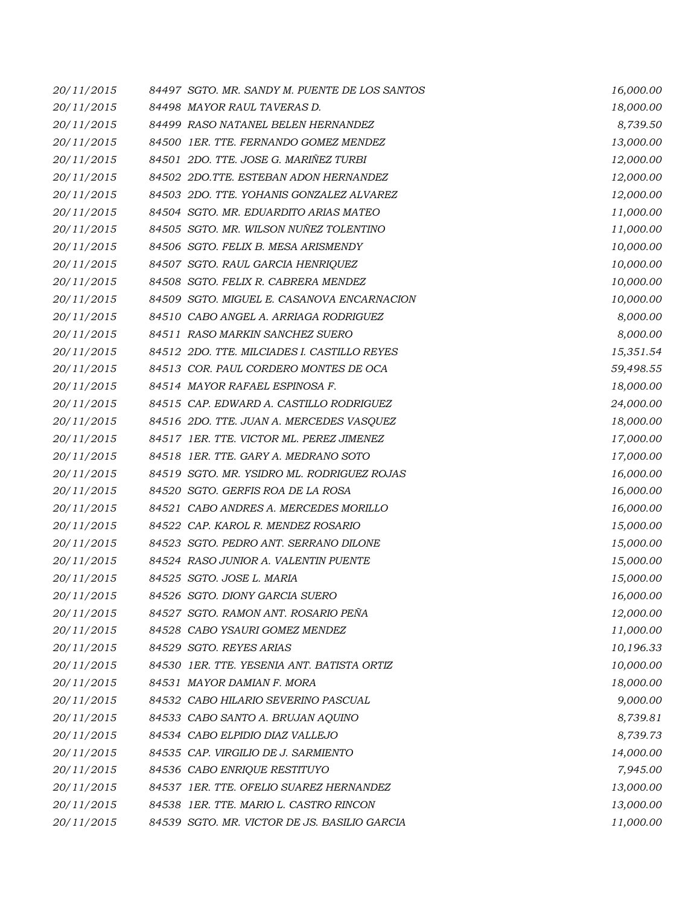| | | |
|---|---|---|
| 20/11/2015 | 84497 SGTO. MR. SANDY M. PUENTE DE LOS SANTOS | 16,000.00 |
| 20/11/2015 | 84498 MAYOR RAUL TAVERAS D. | 18,000.00 |
| 20/11/2015 | 84499 RASO NATANEL BELEN HERNANDEZ | 8,739.50 |
| 20/11/2015 | 84500 1ER. TTE. FERNANDO GOMEZ MENDEZ | 13,000.00 |
| 20/11/2015 | 84501 2DO. TTE. JOSE G. MARIÑEZ TURBI | 12,000.00 |
| 20/11/2015 | 84502 2DO.TTE. ESTEBAN ADON HERNANDEZ | 12,000.00 |
| 20/11/2015 | 84503 2DO. TTE. YOHANIS GONZALEZ ALVAREZ | 12,000.00 |
| 20/11/2015 | 84504 SGTO. MR. EDUARDITO ARIAS MATEO | 11,000.00 |
| 20/11/2015 | 84505 SGTO. MR. WILSON NUÑEZ TOLENTINO | 11,000.00 |
| 20/11/2015 | 84506 SGTO. FELIX B. MESA ARISMENDY | 10,000.00 |
| 20/11/2015 | 84507 SGTO. RAUL GARCIA HENRIQUEZ | 10,000.00 |
| 20/11/2015 | 84508 SGTO. FELIX R. CABRERA MENDEZ | 10,000.00 |
| 20/11/2015 | 84509 SGTO. MIGUEL E. CASANOVA ENCARNACION | 10,000.00 |
| 20/11/2015 | 84510 CABO ANGEL A. ARRIAGA RODRIGUEZ | 8,000.00 |
| 20/11/2015 | 84511 RASO MARKIN SANCHEZ SUERO | 8,000.00 |
| 20/11/2015 | 84512 2DO. TTE. MILCIADES I. CASTILLO REYES | 15,351.54 |
| 20/11/2015 | 84513 COR. PAUL CORDERO MONTES DE OCA | 59,498.55 |
| 20/11/2015 | 84514 MAYOR RAFAEL ESPINOSA F. | 18,000.00 |
| 20/11/2015 | 84515 CAP. EDWARD A. CASTILLO RODRIGUEZ | 24,000.00 |
| 20/11/2015 | 84516 2DO. TTE. JUAN A. MERCEDES VASQUEZ | 18,000.00 |
| 20/11/2015 | 84517 1ER. TTE. VICTOR ML. PEREZ JIMENEZ | 17,000.00 |
| 20/11/2015 | 84518 1ER. TTE. GARY A. MEDRANO SOTO | 17,000.00 |
| 20/11/2015 | 84519 SGTO. MR. YSIDRO ML. RODRIGUEZ ROJAS | 16,000.00 |
| 20/11/2015 | 84520 SGTO. GERFIS ROA DE LA ROSA | 16,000.00 |
| 20/11/2015 | 84521 CABO ANDRES A. MERCEDES MORILLO | 16,000.00 |
| 20/11/2015 | 84522 CAP. KAROL R. MENDEZ ROSARIO | 15,000.00 |
| 20/11/2015 | 84523 SGTO. PEDRO ANT. SERRANO DILONE | 15,000.00 |
| 20/11/2015 | 84524 RASO JUNIOR A. VALENTIN PUENTE | 15,000.00 |
| 20/11/2015 | 84525 SGTO. JOSE L. MARIA | 15,000.00 |
| 20/11/2015 | 84526 SGTO. DIONY GARCIA SUERO | 16,000.00 |
| 20/11/2015 | 84527 SGTO. RAMON ANT. ROSARIO PEÑA | 12,000.00 |
| 20/11/2015 | 84528 CABO YSAURI GOMEZ MENDEZ | 11,000.00 |
| 20/11/2015 | 84529 SGTO. REYES ARIAS | 10,196.33 |
| 20/11/2015 | 84530 1ER. TTE. YESENIA ANT. BATISTA ORTIZ | 10,000.00 |
| 20/11/2015 | 84531 MAYOR DAMIAN F. MORA | 18,000.00 |
| 20/11/2015 | 84532 CABO HILARIO SEVERINO PASCUAL | 9,000.00 |
| 20/11/2015 | 84533 CABO SANTO A. BRUJAN AQUINO | 8,739.81 |
| 20/11/2015 | 84534 CABO ELPIDIO DIAZ VALLEJO | 8,739.73 |
| 20/11/2015 | 84535 CAP. VIRGILIO DE J. SARMIENTO | 14,000.00 |
| 20/11/2015 | 84536 CABO ENRIQUE RESTITUYO | 7,945.00 |
| 20/11/2015 | 84537 1ER. TTE. OFELIO SUAREZ HERNANDEZ | 13,000.00 |
| 20/11/2015 | 84538 1ER. TTE. MARIO L. CASTRO RINCON | 13,000.00 |
| 20/11/2015 | 84539 SGTO. MR. VICTOR DE JS. BASILIO GARCIA | 11,000.00 |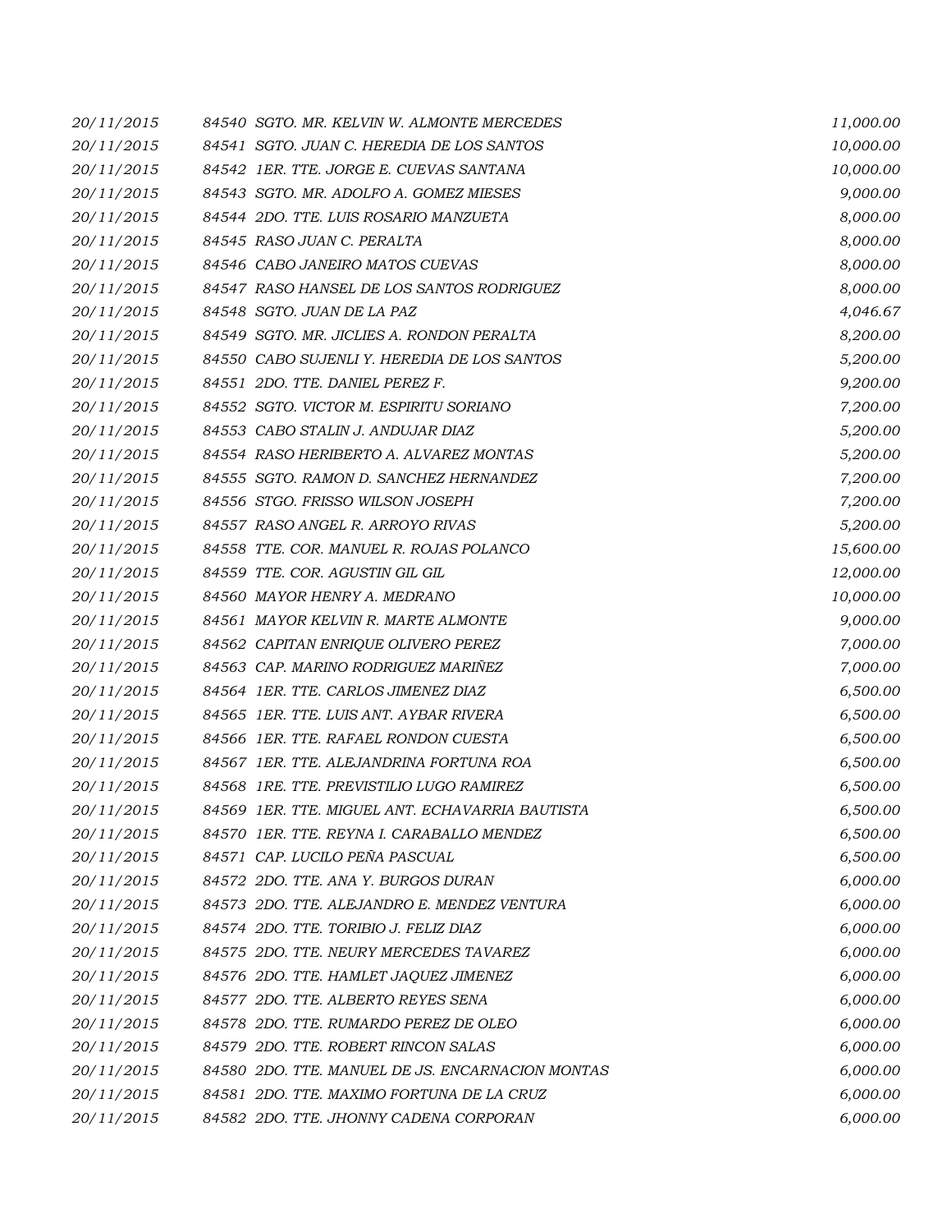| | | |
|---|---|---|
| 20/11/2015 | 84540 SGTO. MR. KELVIN W. ALMONTE MERCEDES | 11,000.00 |
| 20/11/2015 | 84541 SGTO. JUAN C. HEREDIA DE LOS SANTOS | 10,000.00 |
| 20/11/2015 | 84542 1ER. TTE. JORGE E. CUEVAS SANTANA | 10,000.00 |
| 20/11/2015 | 84543 SGTO. MR. ADOLFO A. GOMEZ MIESES | 9,000.00 |
| 20/11/2015 | 84544 2DO. TTE. LUIS ROSARIO MANZUETA | 8,000.00 |
| 20/11/2015 | 84545 RASO JUAN C. PERALTA | 8,000.00 |
| 20/11/2015 | 84546 CABO JANEIRO MATOS CUEVAS | 8,000.00 |
| 20/11/2015 | 84547 RASO HANSEL DE LOS SANTOS RODRIGUEZ | 8,000.00 |
| 20/11/2015 | 84548 SGTO. JUAN DE LA PAZ | 4,046.67 |
| 20/11/2015 | 84549 SGTO. MR. JICLIES A. RONDON PERALTA | 8,200.00 |
| 20/11/2015 | 84550 CABO SUJENLI Y. HEREDIA DE LOS SANTOS | 5,200.00 |
| 20/11/2015 | 84551 2DO. TTE. DANIEL PEREZ F. | 9,200.00 |
| 20/11/2015 | 84552 SGTO. VICTOR M. ESPIRITU SORIANO | 7,200.00 |
| 20/11/2015 | 84553 CABO STALIN J. ANDUJAR DIAZ | 5,200.00 |
| 20/11/2015 | 84554 RASO HERIBERTO A. ALVAREZ MONTAS | 5,200.00 |
| 20/11/2015 | 84555 SGTO. RAMON D. SANCHEZ HERNANDEZ | 7,200.00 |
| 20/11/2015 | 84556 STGO. FRISSO WILSON JOSEPH | 7,200.00 |
| 20/11/2015 | 84557 RASO ANGEL R. ARROYO RIVAS | 5,200.00 |
| 20/11/2015 | 84558 TTE. COR. MANUEL R. ROJAS POLANCO | 15,600.00 |
| 20/11/2015 | 84559 TTE. COR. AGUSTIN GIL GIL | 12,000.00 |
| 20/11/2015 | 84560 MAYOR HENRY A. MEDRANO | 10,000.00 |
| 20/11/2015 | 84561 MAYOR KELVIN R. MARTE ALMONTE | 9,000.00 |
| 20/11/2015 | 84562 CAPITAN ENRIQUE OLIVERO PEREZ | 7,000.00 |
| 20/11/2015 | 84563 CAP. MARINO RODRIGUEZ MARIÑEZ | 7,000.00 |
| 20/11/2015 | 84564 1ER. TTE. CARLOS JIMENEZ DIAZ | 6,500.00 |
| 20/11/2015 | 84565 1ER. TTE. LUIS ANT. AYBAR RIVERA | 6,500.00 |
| 20/11/2015 | 84566 1ER. TTE. RAFAEL RONDON CUESTA | 6,500.00 |
| 20/11/2015 | 84567 1ER. TTE. ALEJANDRINA FORTUNA ROA | 6,500.00 |
| 20/11/2015 | 84568 1RE. TTE. PREVISTILIO LUGO RAMIREZ | 6,500.00 |
| 20/11/2015 | 84569 1ER. TTE. MIGUEL ANT. ECHAVARRIA BAUTISTA | 6,500.00 |
| 20/11/2015 | 84570 1ER. TTE. REYNA I. CARABALLO MENDEZ | 6,500.00 |
| 20/11/2015 | 84571 CAP. LUCILO PEÑA PASCUAL | 6,500.00 |
| 20/11/2015 | 84572 2DO. TTE. ANA Y. BURGOS DURAN | 6,000.00 |
| 20/11/2015 | 84573 2DO. TTE. ALEJANDRO E. MENDEZ VENTURA | 6,000.00 |
| 20/11/2015 | 84574 2DO. TTE. TORIBIO J. FELIZ DIAZ | 6,000.00 |
| 20/11/2015 | 84575 2DO. TTE. NEURY MERCEDES TAVAREZ | 6,000.00 |
| 20/11/2015 | 84576 2DO. TTE. HAMLET JAQUEZ JIMENEZ | 6,000.00 |
| 20/11/2015 | 84577 2DO. TTE. ALBERTO REYES SENA | 6,000.00 |
| 20/11/2015 | 84578 2DO. TTE. RUMARDO PEREZ DE OLEO | 6,000.00 |
| 20/11/2015 | 84579 2DO. TTE. ROBERT RINCON SALAS | 6,000.00 |
| 20/11/2015 | 84580 2DO. TTE. MANUEL DE JS. ENCARNACION MONTAS | 6,000.00 |
| 20/11/2015 | 84581 2DO. TTE. MAXIMO FORTUNA DE LA CRUZ | 6,000.00 |
| 20/11/2015 | 84582 2DO. TTE. JHONNY CADENA CORPORAN | 6,000.00 |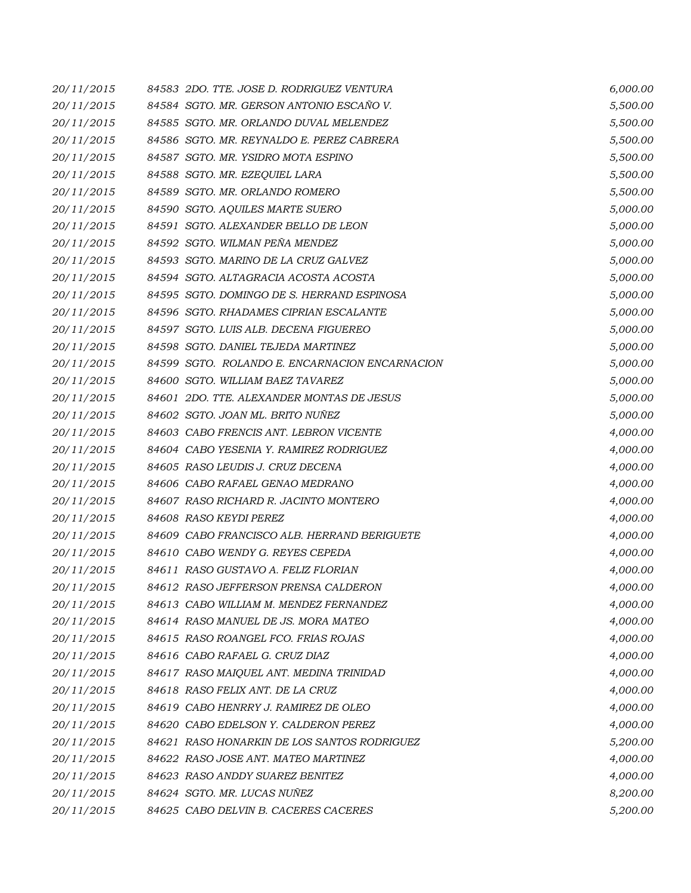| | | |
|---|---|---|
| 20/11/2015 | 84583 2DO. TTE. JOSE D. RODRIGUEZ VENTURA | 6,000.00 |
| 20/11/2015 | 84584 SGTO. MR. GERSON ANTONIO ESCAÑO V. | 5,500.00 |
| 20/11/2015 | 84585 SGTO. MR. ORLANDO DUVAL MELENDEZ | 5,500.00 |
| 20/11/2015 | 84586 SGTO. MR. REYNALDO E. PEREZ CABRERA | 5,500.00 |
| 20/11/2015 | 84587 SGTO. MR. YSIDRO MOTA ESPINO | 5,500.00 |
| 20/11/2015 | 84588 SGTO. MR. EZEQUIEL LARA | 5,500.00 |
| 20/11/2015 | 84589 SGTO. MR. ORLANDO ROMERO | 5,500.00 |
| 20/11/2015 | 84590 SGTO. AQUILES MARTE SUERO | 5,000.00 |
| 20/11/2015 | 84591 SGTO. ALEXANDER BELLO DE LEON | 5,000.00 |
| 20/11/2015 | 84592 SGTO. WILMAN PEÑA MENDEZ | 5,000.00 |
| 20/11/2015 | 84593 SGTO. MARINO DE LA CRUZ GALVEZ | 5,000.00 |
| 20/11/2015 | 84594 SGTO. ALTAGRACIA ACOSTA ACOSTA | 5,000.00 |
| 20/11/2015 | 84595 SGTO. DOMINGO DE S. HERRAND ESPINOSA | 5,000.00 |
| 20/11/2015 | 84596 SGTO. RHADAMES CIPRIAN ESCALANTE | 5,000.00 |
| 20/11/2015 | 84597 SGTO. LUIS ALB. DECENA FIGUEREO | 5,000.00 |
| 20/11/2015 | 84598 SGTO. DANIEL TEJEDA MARTINEZ | 5,000.00 |
| 20/11/2015 | 84599 SGTO. ROLANDO E. ENCARNACION ENCARNACION | 5,000.00 |
| 20/11/2015 | 84600 SGTO. WILLIAM BAEZ TAVAREZ | 5,000.00 |
| 20/11/2015 | 84601 2DO. TTE. ALEXANDER MONTAS DE JESUS | 5,000.00 |
| 20/11/2015 | 84602 SGTO. JOAN ML. BRITO NUÑEZ | 5,000.00 |
| 20/11/2015 | 84603 CABO FRENCIS ANT. LEBRON VICENTE | 4,000.00 |
| 20/11/2015 | 84604 CABO YESENIA Y. RAMIREZ RODRIGUEZ | 4,000.00 |
| 20/11/2015 | 84605 RASO LEUDIS J. CRUZ DECENA | 4,000.00 |
| 20/11/2015 | 84606 CABO RAFAEL GENAO MEDRANO | 4,000.00 |
| 20/11/2015 | 84607 RASO RICHARD R. JACINTO MONTERO | 4,000.00 |
| 20/11/2015 | 84608 RASO KEYDI PEREZ | 4,000.00 |
| 20/11/2015 | 84609 CABO FRANCISCO ALB. HERRAND BERIGUETE | 4,000.00 |
| 20/11/2015 | 84610 CABO WENDY G. REYES CEPEDA | 4,000.00 |
| 20/11/2015 | 84611 RASO GUSTAVO A. FELIZ FLORIAN | 4,000.00 |
| 20/11/2015 | 84612 RASO JEFFERSON PRENSA CALDERON | 4,000.00 |
| 20/11/2015 | 84613 CABO WILLIAM M. MENDEZ FERNANDEZ | 4,000.00 |
| 20/11/2015 | 84614 RASO MANUEL DE JS. MORA MATEO | 4,000.00 |
| 20/11/2015 | 84615 RASO ROANGEL FCO. FRIAS ROJAS | 4,000.00 |
| 20/11/2015 | 84616 CABO RAFAEL G. CRUZ DIAZ | 4,000.00 |
| 20/11/2015 | 84617 RASO MAIQUEL ANT. MEDINA TRINIDAD | 4,000.00 |
| 20/11/2015 | 84618 RASO FELIX ANT. DE LA CRUZ | 4,000.00 |
| 20/11/2015 | 84619 CABO HENRRY J. RAMIREZ DE OLEO | 4,000.00 |
| 20/11/2015 | 84620 CABO EDELSON Y. CALDERON PEREZ | 4,000.00 |
| 20/11/2015 | 84621 RASO HONARKIN DE LOS SANTOS RODRIGUEZ | 5,200.00 |
| 20/11/2015 | 84622 RASO JOSE ANT. MATEO MARTINEZ | 4,000.00 |
| 20/11/2015 | 84623 RASO ANDDY SUAREZ BENITEZ | 4,000.00 |
| 20/11/2015 | 84624 SGTO. MR. LUCAS NUÑEZ | 8,200.00 |
| 20/11/2015 | 84625 CABO DELVIN B. CACERES CACERES | 5,200.00 |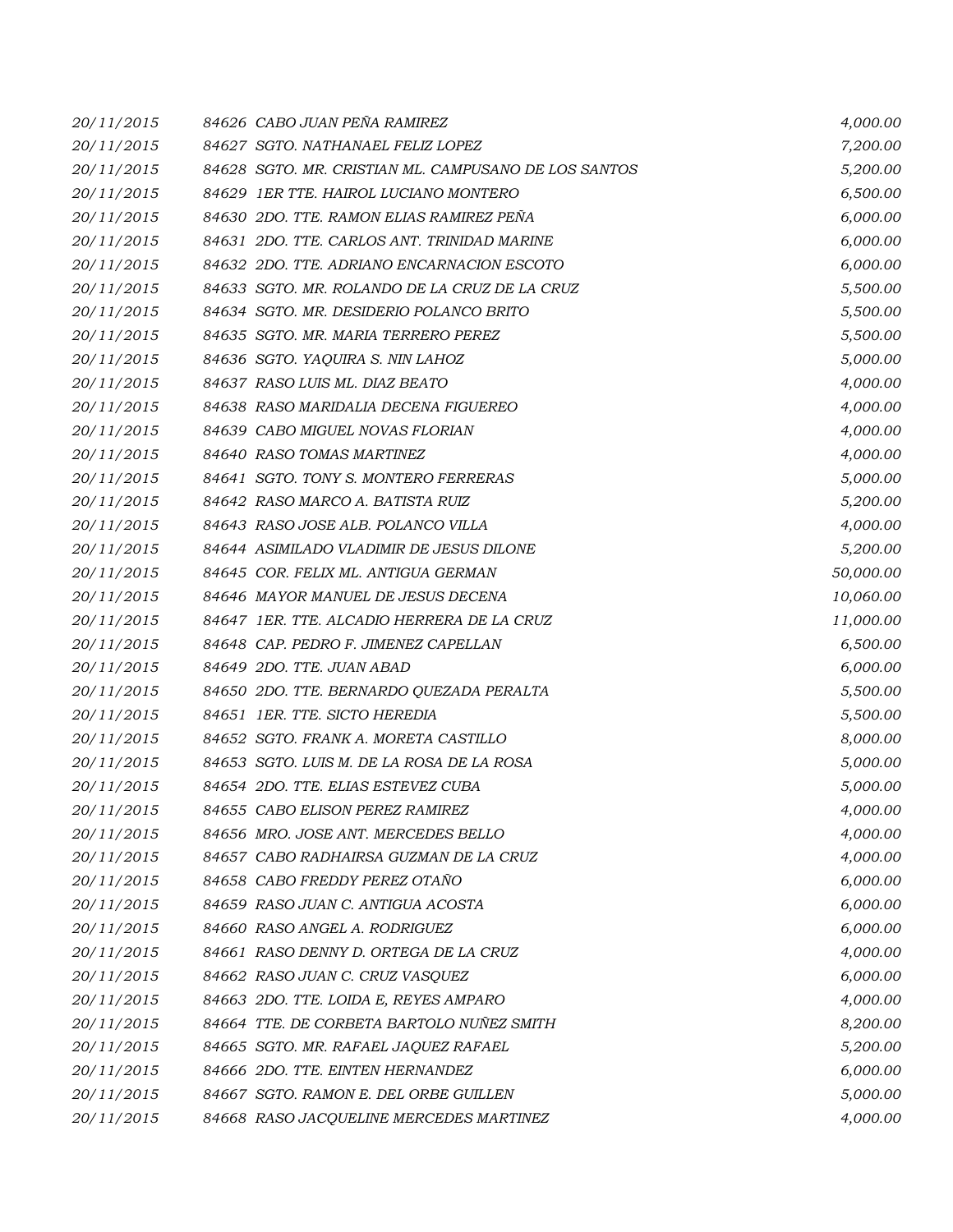| | | |
|---|---|---|
| 20/11/2015 | 84626 CABO JUAN PEÑA RAMIREZ | 4,000.00 |
| 20/11/2015 | 84627 SGTO. NATHANAEL FELIZ LOPEZ | 7,200.00 |
| 20/11/2015 | 84628 SGTO. MR. CRISTIAN ML. CAMPUSANO DE LOS SANTOS | 5,200.00 |
| 20/11/2015 | 84629 1ER TTE. HAIROL LUCIANO MONTERO | 6,500.00 |
| 20/11/2015 | 84630 2DO. TTE. RAMON ELIAS RAMIREZ PEÑA | 6,000.00 |
| 20/11/2015 | 84631 2DO. TTE. CARLOS ANT. TRINIDAD MARINE | 6,000.00 |
| 20/11/2015 | 84632 2DO. TTE. ADRIANO ENCARNACION ESCOTO | 6,000.00 |
| 20/11/2015 | 84633 SGTO. MR. ROLANDO DE LA CRUZ DE LA CRUZ | 5,500.00 |
| 20/11/2015 | 84634 SGTO. MR. DESIDERIO POLANCO BRITO | 5,500.00 |
| 20/11/2015 | 84635 SGTO. MR. MARIA TERRERO PEREZ | 5,500.00 |
| 20/11/2015 | 84636 SGTO. YAQUIRA S. NIN LAHOZ | 5,000.00 |
| 20/11/2015 | 84637 RASO LUIS ML. DIAZ BEATO | 4,000.00 |
| 20/11/2015 | 84638 RASO MARIDALIA DECENA FIGUEREO | 4,000.00 |
| 20/11/2015 | 84639 CABO MIGUEL NOVAS FLORIAN | 4,000.00 |
| 20/11/2015 | 84640 RASO TOMAS MARTINEZ | 4,000.00 |
| 20/11/2015 | 84641 SGTO. TONY S. MONTERO FERRERAS | 5,000.00 |
| 20/11/2015 | 84642 RASO MARCO A. BATISTA RUIZ | 5,200.00 |
| 20/11/2015 | 84643 RASO JOSE ALB. POLANCO VILLA | 4,000.00 |
| 20/11/2015 | 84644 ASIMILADO VLADIMIR DE JESUS DILONE | 5,200.00 |
| 20/11/2015 | 84645 COR. FELIX ML. ANTIGUA GERMAN | 50,000.00 |
| 20/11/2015 | 84646 MAYOR MANUEL DE JESUS DECENA | 10,060.00 |
| 20/11/2015 | 84647 1ER. TTE. ALCADIO HERRERA DE LA CRUZ | 11,000.00 |
| 20/11/2015 | 84648 CAP. PEDRO F. JIMENEZ CAPELLAN | 6,500.00 |
| 20/11/2015 | 84649 2DO. TTE. JUAN ABAD | 6,000.00 |
| 20/11/2015 | 84650 2DO. TTE. BERNARDO QUEZADA PERALTA | 5,500.00 |
| 20/11/2015 | 84651 1ER. TTE. SICTO HEREDIA | 5,500.00 |
| 20/11/2015 | 84652 SGTO. FRANK A. MORETA CASTILLO | 8,000.00 |
| 20/11/2015 | 84653 SGTO. LUIS M. DE LA ROSA DE LA ROSA | 5,000.00 |
| 20/11/2015 | 84654 2DO. TTE. ELIAS ESTEVEZ CUBA | 5,000.00 |
| 20/11/2015 | 84655 CABO ELISON PEREZ RAMIREZ | 4,000.00 |
| 20/11/2015 | 84656 MRO. JOSE ANT. MERCEDES BELLO | 4,000.00 |
| 20/11/2015 | 84657 CABO RADHAIRSA GUZMAN DE LA CRUZ | 4,000.00 |
| 20/11/2015 | 84658 CABO FREDDY PEREZ OTAÑO | 6,000.00 |
| 20/11/2015 | 84659 RASO JUAN C. ANTIGUA ACOSTA | 6,000.00 |
| 20/11/2015 | 84660 RASO ANGEL A. RODRIGUEZ | 6,000.00 |
| 20/11/2015 | 84661 RASO DENNY D. ORTEGA DE LA CRUZ | 4,000.00 |
| 20/11/2015 | 84662 RASO JUAN C. CRUZ VASQUEZ | 6,000.00 |
| 20/11/2015 | 84663 2DO. TTE. LOIDA E, REYES AMPARO | 4,000.00 |
| 20/11/2015 | 84664 TTE. DE CORBETA BARTOLO NUÑEZ SMITH | 8,200.00 |
| 20/11/2015 | 84665 SGTO. MR. RAFAEL JAQUEZ RAFAEL | 5,200.00 |
| 20/11/2015 | 84666 2DO. TTE. EINTEN HERNANDEZ | 6,000.00 |
| 20/11/2015 | 84667 SGTO. RAMON E. DEL ORBE GUILLEN | 5,000.00 |
| 20/11/2015 | 84668 RASO JACQUELINE MERCEDES MARTINEZ | 4,000.00 |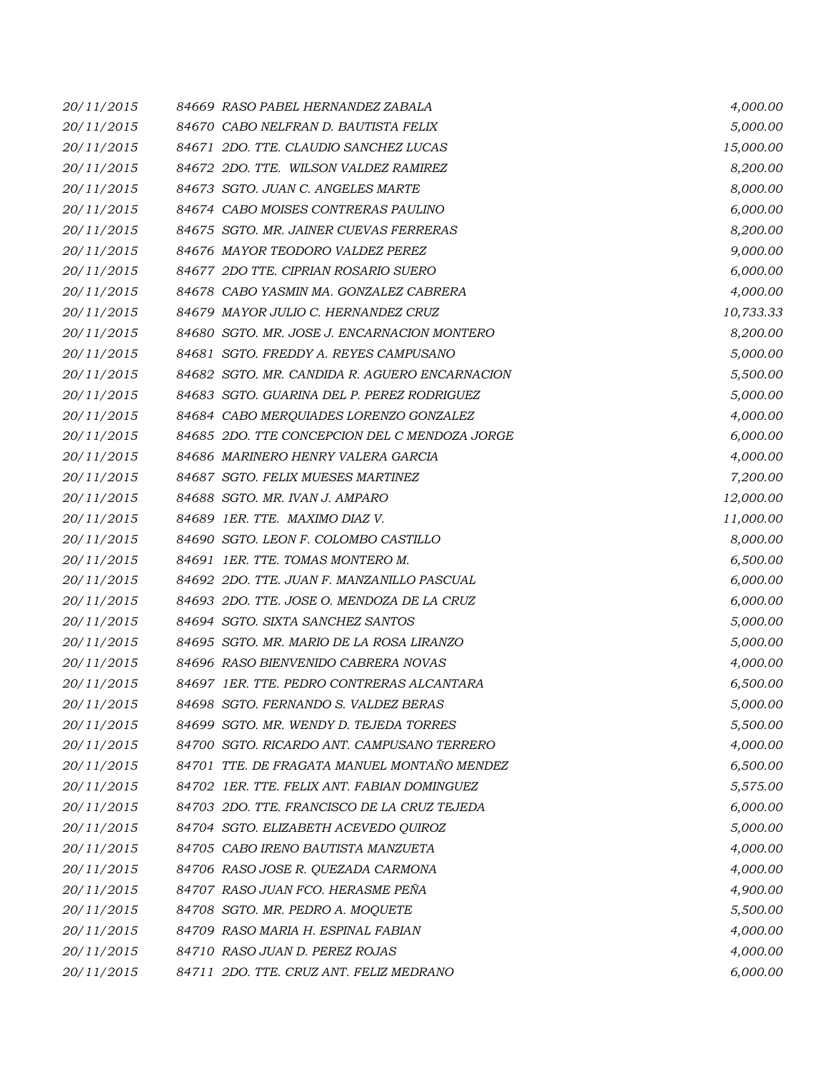| | | |
|---|---|---|
| 20/11/2015 | 84669 RASO PABEL HERNANDEZ ZABALA | 4,000.00 |
| 20/11/2015 | 84670 CABO NELFRAN D. BAUTISTA FELIX | 5,000.00 |
| 20/11/2015 | 84671 2DO. TTE. CLAUDIO SANCHEZ LUCAS | 15,000.00 |
| 20/11/2015 | 84672 2DO. TTE. WILSON VALDEZ RAMIREZ | 8,200.00 |
| 20/11/2015 | 84673 SGTO. JUAN C. ANGELES MARTE | 8,000.00 |
| 20/11/2015 | 84674 CABO MOISES CONTRERAS PAULINO | 6,000.00 |
| 20/11/2015 | 84675 SGTO. MR. JAINER CUEVAS FERRERAS | 8,200.00 |
| 20/11/2015 | 84676 MAYOR TEODORO VALDEZ PEREZ | 9,000.00 |
| 20/11/2015 | 84677 2DO TTE. CIPRIAN ROSARIO SUERO | 6,000.00 |
| 20/11/2015 | 84678 CABO YASMIN MA. GONZALEZ CABRERA | 4,000.00 |
| 20/11/2015 | 84679 MAYOR JULIO C. HERNANDEZ CRUZ | 10,733.33 |
| 20/11/2015 | 84680 SGTO. MR. JOSE J. ENCARNACION MONTERO | 8,200.00 |
| 20/11/2015 | 84681 SGTO. FREDDY A. REYES CAMPUSANO | 5,000.00 |
| 20/11/2015 | 84682 SGTO. MR. CANDIDA R. AGUERO ENCARNACION | 5,500.00 |
| 20/11/2015 | 84683 SGTO. GUARINA DEL P. PEREZ RODRIGUEZ | 5,000.00 |
| 20/11/2015 | 84684 CABO MERQUIADES LORENZO GONZALEZ | 4,000.00 |
| 20/11/2015 | 84685 2DO. TTE CONCEPCION DEL C MENDOZA JORGE | 6,000.00 |
| 20/11/2015 | 84686 MARINERO HENRY VALERA GARCIA | 4,000.00 |
| 20/11/2015 | 84687 SGTO. FELIX MUESES MARTINEZ | 7,200.00 |
| 20/11/2015 | 84688 SGTO. MR. IVAN J. AMPARO | 12,000.00 |
| 20/11/2015 | 84689 1ER. TTE. MAXIMO DIAZ V. | 11,000.00 |
| 20/11/2015 | 84690 SGTO. LEON F. COLOMBO CASTILLO | 8,000.00 |
| 20/11/2015 | 84691 1ER. TTE. TOMAS MONTERO M. | 6,500.00 |
| 20/11/2015 | 84692 2DO. TTE. JUAN F. MANZANILLO PASCUAL | 6,000.00 |
| 20/11/2015 | 84693 2DO. TTE. JOSE O. MENDOZA DE LA CRUZ | 6,000.00 |
| 20/11/2015 | 84694 SGTO. SIXTA SANCHEZ SANTOS | 5,000.00 |
| 20/11/2015 | 84695 SGTO. MR. MARIO DE LA ROSA LIRANZO | 5,000.00 |
| 20/11/2015 | 84696 RASO BIENVENIDO CABRERA NOVAS | 4,000.00 |
| 20/11/2015 | 84697 1ER. TTE. PEDRO CONTRERAS ALCANTARA | 6,500.00 |
| 20/11/2015 | 84698 SGTO. FERNANDO S. VALDEZ BERAS | 5,000.00 |
| 20/11/2015 | 84699 SGTO. MR. WENDY D. TEJEDA TORRES | 5,500.00 |
| 20/11/2015 | 84700 SGTO. RICARDO ANT. CAMPUSANO TERRERO | 4,000.00 |
| 20/11/2015 | 84701 TTE. DE FRAGATA MANUEL MONTAÑO MENDEZ | 6,500.00 |
| 20/11/2015 | 84702 1ER. TTE. FELIX ANT. FABIAN DOMINGUEZ | 5,575.00 |
| 20/11/2015 | 84703 2DO. TTE. FRANCISCO DE LA CRUZ TEJEDA | 6,000.00 |
| 20/11/2015 | 84704 SGTO. ELIZABETH ACEVEDO QUIROZ | 5,000.00 |
| 20/11/2015 | 84705 CABO IRENO BAUTISTA MANZUETA | 4,000.00 |
| 20/11/2015 | 84706 RASO JOSE R. QUEZADA CARMONA | 4,000.00 |
| 20/11/2015 | 84707 RASO JUAN FCO. HERASME PEÑA | 4,900.00 |
| 20/11/2015 | 84708 SGTO. MR. PEDRO A. MOQUETE | 5,500.00 |
| 20/11/2015 | 84709 RASO MARIA H. ESPINAL FABIAN | 4,000.00 |
| 20/11/2015 | 84710 RASO JUAN D. PEREZ ROJAS | 4,000.00 |
| 20/11/2015 | 84711 2DO. TTE. CRUZ ANT. FELIZ MEDRANO | 6,000.00 |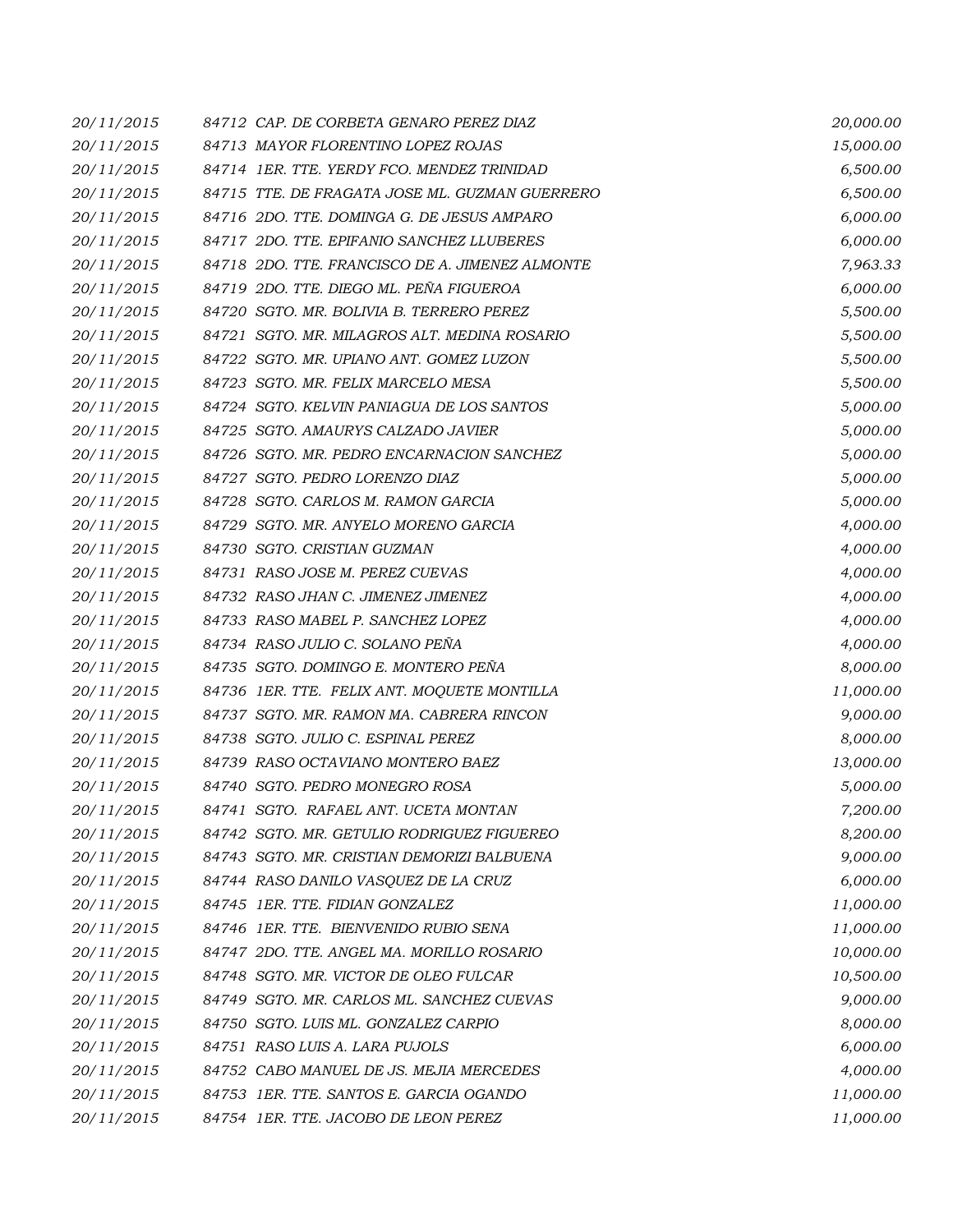| | | |
|---|---|---|
| 20/11/2015 | 84712 CAP. DE CORBETA GENARO PEREZ DIAZ | 20,000.00 |
| 20/11/2015 | 84713 MAYOR FLORENTINO LOPEZ ROJAS | 15,000.00 |
| 20/11/2015 | 84714 1ER. TTE. YERDY FCO. MENDEZ TRINIDAD | 6,500.00 |
| 20/11/2015 | 84715 TTE. DE FRAGATA JOSE ML. GUZMAN GUERRERO | 6,500.00 |
| 20/11/2015 | 84716 2DO. TTE. DOMINGA G. DE JESUS AMPARO | 6,000.00 |
| 20/11/2015 | 84717 2DO. TTE. EPIFANIO SANCHEZ LLUBERES | 6,000.00 |
| 20/11/2015 | 84718 2DO. TTE. FRANCISCO DE A. JIMENEZ ALMONTE | 7,963.33 |
| 20/11/2015 | 84719 2DO. TTE. DIEGO ML. PEÑA FIGUEROA | 6,000.00 |
| 20/11/2015 | 84720 SGTO. MR. BOLIVIA B. TERRERO PEREZ | 5,500.00 |
| 20/11/2015 | 84721 SGTO. MR. MILAGROS ALT. MEDINA ROSARIO | 5,500.00 |
| 20/11/2015 | 84722 SGTO. MR. UPIANO ANT. GOMEZ LUZON | 5,500.00 |
| 20/11/2015 | 84723 SGTO. MR. FELIX MARCELO MESA | 5,500.00 |
| 20/11/2015 | 84724 SGTO. KELVIN PANIAGUA DE LOS SANTOS | 5,000.00 |
| 20/11/2015 | 84725 SGTO. AMAURYS CALZADO JAVIER | 5,000.00 |
| 20/11/2015 | 84726 SGTO. MR. PEDRO ENCARNACION SANCHEZ | 5,000.00 |
| 20/11/2015 | 84727 SGTO. PEDRO LORENZO DIAZ | 5,000.00 |
| 20/11/2015 | 84728 SGTO. CARLOS M. RAMON GARCIA | 5,000.00 |
| 20/11/2015 | 84729 SGTO. MR. ANYELO MORENO GARCIA | 4,000.00 |
| 20/11/2015 | 84730 SGTO. CRISTIAN GUZMAN | 4,000.00 |
| 20/11/2015 | 84731 RASO JOSE M. PEREZ CUEVAS | 4,000.00 |
| 20/11/2015 | 84732 RASO JHAN C. JIMENEZ JIMENEZ | 4,000.00 |
| 20/11/2015 | 84733 RASO MABEL P. SANCHEZ LOPEZ | 4,000.00 |
| 20/11/2015 | 84734 RASO JULIO C. SOLANO PEÑA | 4,000.00 |
| 20/11/2015 | 84735 SGTO. DOMINGO E. MONTERO PEÑA | 8,000.00 |
| 20/11/2015 | 84736 1ER. TTE. FELIX ANT. MOQUETE MONTILLA | 11,000.00 |
| 20/11/2015 | 84737 SGTO. MR. RAMON MA. CABRERA RINCON | 9,000.00 |
| 20/11/2015 | 84738 SGTO. JULIO C. ESPINAL PEREZ | 8,000.00 |
| 20/11/2015 | 84739 RASO OCTAVIANO MONTERO BAEZ | 13,000.00 |
| 20/11/2015 | 84740 SGTO. PEDRO MONEGRO ROSA | 5,000.00 |
| 20/11/2015 | 84741 SGTO. RAFAEL ANT. UCETA MONTAN | 7,200.00 |
| 20/11/2015 | 84742 SGTO. MR. GETULIO RODRIGUEZ FIGUEREO | 8,200.00 |
| 20/11/2015 | 84743 SGTO. MR. CRISTIAN DEMORIZI BALBUENA | 9,000.00 |
| 20/11/2015 | 84744 RASO DANILO VASQUEZ DE LA CRUZ | 6,000.00 |
| 20/11/2015 | 84745 1ER. TTE. FIDIAN GONZALEZ | 11,000.00 |
| 20/11/2015 | 84746 1ER. TTE. BIENVENIDO RUBIO SENA | 11,000.00 |
| 20/11/2015 | 84747 2DO. TTE. ANGEL MA. MORILLO ROSARIO | 10,000.00 |
| 20/11/2015 | 84748 SGTO. MR. VICTOR DE OLEO FULCAR | 10,500.00 |
| 20/11/2015 | 84749 SGTO. MR. CARLOS ML. SANCHEZ CUEVAS | 9,000.00 |
| 20/11/2015 | 84750 SGTO. LUIS ML. GONZALEZ CARPIO | 8,000.00 |
| 20/11/2015 | 84751 RASO LUIS A. LARA PUJOLS | 6,000.00 |
| 20/11/2015 | 84752 CABO MANUEL DE JS. MEJIA MERCEDES | 4,000.00 |
| 20/11/2015 | 84753 1ER. TTE. SANTOS E. GARCIA OGANDO | 11,000.00 |
| 20/11/2015 | 84754 1ER. TTE. JACOBO DE LEON PEREZ | 11,000.00 |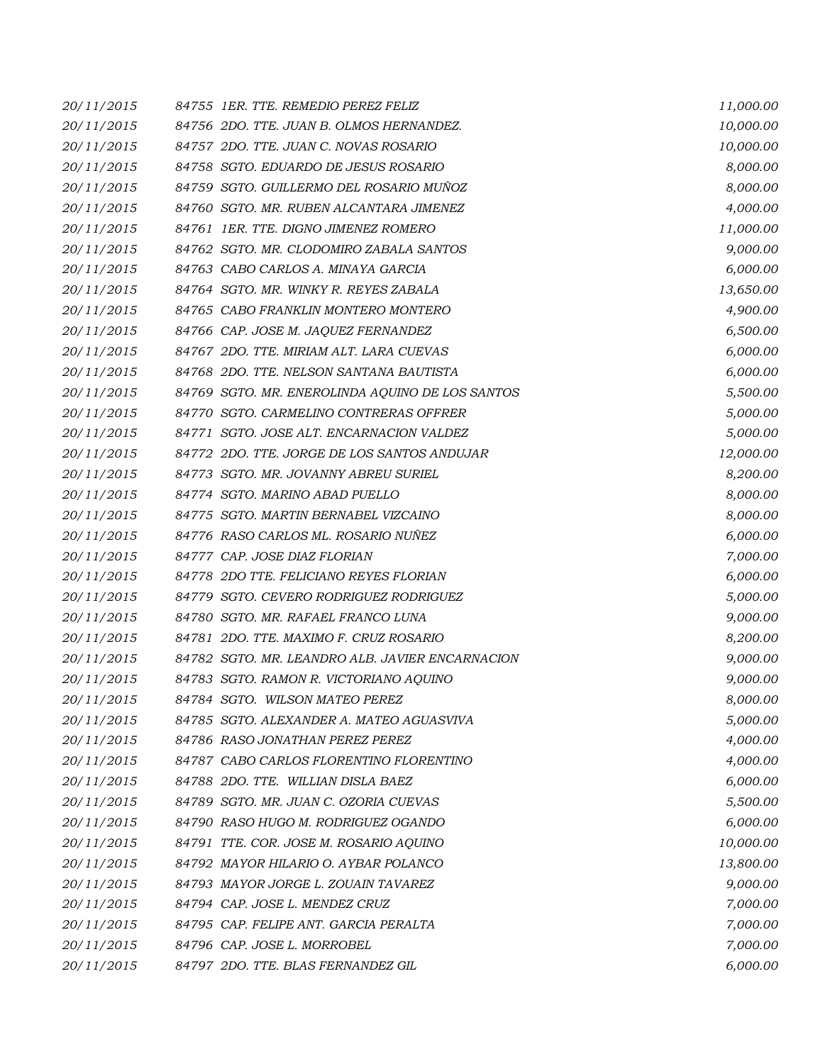| | | |
|---|---|---|
| 20/11/2015 | 84755 1ER. TTE. REMEDIO PEREZ FELIZ | 11,000.00 |
| 20/11/2015 | 84756 2DO. TTE. JUAN B. OLMOS HERNANDEZ. | 10,000.00 |
| 20/11/2015 | 84757 2DO. TTE. JUAN C. NOVAS ROSARIO | 10,000.00 |
| 20/11/2015 | 84758 SGTO. EDUARDO DE JESUS ROSARIO | 8,000.00 |
| 20/11/2015 | 84759 SGTO. GUILLERMO DEL ROSARIO MUÑOZ | 8,000.00 |
| 20/11/2015 | 84760 SGTO. MR. RUBEN ALCANTARA JIMENEZ | 4,000.00 |
| 20/11/2015 | 84761 1ER. TTE. DIGNO JIMENEZ ROMERO | 11,000.00 |
| 20/11/2015 | 84762 SGTO. MR. CLODOMIRO ZABALA SANTOS | 9,000.00 |
| 20/11/2015 | 84763 CABO CARLOS A. MINAYA GARCIA | 6,000.00 |
| 20/11/2015 | 84764 SGTO. MR. WINKY R. REYES ZABALA | 13,650.00 |
| 20/11/2015 | 84765 CABO FRANKLIN MONTERO MONTERO | 4,900.00 |
| 20/11/2015 | 84766 CAP. JOSE M. JAQUEZ FERNANDEZ | 6,500.00 |
| 20/11/2015 | 84767 2DO. TTE. MIRIAM ALT. LARA CUEVAS | 6,000.00 |
| 20/11/2015 | 84768 2DO. TTE. NELSON SANTANA BAUTISTA | 6,000.00 |
| 20/11/2015 | 84769 SGTO. MR. ENEROLINDA AQUINO DE LOS SANTOS | 5,500.00 |
| 20/11/2015 | 84770 SGTO. CARMELINO CONTRERAS OFFRER | 5,000.00 |
| 20/11/2015 | 84771 SGTO. JOSE ALT. ENCARNACION VALDEZ | 5,000.00 |
| 20/11/2015 | 84772 2DO. TTE. JORGE DE LOS SANTOS ANDUJAR | 12,000.00 |
| 20/11/2015 | 84773 SGTO. MR. JOVANNY ABREU SURIEL | 8,200.00 |
| 20/11/2015 | 84774 SGTO. MARINO ABAD PUELLO | 8,000.00 |
| 20/11/2015 | 84775 SGTO. MARTIN BERNABEL VIZCAINO | 8,000.00 |
| 20/11/2015 | 84776 RASO CARLOS ML. ROSARIO NUÑEZ | 6,000.00 |
| 20/11/2015 | 84777 CAP. JOSE DIAZ FLORIAN | 7,000.00 |
| 20/11/2015 | 84778 2DO TTE. FELICIANO REYES FLORIAN | 6,000.00 |
| 20/11/2015 | 84779 SGTO. CEVERO RODRIGUEZ RODRIGUEZ | 5,000.00 |
| 20/11/2015 | 84780 SGTO. MR. RAFAEL FRANCO LUNA | 9,000.00 |
| 20/11/2015 | 84781 2DO. TTE. MAXIMO F. CRUZ ROSARIO | 8,200.00 |
| 20/11/2015 | 84782 SGTO. MR. LEANDRO ALB. JAVIER ENCARNACION | 9,000.00 |
| 20/11/2015 | 84783 SGTO. RAMON R. VICTORIANO AQUINO | 9,000.00 |
| 20/11/2015 | 84784 SGTO. WILSON MATEO PEREZ | 8,000.00 |
| 20/11/2015 | 84785 SGTO. ALEXANDER A. MATEO AGUASVIVA | 5,000.00 |
| 20/11/2015 | 84786 RASO JONATHAN PEREZ PEREZ | 4,000.00 |
| 20/11/2015 | 84787 CABO CARLOS FLORENTINO FLORENTINO | 4,000.00 |
| 20/11/2015 | 84788 2DO. TTE. WILLIAN DISLA BAEZ | 6,000.00 |
| 20/11/2015 | 84789 SGTO. MR. JUAN C. OZORIA CUEVAS | 5,500.00 |
| 20/11/2015 | 84790 RASO HUGO M. RODRIGUEZ OGANDO | 6,000.00 |
| 20/11/2015 | 84791 TTE. COR. JOSE M. ROSARIO AQUINO | 10,000.00 |
| 20/11/2015 | 84792 MAYOR HILARIO O. AYBAR POLANCO | 13,800.00 |
| 20/11/2015 | 84793 MAYOR JORGE L. ZOUAIN TAVAREZ | 9,000.00 |
| 20/11/2015 | 84794 CAP. JOSE L. MENDEZ CRUZ | 7,000.00 |
| 20/11/2015 | 84795 CAP. FELIPE ANT. GARCIA PERALTA | 7,000.00 |
| 20/11/2015 | 84796 CAP. JOSE L. MORROBEL | 7,000.00 |
| 20/11/2015 | 84797 2DO. TTE. BLAS FERNANDEZ GIL | 6,000.00 |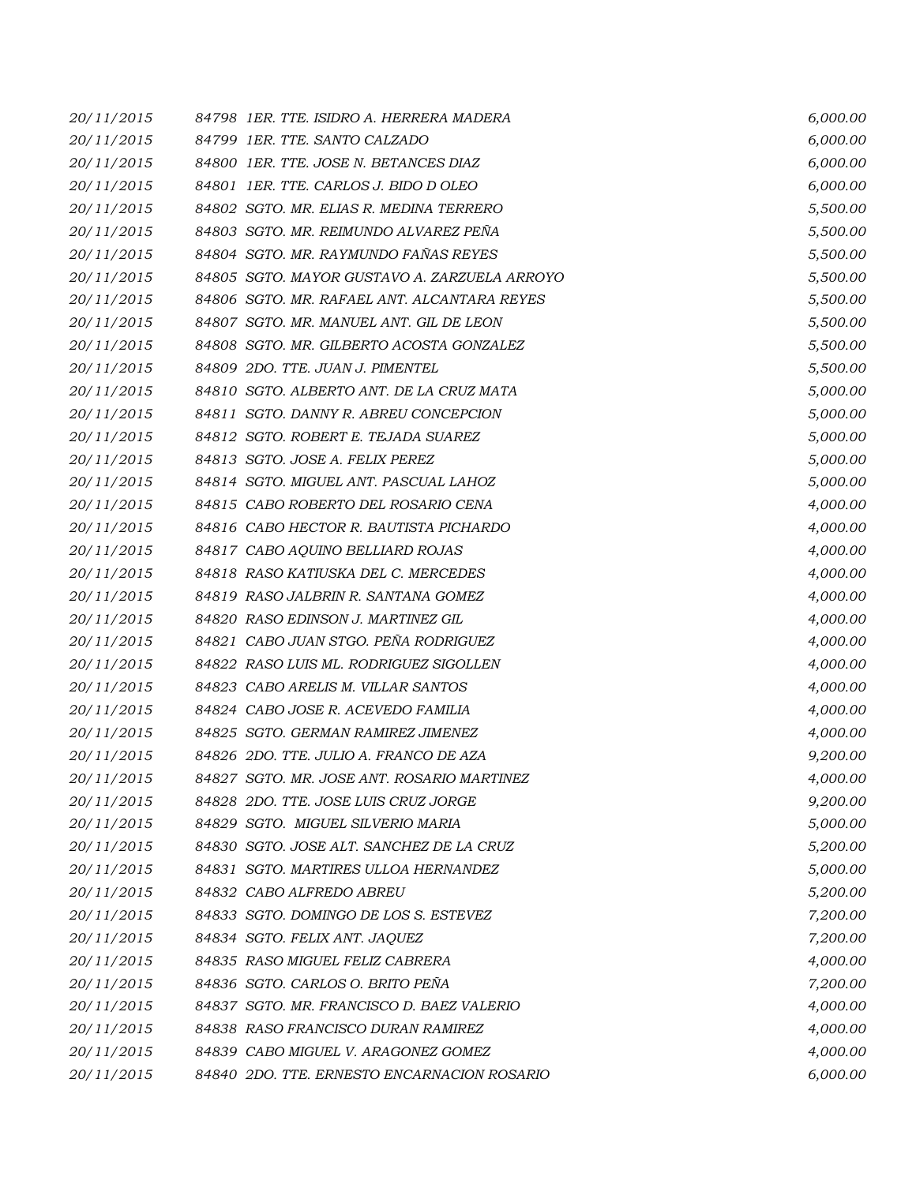| | | |
|---|---|---|
| 20/11/2015 | 84798 1ER. TTE. ISIDRO A. HERRERA MADERA | 6,000.00 |
| 20/11/2015 | 84799 1ER. TTE. SANTO CALZADO | 6,000.00 |
| 20/11/2015 | 84800 1ER. TTE. JOSE N. BETANCES DIAZ | 6,000.00 |
| 20/11/2015 | 84801 1ER. TTE. CARLOS J. BIDO D OLEO | 6,000.00 |
| 20/11/2015 | 84802 SGTO. MR. ELIAS R. MEDINA TERRERO | 5,500.00 |
| 20/11/2015 | 84803 SGTO. MR. REIMUNDO ALVAREZ PEÑA | 5,500.00 |
| 20/11/2015 | 84804 SGTO. MR. RAYMUNDO FAÑAS REYES | 5,500.00 |
| 20/11/2015 | 84805 SGTO. MAYOR GUSTAVO A. ZARZUELA ARROYO | 5,500.00 |
| 20/11/2015 | 84806 SGTO. MR. RAFAEL ANT. ALCANTARA REYES | 5,500.00 |
| 20/11/2015 | 84807 SGTO. MR. MANUEL ANT. GIL DE LEON | 5,500.00 |
| 20/11/2015 | 84808 SGTO. MR. GILBERTO ACOSTA GONZALEZ | 5,500.00 |
| 20/11/2015 | 84809 2DO. TTE. JUAN J. PIMENTEL | 5,500.00 |
| 20/11/2015 | 84810 SGTO. ALBERTO ANT. DE LA CRUZ MATA | 5,000.00 |
| 20/11/2015 | 84811 SGTO. DANNY R. ABREU CONCEPCION | 5,000.00 |
| 20/11/2015 | 84812 SGTO. ROBERT E. TEJADA SUAREZ | 5,000.00 |
| 20/11/2015 | 84813 SGTO. JOSE A. FELIX PEREZ | 5,000.00 |
| 20/11/2015 | 84814 SGTO. MIGUEL ANT. PASCUAL LAHOZ | 5,000.00 |
| 20/11/2015 | 84815 CABO ROBERTO DEL ROSARIO CENA | 4,000.00 |
| 20/11/2015 | 84816 CABO HECTOR R. BAUTISTA PICHARDO | 4,000.00 |
| 20/11/2015 | 84817 CABO AQUINO BELLIARD ROJAS | 4,000.00 |
| 20/11/2015 | 84818 RASO KATIUSKA DEL C. MERCEDES | 4,000.00 |
| 20/11/2015 | 84819 RASO JALBRIN R. SANTANA GOMEZ | 4,000.00 |
| 20/11/2015 | 84820 RASO EDINSON J. MARTINEZ GIL | 4,000.00 |
| 20/11/2015 | 84821 CABO JUAN STGO. PEÑA RODRIGUEZ | 4,000.00 |
| 20/11/2015 | 84822 RASO LUIS ML. RODRIGUEZ SIGOLLEN | 4,000.00 |
| 20/11/2015 | 84823 CABO ARELIS M. VILLAR SANTOS | 4,000.00 |
| 20/11/2015 | 84824 CABO JOSE R. ACEVEDO FAMILIA | 4,000.00 |
| 20/11/2015 | 84825 SGTO. GERMAN RAMIREZ JIMENEZ | 4,000.00 |
| 20/11/2015 | 84826 2DO. TTE. JULIO A. FRANCO DE AZA | 9,200.00 |
| 20/11/2015 | 84827 SGTO. MR. JOSE ANT. ROSARIO MARTINEZ | 4,000.00 |
| 20/11/2015 | 84828 2DO. TTE. JOSE LUIS CRUZ JORGE | 9,200.00 |
| 20/11/2015 | 84829 SGTO. MIGUEL SILVERIO MARIA | 5,000.00 |
| 20/11/2015 | 84830 SGTO. JOSE ALT. SANCHEZ DE LA CRUZ | 5,200.00 |
| 20/11/2015 | 84831 SGTO. MARTIRES ULLOA HERNANDEZ | 5,000.00 |
| 20/11/2015 | 84832 CABO ALFREDO ABREU | 5,200.00 |
| 20/11/2015 | 84833 SGTO. DOMINGO DE LOS S. ESTEVEZ | 7,200.00 |
| 20/11/2015 | 84834 SGTO. FELIX ANT. JAQUEZ | 7,200.00 |
| 20/11/2015 | 84835 RASO MIGUEL FELIZ CABRERA | 4,000.00 |
| 20/11/2015 | 84836 SGTO. CARLOS O. BRITO PEÑA | 7,200.00 |
| 20/11/2015 | 84837 SGTO. MR. FRANCISCO D. BAEZ VALERIO | 4,000.00 |
| 20/11/2015 | 84838 RASO FRANCISCO DURAN RAMIREZ | 4,000.00 |
| 20/11/2015 | 84839 CABO MIGUEL V. ARAGONEZ GOMEZ | 4,000.00 |
| 20/11/2015 | 84840 2DO. TTE. ERNESTO ENCARNACION ROSARIO | 6,000.00 |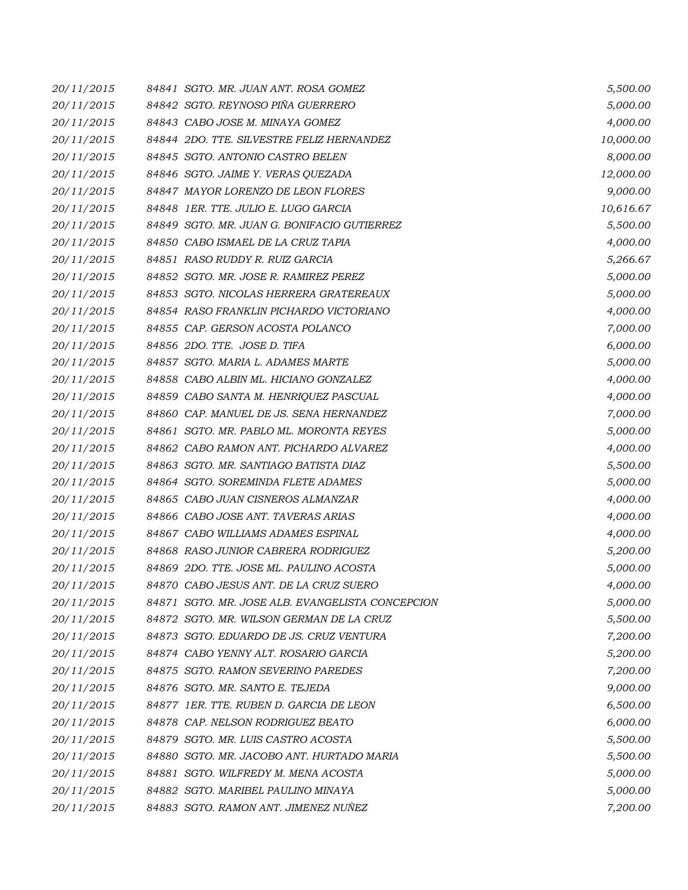| | | |
|---|---|---|
| 20/11/2015 | 84841 SGTO. MR. JUAN ANT. ROSA GOMEZ | 5,500.00 |
| 20/11/2015 | 84842 SGTO. REYNOSO PIÑA GUERRERO | 5,000.00 |
| 20/11/2015 | 84843 CABO JOSE M. MINAYA GOMEZ | 4,000.00 |
| 20/11/2015 | 84844 2DO. TTE. SILVESTRE FELIZ HERNANDEZ | 10,000.00 |
| 20/11/2015 | 84845 SGTO. ANTONIO CASTRO BELEN | 8,000.00 |
| 20/11/2015 | 84846 SGTO. JAIME Y. VERAS QUEZADA | 12,000.00 |
| 20/11/2015 | 84847 MAYOR LORENZO DE LEON FLORES | 9,000.00 |
| 20/11/2015 | 84848 1ER. TTE. JULIO E. LUGO GARCIA | 10,616.67 |
| 20/11/2015 | 84849 SGTO. MR. JUAN G. BONIFACIO GUTIERREZ | 5,500.00 |
| 20/11/2015 | 84850 CABO ISMAEL DE LA CRUZ TAPIA | 4,000.00 |
| 20/11/2015 | 84851 RASO RUDDY R. RUIZ GARCIA | 5,266.67 |
| 20/11/2015 | 84852 SGTO. MR. JOSE R. RAMIREZ PEREZ | 5,000.00 |
| 20/11/2015 | 84853 SGTO. NICOLAS HERRERA GRATEREAUX | 5,000.00 |
| 20/11/2015 | 84854 RASO FRANKLIN PICHARDO VICTORIANO | 4,000.00 |
| 20/11/2015 | 84855 CAP. GERSON ACOSTA POLANCO | 7,000.00 |
| 20/11/2015 | 84856 2DO. TTE. JOSE D. TIFA | 6,000.00 |
| 20/11/2015 | 84857 SGTO. MARIA L. ADAMES MARTE | 5,000.00 |
| 20/11/2015 | 84858 CABO ALBIN ML. HICIANO GONZALEZ | 4,000.00 |
| 20/11/2015 | 84859 CABO SANTA M. HENRIQUEZ PASCUAL | 4,000.00 |
| 20/11/2015 | 84860 CAP. MANUEL DE JS. SENA HERNANDEZ | 7,000.00 |
| 20/11/2015 | 84861 SGTO. MR. PABLO ML. MORONTA REYES | 5,000.00 |
| 20/11/2015 | 84862 CABO RAMON ANT. PICHARDO ALVAREZ | 4,000.00 |
| 20/11/2015 | 84863 SGTO. MR. SANTIAGO BATISTA DIAZ | 5,500.00 |
| 20/11/2015 | 84864 SGTO. SOREMINDA FLETE ADAMES | 5,000.00 |
| 20/11/2015 | 84865 CABO JUAN CISNEROS ALMANZAR | 4,000.00 |
| 20/11/2015 | 84866 CABO JOSE ANT. TAVERAS ARIAS | 4,000.00 |
| 20/11/2015 | 84867 CABO WILLIAMS ADAMES ESPINAL | 4,000.00 |
| 20/11/2015 | 84868 RASO JUNIOR CABRERA RODRIGUEZ | 5,200.00 |
| 20/11/2015 | 84869 2DO. TTE. JOSE ML. PAULINO ACOSTA | 5,000.00 |
| 20/11/2015 | 84870 CABO JESUS ANT. DE LA CRUZ SUERO | 4,000.00 |
| 20/11/2015 | 84871 SGTO. MR. JOSE ALB. EVANGELISTA CONCEPCION | 5,000.00 |
| 20/11/2015 | 84872 SGTO. MR. WILSON GERMAN DE LA CRUZ | 5,500.00 |
| 20/11/2015 | 84873 SGTO. EDUARDO DE JS. CRUZ VENTURA | 7,200.00 |
| 20/11/2015 | 84874 CABO YENNY ALT. ROSARIO GARCIA | 5,200.00 |
| 20/11/2015 | 84875 SGTO. RAMON SEVERINO PAREDES | 7,200.00 |
| 20/11/2015 | 84876 SGTO. MR. SANTO E. TEJEDA | 9,000.00 |
| 20/11/2015 | 84877 1ER. TTE. RUBEN D. GARCIA DE LEON | 6,500.00 |
| 20/11/2015 | 84878 CAP. NELSON RODRIGUEZ BEATO | 6,000.00 |
| 20/11/2015 | 84879 SGTO. MR. LUIS CASTRO ACOSTA | 5,500.00 |
| 20/11/2015 | 84880 SGTO. MR. JACOBO ANT. HURTADO MARIA | 5,500.00 |
| 20/11/2015 | 84881 SGTO. WILFREDY M. MENA ACOSTA | 5,000.00 |
| 20/11/2015 | 84882 SGTO. MARIBEL PAULINO MINAYA | 5,000.00 |
| 20/11/2015 | 84883 SGTO. RAMON ANT. JIMENEZ NUÑEZ | 7,200.00 |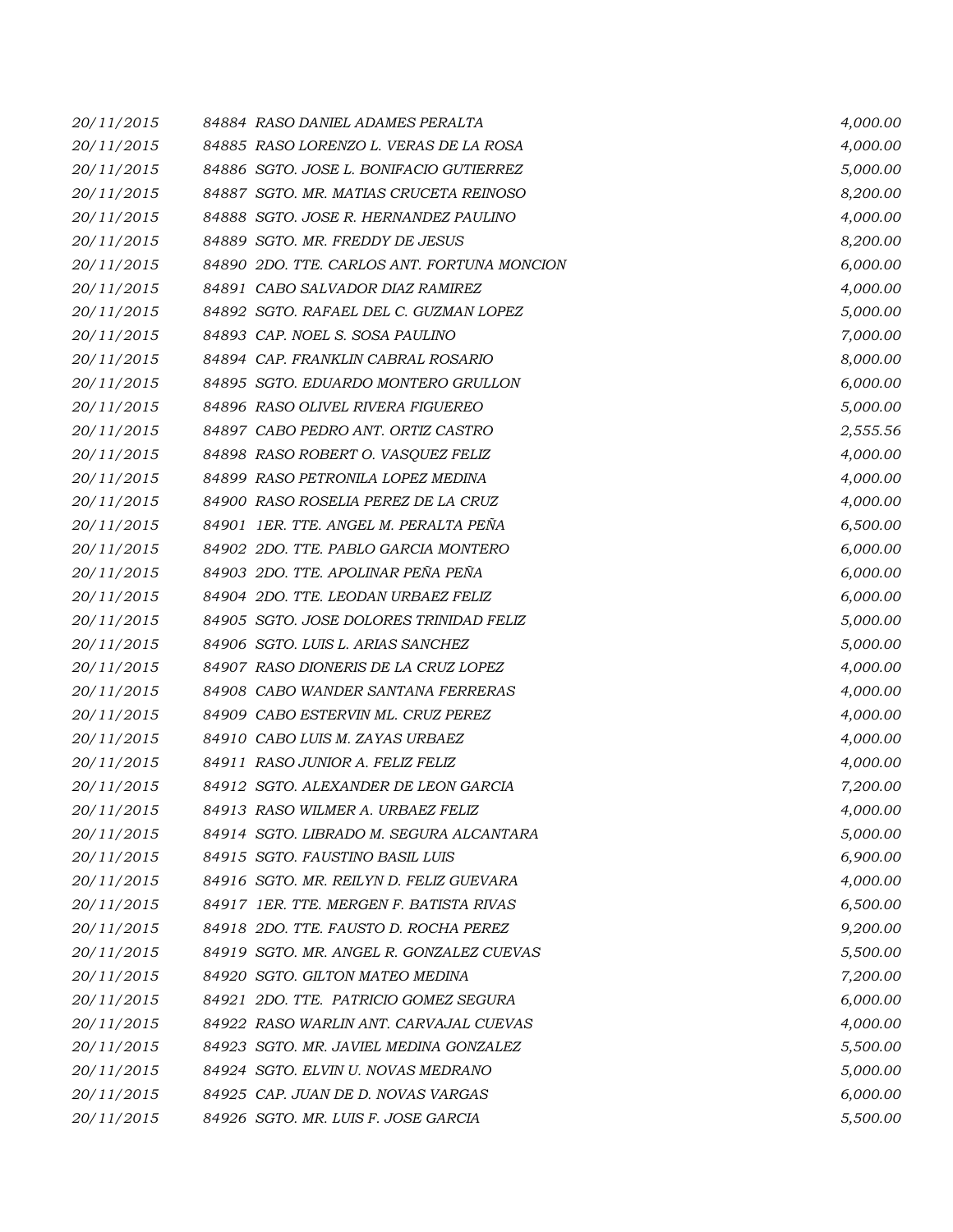| | | |
|---|---|---|
| 20/11/2015 | 84884 RASO DANIEL ADAMES PERALTA | 4,000.00 |
| 20/11/2015 | 84885 RASO LORENZO L. VERAS DE LA ROSA | 4,000.00 |
| 20/11/2015 | 84886 SGTO. JOSE L. BONIFACIO GUTIERREZ | 5,000.00 |
| 20/11/2015 | 84887 SGTO. MR. MATIAS CRUCETA REINOSO | 8,200.00 |
| 20/11/2015 | 84888 SGTO. JOSE R. HERNANDEZ PAULINO | 4,000.00 |
| 20/11/2015 | 84889 SGTO. MR. FREDDY DE JESUS | 8,200.00 |
| 20/11/2015 | 84890 2DO. TTE. CARLOS ANT. FORTUNA MONCION | 6,000.00 |
| 20/11/2015 | 84891 CABO SALVADOR DIAZ RAMIREZ | 4,000.00 |
| 20/11/2015 | 84892 SGTO. RAFAEL DEL C. GUZMAN LOPEZ | 5,000.00 |
| 20/11/2015 | 84893 CAP. NOEL S. SOSA PAULINO | 7,000.00 |
| 20/11/2015 | 84894 CAP. FRANKLIN CABRAL ROSARIO | 8,000.00 |
| 20/11/2015 | 84895 SGTO. EDUARDO MONTERO GRULLON | 6,000.00 |
| 20/11/2015 | 84896 RASO OLIVEL RIVERA FIGUEREO | 5,000.00 |
| 20/11/2015 | 84897 CABO PEDRO ANT. ORTIZ CASTRO | 2,555.56 |
| 20/11/2015 | 84898 RASO ROBERT O. VASQUEZ FELIZ | 4,000.00 |
| 20/11/2015 | 84899 RASO PETRONILA LOPEZ MEDINA | 4,000.00 |
| 20/11/2015 | 84900 RASO ROSELIA PEREZ DE LA CRUZ | 4,000.00 |
| 20/11/2015 | 84901 1ER. TTE. ANGEL M. PERALTA PEÑA | 6,500.00 |
| 20/11/2015 | 84902 2DO. TTE. PABLO GARCIA MONTERO | 6,000.00 |
| 20/11/2015 | 84903 2DO. TTE. APOLINAR PEÑA PEÑA | 6,000.00 |
| 20/11/2015 | 84904 2DO. TTE. LEODAN URBAEZ FELIZ | 6,000.00 |
| 20/11/2015 | 84905 SGTO. JOSE DOLORES TRINIDAD FELIZ | 5,000.00 |
| 20/11/2015 | 84906 SGTO. LUIS L. ARIAS SANCHEZ | 5,000.00 |
| 20/11/2015 | 84907 RASO DIONERIS DE LA CRUZ LOPEZ | 4,000.00 |
| 20/11/2015 | 84908 CABO WANDER SANTANA FERRERAS | 4,000.00 |
| 20/11/2015 | 84909 CABO ESTERVIN ML. CRUZ PEREZ | 4,000.00 |
| 20/11/2015 | 84910 CABO LUIS M. ZAYAS URBAEZ | 4,000.00 |
| 20/11/2015 | 84911 RASO JUNIOR A. FELIZ FELIZ | 4,000.00 |
| 20/11/2015 | 84912 SGTO. ALEXANDER DE LEON GARCIA | 7,200.00 |
| 20/11/2015 | 84913 RASO WILMER A. URBAEZ FELIZ | 4,000.00 |
| 20/11/2015 | 84914 SGTO. LIBRADO M. SEGURA ALCANTARA | 5,000.00 |
| 20/11/2015 | 84915 SGTO. FAUSTINO BASIL LUIS | 6,900.00 |
| 20/11/2015 | 84916 SGTO. MR. REILYN D. FELIZ GUEVARA | 4,000.00 |
| 20/11/2015 | 84917 1ER. TTE. MERGEN F. BATISTA RIVAS | 6,500.00 |
| 20/11/2015 | 84918 2DO. TTE. FAUSTO D. ROCHA PEREZ | 9,200.00 |
| 20/11/2015 | 84919 SGTO. MR. ANGEL R. GONZALEZ CUEVAS | 5,500.00 |
| 20/11/2015 | 84920 SGTO. GILTON MATEO MEDINA | 7,200.00 |
| 20/11/2015 | 84921 2DO. TTE. PATRICIO GOMEZ SEGURA | 6,000.00 |
| 20/11/2015 | 84922 RASO WARLIN ANT. CARVAJAL CUEVAS | 4,000.00 |
| 20/11/2015 | 84923 SGTO. MR. JAVIEL MEDINA GONZALEZ | 5,500.00 |
| 20/11/2015 | 84924 SGTO. ELVIN U. NOVAS MEDRANO | 5,000.00 |
| 20/11/2015 | 84925 CAP. JUAN DE D. NOVAS VARGAS | 6,000.00 |
| 20/11/2015 | 84926 SGTO. MR. LUIS F. JOSE GARCIA | 5,500.00 |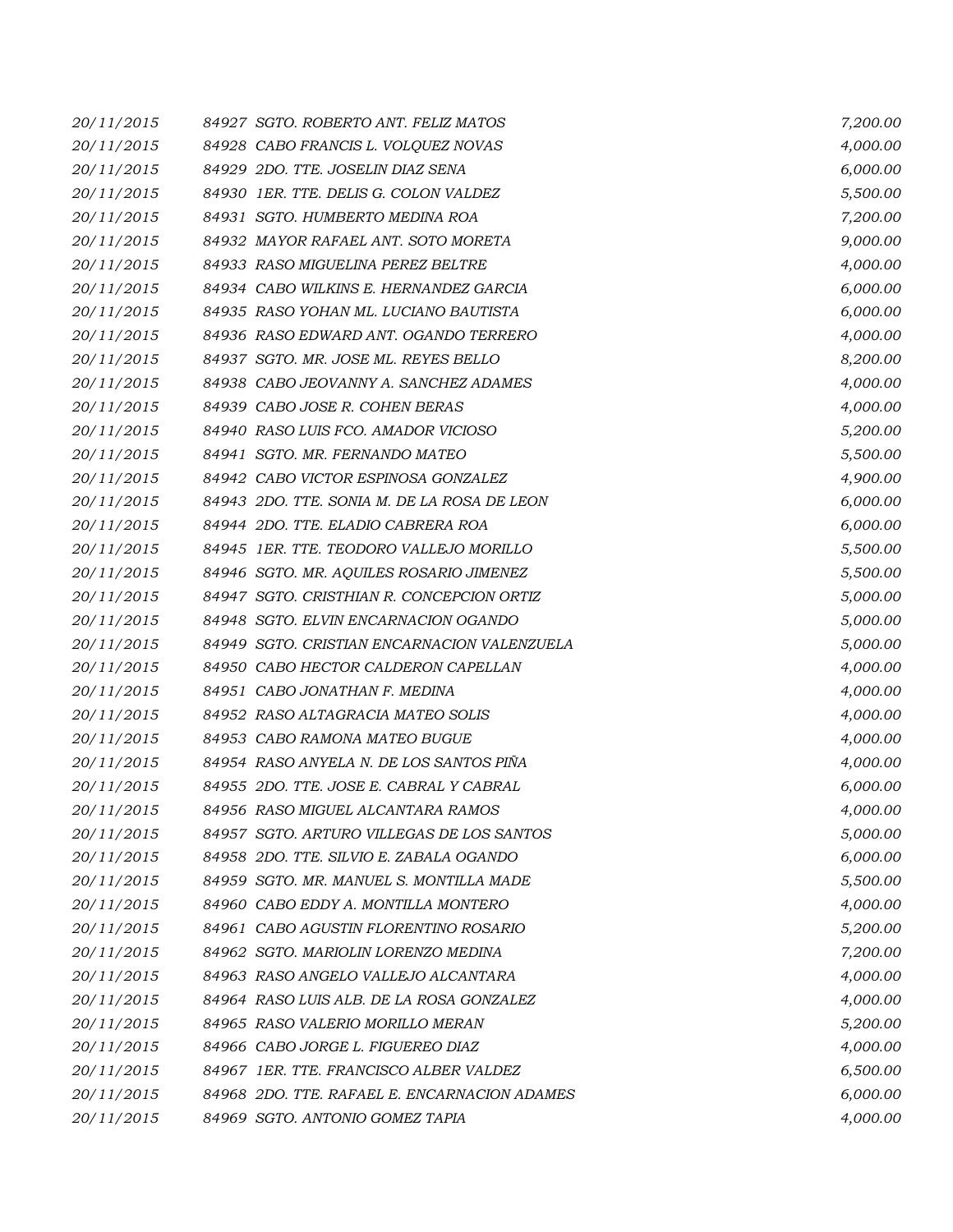| | | |
|---|---|---|
| 20/11/2015 | 84927 SGTO. ROBERTO ANT. FELIZ MATOS | 7,200.00 |
| 20/11/2015 | 84928 CABO FRANCIS L. VOLQUEZ NOVAS | 4,000.00 |
| 20/11/2015 | 84929 2DO. TTE. JOSELIN DIAZ SENA | 6,000.00 |
| 20/11/2015 | 84930 1ER. TTE. DELIS G. COLON VALDEZ | 5,500.00 |
| 20/11/2015 | 84931 SGTO. HUMBERTO MEDINA ROA | 7,200.00 |
| 20/11/2015 | 84932 MAYOR RAFAEL ANT. SOTO MORETA | 9,000.00 |
| 20/11/2015 | 84933 RASO MIGUELINA PEREZ BELTRE | 4,000.00 |
| 20/11/2015 | 84934 CABO WILKINS E. HERNANDEZ GARCIA | 6,000.00 |
| 20/11/2015 | 84935 RASO YOHAN ML. LUCIANO BAUTISTA | 6,000.00 |
| 20/11/2015 | 84936 RASO EDWARD ANT. OGANDO TERRERO | 4,000.00 |
| 20/11/2015 | 84937 SGTO. MR. JOSE ML. REYES BELLO | 8,200.00 |
| 20/11/2015 | 84938 CABO JEOVANNY A. SANCHEZ ADAMES | 4,000.00 |
| 20/11/2015 | 84939 CABO JOSE R. COHEN BERAS | 4,000.00 |
| 20/11/2015 | 84940 RASO LUIS FCO. AMADOR VICIOSO | 5,200.00 |
| 20/11/2015 | 84941 SGTO. MR. FERNANDO MATEO | 5,500.00 |
| 20/11/2015 | 84942 CABO VICTOR ESPINOSA GONZALEZ | 4,900.00 |
| 20/11/2015 | 84943 2DO. TTE. SONIA M. DE LA ROSA DE LEON | 6,000.00 |
| 20/11/2015 | 84944 2DO. TTE. ELADIO CABRERA ROA | 6,000.00 |
| 20/11/2015 | 84945 1ER. TTE. TEODORO VALLEJO MORILLO | 5,500.00 |
| 20/11/2015 | 84946 SGTO. MR. AQUILES ROSARIO JIMENEZ | 5,500.00 |
| 20/11/2015 | 84947 SGTO. CRISTHIAN R. CONCEPCION ORTIZ | 5,000.00 |
| 20/11/2015 | 84948 SGTO. ELVIN ENCARNACION OGANDO | 5,000.00 |
| 20/11/2015 | 84949 SGTO. CRISTIAN ENCARNACION VALENZUELA | 5,000.00 |
| 20/11/2015 | 84950 CABO HECTOR CALDERON CAPELLAN | 4,000.00 |
| 20/11/2015 | 84951 CABO JONATHAN F. MEDINA | 4,000.00 |
| 20/11/2015 | 84952 RASO ALTAGRACIA MATEO SOLIS | 4,000.00 |
| 20/11/2015 | 84953 CABO RAMONA MATEO BUGUE | 4,000.00 |
| 20/11/2015 | 84954 RASO ANYELA N. DE LOS SANTOS PIÑA | 4,000.00 |
| 20/11/2015 | 84955 2DO. TTE. JOSE E. CABRAL Y CABRAL | 6,000.00 |
| 20/11/2015 | 84956 RASO MIGUEL ALCANTARA RAMOS | 4,000.00 |
| 20/11/2015 | 84957 SGTO. ARTURO VILLEGAS DE LOS SANTOS | 5,000.00 |
| 20/11/2015 | 84958 2DO. TTE. SILVIO E. ZABALA OGANDO | 6,000.00 |
| 20/11/2015 | 84959 SGTO. MR. MANUEL S. MONTILLA MADE | 5,500.00 |
| 20/11/2015 | 84960 CABO EDDY A. MONTILLA MONTERO | 4,000.00 |
| 20/11/2015 | 84961 CABO AGUSTIN FLORENTINO ROSARIO | 5,200.00 |
| 20/11/2015 | 84962 SGTO. MARIOLIN LORENZO MEDINA | 7,200.00 |
| 20/11/2015 | 84963 RASO ANGELO VALLEJO ALCANTARA | 4,000.00 |
| 20/11/2015 | 84964 RASO LUIS ALB. DE LA ROSA GONZALEZ | 4,000.00 |
| 20/11/2015 | 84965 RASO VALERIO MORILLO MERAN | 5,200.00 |
| 20/11/2015 | 84966 CABO JORGE L. FIGUEREO DIAZ | 4,000.00 |
| 20/11/2015 | 84967 1ER. TTE. FRANCISCO ALBER VALDEZ | 6,500.00 |
| 20/11/2015 | 84968 2DO. TTE. RAFAEL E. ENCARNACION ADAMES | 6,000.00 |
| 20/11/2015 | 84969 SGTO. ANTONIO GOMEZ TAPIA | 4,000.00 |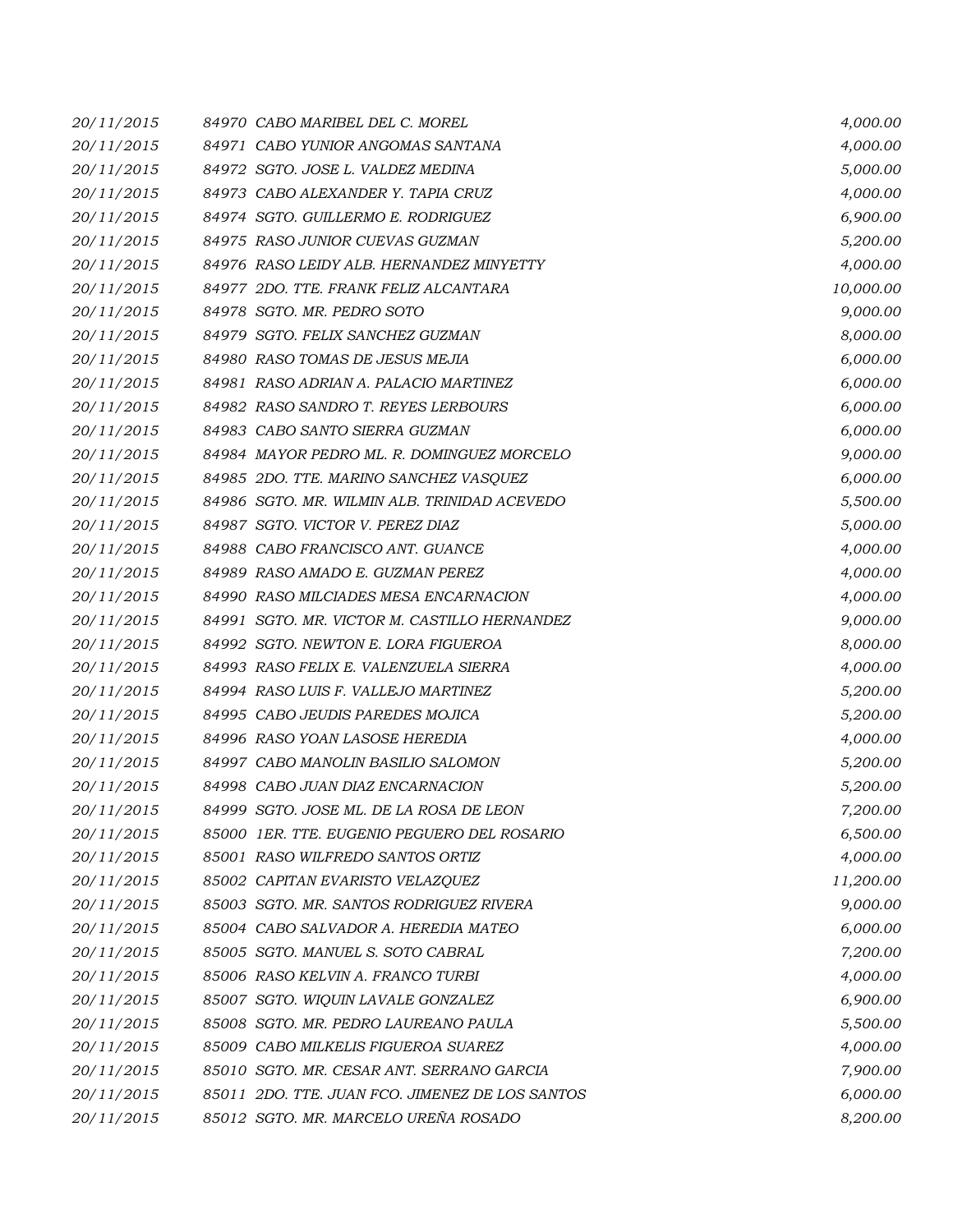| | | |
|---|---|---|
| 20/11/2015 | 84970 CABO MARIBEL DEL C. MOREL | 4,000.00 |
| 20/11/2015 | 84971 CABO YUNIOR ANGOMAS SANTANA | 4,000.00 |
| 20/11/2015 | 84972 SGTO. JOSE L. VALDEZ MEDINA | 5,000.00 |
| 20/11/2015 | 84973 CABO ALEXANDER Y. TAPIA CRUZ | 4,000.00 |
| 20/11/2015 | 84974 SGTO. GUILLERMO E. RODRIGUEZ | 6,900.00 |
| 20/11/2015 | 84975 RASO JUNIOR CUEVAS GUZMAN | 5,200.00 |
| 20/11/2015 | 84976 RASO LEIDY ALB. HERNANDEZ MINYETTY | 4,000.00 |
| 20/11/2015 | 84977 2DO. TTE. FRANK FELIZ ALCANTARA | 10,000.00 |
| 20/11/2015 | 84978 SGTO. MR. PEDRO SOTO | 9,000.00 |
| 20/11/2015 | 84979 SGTO. FELIX SANCHEZ GUZMAN | 8,000.00 |
| 20/11/2015 | 84980 RASO TOMAS DE JESUS MEJIA | 6,000.00 |
| 20/11/2015 | 84981 RASO ADRIAN A. PALACIO MARTINEZ | 6,000.00 |
| 20/11/2015 | 84982 RASO SANDRO T. REYES LERBOURS | 6,000.00 |
| 20/11/2015 | 84983 CABO SANTO SIERRA GUZMAN | 6,000.00 |
| 20/11/2015 | 84984 MAYOR PEDRO ML. R. DOMINGUEZ MORCELO | 9,000.00 |
| 20/11/2015 | 84985 2DO. TTE. MARINO SANCHEZ VASQUEZ | 6,000.00 |
| 20/11/2015 | 84986 SGTO. MR. WILMIN ALB. TRINIDAD ACEVEDO | 5,500.00 |
| 20/11/2015 | 84987 SGTO. VICTOR V. PEREZ DIAZ | 5,000.00 |
| 20/11/2015 | 84988 CABO FRANCISCO ANT. GUANCE | 4,000.00 |
| 20/11/2015 | 84989 RASO AMADO E. GUZMAN PEREZ | 4,000.00 |
| 20/11/2015 | 84990 RASO MILCIADES MESA ENCARNACION | 4,000.00 |
| 20/11/2015 | 84991 SGTO. MR. VICTOR M. CASTILLO HERNANDEZ | 9,000.00 |
| 20/11/2015 | 84992 SGTO. NEWTON E. LORA FIGUEROA | 8,000.00 |
| 20/11/2015 | 84993 RASO FELIX E. VALENZUELA SIERRA | 4,000.00 |
| 20/11/2015 | 84994 RASO LUIS F. VALLEJO MARTINEZ | 5,200.00 |
| 20/11/2015 | 84995 CABO JEUDIS PAREDES MOJICA | 5,200.00 |
| 20/11/2015 | 84996 RASO YOAN LASOSE HEREDIA | 4,000.00 |
| 20/11/2015 | 84997 CABO MANOLIN BASILIO SALOMON | 5,200.00 |
| 20/11/2015 | 84998 CABO JUAN DIAZ ENCARNACION | 5,200.00 |
| 20/11/2015 | 84999 SGTO. JOSE ML. DE LA ROSA DE LEON | 7,200.00 |
| 20/11/2015 | 85000 1ER. TTE. EUGENIO PEGUERO DEL ROSARIO | 6,500.00 |
| 20/11/2015 | 85001 RASO WILFREDO SANTOS ORTIZ | 4,000.00 |
| 20/11/2015 | 85002 CAPITAN EVARISTO VELAZQUEZ | 11,200.00 |
| 20/11/2015 | 85003 SGTO. MR. SANTOS RODRIGUEZ RIVERA | 9,000.00 |
| 20/11/2015 | 85004 CABO SALVADOR A. HEREDIA MATEO | 6,000.00 |
| 20/11/2015 | 85005 SGTO. MANUEL S. SOTO CABRAL | 7,200.00 |
| 20/11/2015 | 85006 RASO KELVIN A. FRANCO TURBI | 4,000.00 |
| 20/11/2015 | 85007 SGTO. WIQUIN LAVALE GONZALEZ | 6,900.00 |
| 20/11/2015 | 85008 SGTO. MR. PEDRO LAUREANO PAULA | 5,500.00 |
| 20/11/2015 | 85009 CABO MILKELIS FIGUEROA SUAREZ | 4,000.00 |
| 20/11/2015 | 85010 SGTO. MR. CESAR ANT. SERRANO GARCIA | 7,900.00 |
| 20/11/2015 | 85011 2DO. TTE. JUAN FCO. JIMENEZ DE LOS SANTOS | 6,000.00 |
| 20/11/2015 | 85012 SGTO. MR. MARCELO UREÑA ROSADO | 8,200.00 |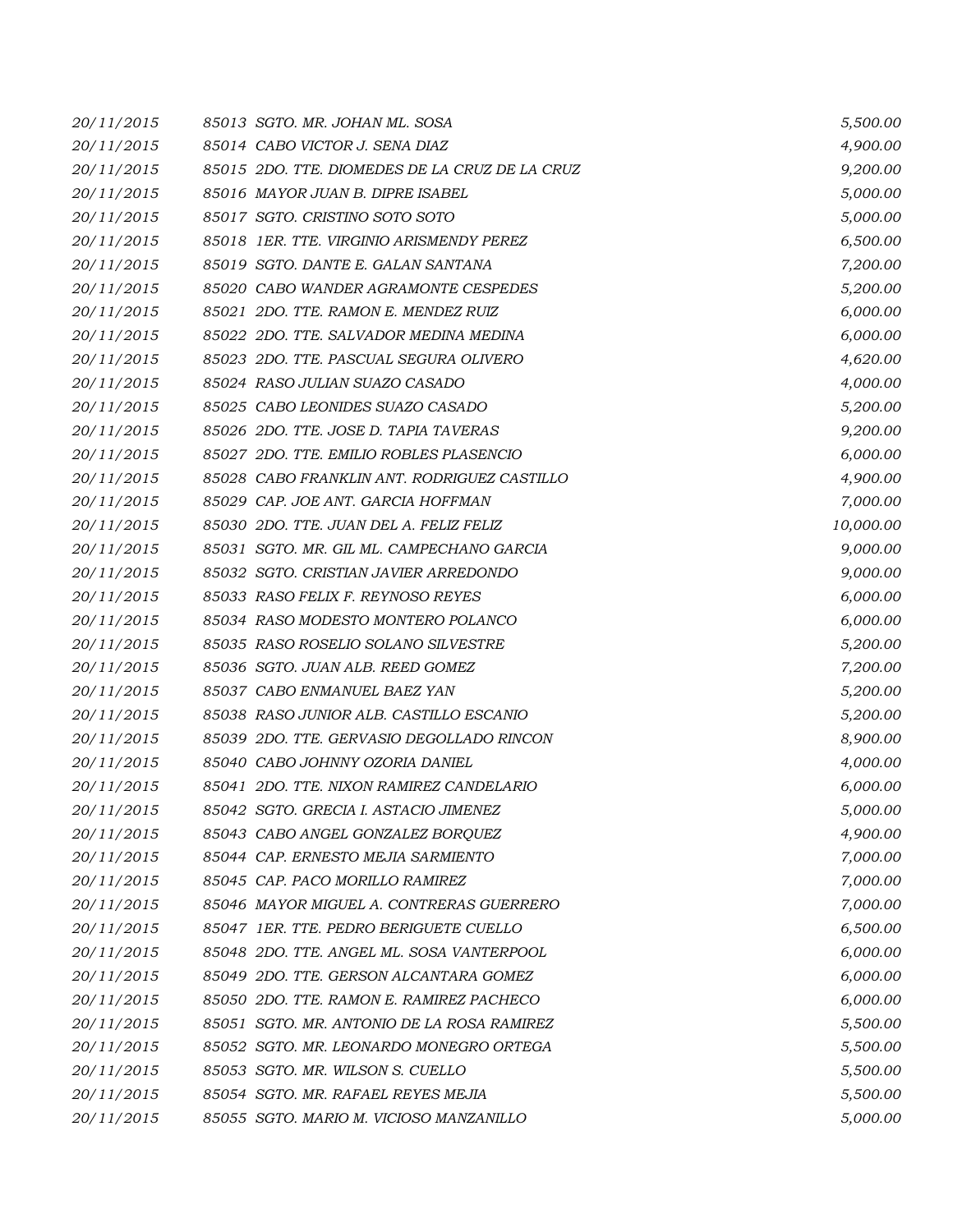| | | |
|---|---|---|
| 20/11/2015 | 85013 SGTO. MR. JOHAN ML. SOSA | 5,500.00 |
| 20/11/2015 | 85014 CABO VICTOR J. SENA DIAZ | 4,900.00 |
| 20/11/2015 | 85015 2DO. TTE. DIOMEDES DE LA CRUZ DE LA CRUZ | 9,200.00 |
| 20/11/2015 | 85016 MAYOR JUAN B. DIPRE ISABEL | 5,000.00 |
| 20/11/2015 | 85017 SGTO. CRISTINO SOTO SOTO | 5,000.00 |
| 20/11/2015 | 85018 1ER. TTE. VIRGINIO ARISMENDY PEREZ | 6,500.00 |
| 20/11/2015 | 85019 SGTO. DANTE E. GALAN SANTANA | 7,200.00 |
| 20/11/2015 | 85020 CABO WANDER AGRAMONTE CESPEDES | 5,200.00 |
| 20/11/2015 | 85021 2DO. TTE. RAMON E. MENDEZ RUIZ | 6,000.00 |
| 20/11/2015 | 85022 2DO. TTE. SALVADOR MEDINA MEDINA | 6,000.00 |
| 20/11/2015 | 85023 2DO. TTE. PASCUAL SEGURA OLIVERO | 4,620.00 |
| 20/11/2015 | 85024 RASO JULIAN SUAZO CASADO | 4,000.00 |
| 20/11/2015 | 85025 CABO LEONIDES SUAZO CASADO | 5,200.00 |
| 20/11/2015 | 85026 2DO. TTE. JOSE D. TAPIA TAVERAS | 9,200.00 |
| 20/11/2015 | 85027 2DO. TTE. EMILIO ROBLES PLASENCIO | 6,000.00 |
| 20/11/2015 | 85028 CABO FRANKLIN ANT. RODRIGUEZ CASTILLO | 4,900.00 |
| 20/11/2015 | 85029 CAP. JOE ANT. GARCIA HOFFMAN | 7,000.00 |
| 20/11/2015 | 85030 2DO. TTE. JUAN DEL A. FELIZ FELIZ | 10,000.00 |
| 20/11/2015 | 85031 SGTO. MR. GIL ML. CAMPECHANO GARCIA | 9,000.00 |
| 20/11/2015 | 85032 SGTO. CRISTIAN JAVIER ARREDONDO | 9,000.00 |
| 20/11/2015 | 85033 RASO FELIX F. REYNOSO REYES | 6,000.00 |
| 20/11/2015 | 85034 RASO MODESTO MONTERO POLANCO | 6,000.00 |
| 20/11/2015 | 85035 RASO ROSELIO SOLANO SILVESTRE | 5,200.00 |
| 20/11/2015 | 85036 SGTO. JUAN ALB. REED GOMEZ | 7,200.00 |
| 20/11/2015 | 85037 CABO ENMANUEL BAEZ YAN | 5,200.00 |
| 20/11/2015 | 85038 RASO JUNIOR ALB. CASTILLO ESCANIO | 5,200.00 |
| 20/11/2015 | 85039 2DO. TTE. GERVASIO DEGOLLADO RINCON | 8,900.00 |
| 20/11/2015 | 85040 CABO JOHNNY OZORIA DANIEL | 4,000.00 |
| 20/11/2015 | 85041 2DO. TTE. NIXON RAMIREZ CANDELARIO | 6,000.00 |
| 20/11/2015 | 85042 SGTO. GRECIA I. ASTACIO JIMENEZ | 5,000.00 |
| 20/11/2015 | 85043 CABO ANGEL GONZALEZ BORQUEZ | 4,900.00 |
| 20/11/2015 | 85044 CAP. ERNESTO MEJIA SARMIENTO | 7,000.00 |
| 20/11/2015 | 85045 CAP. PACO MORILLO RAMIREZ | 7,000.00 |
| 20/11/2015 | 85046 MAYOR MIGUEL A. CONTRERAS GUERRERO | 7,000.00 |
| 20/11/2015 | 85047 1ER. TTE. PEDRO BERIGUETE CUELLO | 6,500.00 |
| 20/11/2015 | 85048 2DO. TTE. ANGEL ML. SOSA VANTERPOOL | 6,000.00 |
| 20/11/2015 | 85049 2DO. TTE. GERSON ALCANTARA GOMEZ | 6,000.00 |
| 20/11/2015 | 85050 2DO. TTE. RAMON E. RAMIREZ PACHECO | 6,000.00 |
| 20/11/2015 | 85051 SGTO. MR. ANTONIO DE LA ROSA RAMIREZ | 5,500.00 |
| 20/11/2015 | 85052 SGTO. MR. LEONARDO MONEGRO ORTEGA | 5,500.00 |
| 20/11/2015 | 85053 SGTO. MR. WILSON S. CUELLO | 5,500.00 |
| 20/11/2015 | 85054 SGTO. MR. RAFAEL REYES MEJIA | 5,500.00 |
| 20/11/2015 | 85055 SGTO. MARIO M. VICIOSO MANZANILLO | 5,000.00 |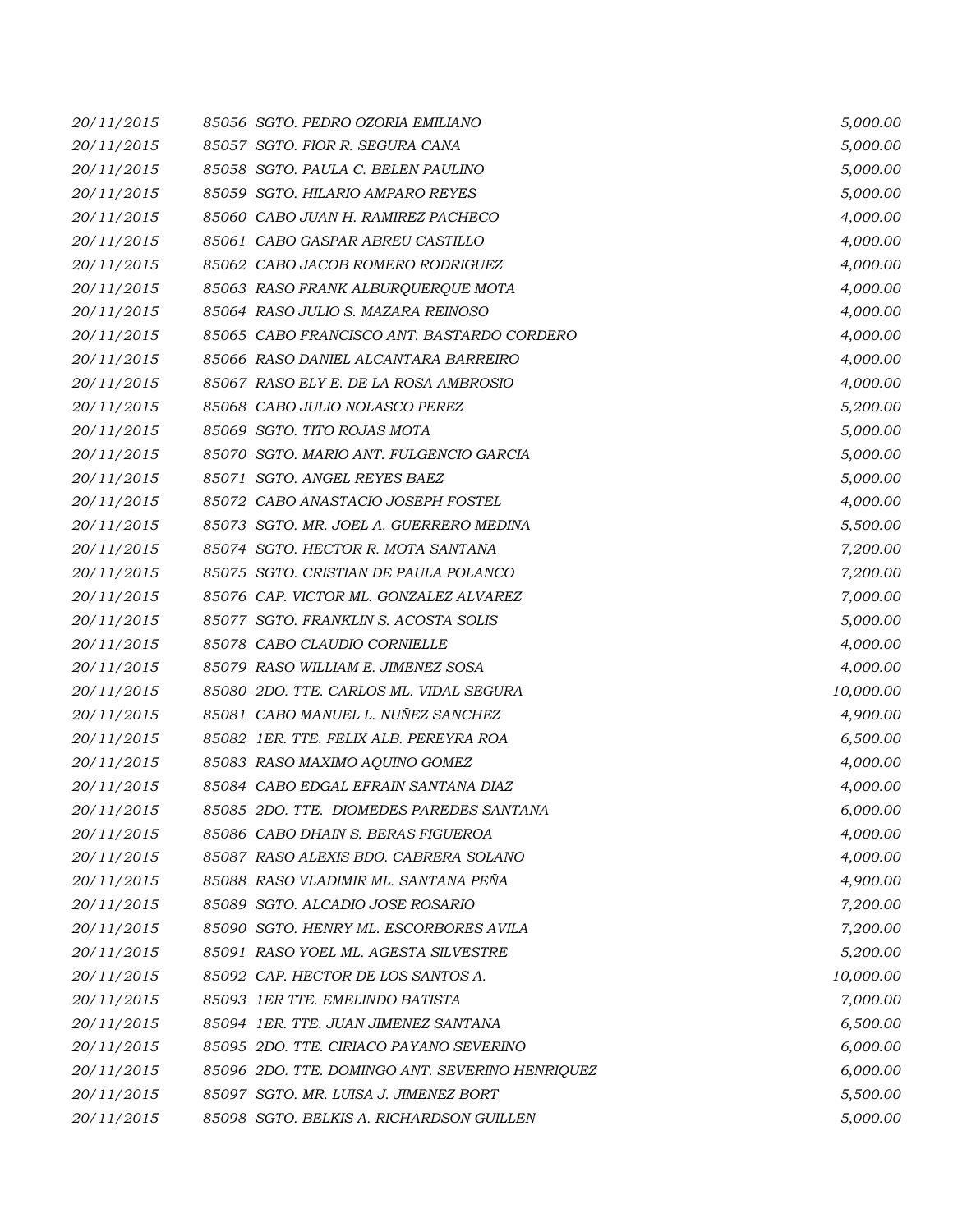| | | |
|---|---|---|
| 20/11/2015 | 85056 SGTO. PEDRO OZORIA EMILIANO | 5,000.00 |
| 20/11/2015 | 85057 SGTO. FIOR R. SEGURA CANA | 5,000.00 |
| 20/11/2015 | 85058 SGTO. PAULA C. BELEN PAULINO | 5,000.00 |
| 20/11/2015 | 85059 SGTO. HILARIO AMPARO REYES | 5,000.00 |
| 20/11/2015 | 85060 CABO JUAN H. RAMIREZ PACHECO | 4,000.00 |
| 20/11/2015 | 85061 CABO GASPAR ABREU CASTILLO | 4,000.00 |
| 20/11/2015 | 85062 CABO JACOB ROMERO RODRIGUEZ | 4,000.00 |
| 20/11/2015 | 85063 RASO FRANK ALBURQUERQUE MOTA | 4,000.00 |
| 20/11/2015 | 85064 RASO JULIO S. MAZARA REINOSO | 4,000.00 |
| 20/11/2015 | 85065 CABO FRANCISCO ANT. BASTARDO CORDERO | 4,000.00 |
| 20/11/2015 | 85066 RASO DANIEL ALCANTARA BARREIRO | 4,000.00 |
| 20/11/2015 | 85067 RASO ELY E. DE LA ROSA AMBROSIO | 4,000.00 |
| 20/11/2015 | 85068 CABO JULIO NOLASCO PEREZ | 5,200.00 |
| 20/11/2015 | 85069 SGTO. TITO ROJAS MOTA | 5,000.00 |
| 20/11/2015 | 85070 SGTO. MARIO ANT. FULGENCIO GARCIA | 5,000.00 |
| 20/11/2015 | 85071 SGTO. ANGEL REYES BAEZ | 5,000.00 |
| 20/11/2015 | 85072 CABO ANASTACIO JOSEPH FOSTEL | 4,000.00 |
| 20/11/2015 | 85073 SGTO. MR. JOEL A. GUERRERO MEDINA | 5,500.00 |
| 20/11/2015 | 85074 SGTO. HECTOR R. MOTA SANTANA | 7,200.00 |
| 20/11/2015 | 85075 SGTO. CRISTIAN DE PAULA POLANCO | 7,200.00 |
| 20/11/2015 | 85076 CAP. VICTOR ML. GONZALEZ ALVAREZ | 7,000.00 |
| 20/11/2015 | 85077 SGTO. FRANKLIN S. ACOSTA SOLIS | 5,000.00 |
| 20/11/2015 | 85078 CABO CLAUDIO CORNIELLE | 4,000.00 |
| 20/11/2015 | 85079 RASO WILLIAM E. JIMENEZ SOSA | 4,000.00 |
| 20/11/2015 | 85080 2DO. TTE. CARLOS ML. VIDAL SEGURA | 10,000.00 |
| 20/11/2015 | 85081 CABO MANUEL L. NUÑEZ SANCHEZ | 4,900.00 |
| 20/11/2015 | 85082 1ER. TTE. FELIX ALB. PEREYRA ROA | 6,500.00 |
| 20/11/2015 | 85083 RASO MAXIMO AQUINO GOMEZ | 4,000.00 |
| 20/11/2015 | 85084 CABO EDGAL EFRAIN SANTANA DIAZ | 4,000.00 |
| 20/11/2015 | 85085 2DO. TTE. DIOMEDES PAREDES SANTANA | 6,000.00 |
| 20/11/2015 | 85086 CABO DHAIN S. BERAS FIGUEROA | 4,000.00 |
| 20/11/2015 | 85087 RASO ALEXIS BDO. CABRERA SOLANO | 4,000.00 |
| 20/11/2015 | 85088 RASO VLADIMIR ML. SANTANA PEÑA | 4,900.00 |
| 20/11/2015 | 85089 SGTO. ALCADIO JOSE ROSARIO | 7,200.00 |
| 20/11/2015 | 85090 SGTO. HENRY ML. ESCORBORES AVILA | 7,200.00 |
| 20/11/2015 | 85091 RASO YOEL ML. AGESTA SILVESTRE | 5,200.00 |
| 20/11/2015 | 85092 CAP. HECTOR DE LOS SANTOS A. | 10,000.00 |
| 20/11/2015 | 85093 1ER TTE. EMELINDO BATISTA | 7,000.00 |
| 20/11/2015 | 85094 1ER. TTE. JUAN JIMENEZ SANTANA | 6,500.00 |
| 20/11/2015 | 85095 2DO. TTE. CIRIACO PAYANO SEVERINO | 6,000.00 |
| 20/11/2015 | 85096 2DO. TTE. DOMINGO ANT. SEVERINO HENRIQUEZ | 6,000.00 |
| 20/11/2015 | 85097 SGTO. MR. LUISA J. JIMENEZ BORT | 5,500.00 |
| 20/11/2015 | 85098 SGTO. BELKIS A. RICHARDSON GUILLEN | 5,000.00 |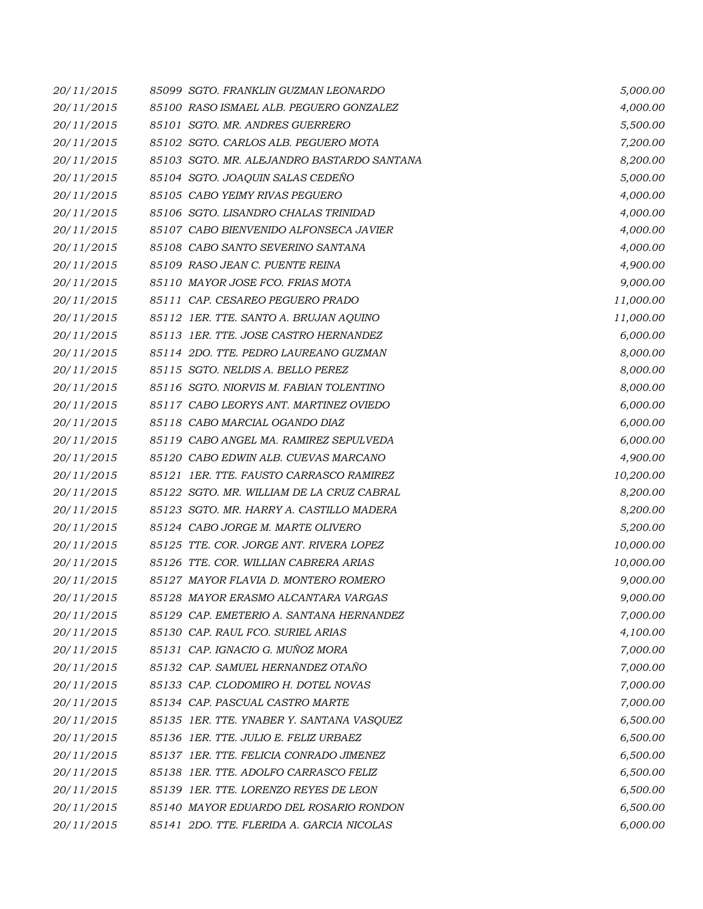| | | |
|---|---|---|
| 20/11/2015 | 85099 SGTO. FRANKLIN GUZMAN LEONARDO | 5,000.00 |
| 20/11/2015 | 85100 RASO ISMAEL ALB. PEGUERO GONZALEZ | 4,000.00 |
| 20/11/2015 | 85101 SGTO. MR. ANDRES GUERRERO | 5,500.00 |
| 20/11/2015 | 85102 SGTO. CARLOS ALB. PEGUERO MOTA | 7,200.00 |
| 20/11/2015 | 85103 SGTO. MR. ALEJANDRO BASTARDO SANTANA | 8,200.00 |
| 20/11/2015 | 85104 SGTO. JOAQUIN SALAS CEDEÑO | 5,000.00 |
| 20/11/2015 | 85105 CABO YEIMY RIVAS PEGUERO | 4,000.00 |
| 20/11/2015 | 85106 SGTO. LISANDRO CHALAS TRINIDAD | 4,000.00 |
| 20/11/2015 | 85107 CABO BIENVENIDO ALFONSECA JAVIER | 4,000.00 |
| 20/11/2015 | 85108 CABO SANTO SEVERINO SANTANA | 4,000.00 |
| 20/11/2015 | 85109 RASO JEAN C. PUENTE REINA | 4,900.00 |
| 20/11/2015 | 85110 MAYOR JOSE FCO. FRIAS MOTA | 9,000.00 |
| 20/11/2015 | 85111 CAP. CESAREO PEGUERO PRADO | 11,000.00 |
| 20/11/2015 | 85112 1ER. TTE. SANTO A. BRUJAN AQUINO | 11,000.00 |
| 20/11/2015 | 85113 1ER. TTE. JOSE CASTRO HERNANDEZ | 6,000.00 |
| 20/11/2015 | 85114 2DO. TTE. PEDRO LAUREANO GUZMAN | 8,000.00 |
| 20/11/2015 | 85115 SGTO. NELDIS A. BELLO PEREZ | 8,000.00 |
| 20/11/2015 | 85116 SGTO. NIORVIS M. FABIAN TOLENTINO | 8,000.00 |
| 20/11/2015 | 85117 CABO LEORYS ANT. MARTINEZ OVIEDO | 6,000.00 |
| 20/11/2015 | 85118 CABO MARCIAL OGANDO DIAZ | 6,000.00 |
| 20/11/2015 | 85119 CABO ANGEL MA. RAMIREZ SEPULVEDA | 6,000.00 |
| 20/11/2015 | 85120 CABO EDWIN ALB. CUEVAS MARCANO | 4,900.00 |
| 20/11/2015 | 85121 1ER. TTE. FAUSTO CARRASCO RAMIREZ | 10,200.00 |
| 20/11/2015 | 85122 SGTO. MR. WILLIAM DE LA CRUZ CABRAL | 8,200.00 |
| 20/11/2015 | 85123 SGTO. MR. HARRY A. CASTILLO MADERA | 8,200.00 |
| 20/11/2015 | 85124 CABO JORGE M. MARTE OLIVERO | 5,200.00 |
| 20/11/2015 | 85125 TTE. COR. JORGE ANT. RIVERA LOPEZ | 10,000.00 |
| 20/11/2015 | 85126 TTE. COR. WILLIAN CABRERA ARIAS | 10,000.00 |
| 20/11/2015 | 85127 MAYOR FLAVIA D. MONTERO ROMERO | 9,000.00 |
| 20/11/2015 | 85128 MAYOR ERASMO ALCANTARA VARGAS | 9,000.00 |
| 20/11/2015 | 85129 CAP. EMETERIO A. SANTANA HERNANDEZ | 7,000.00 |
| 20/11/2015 | 85130 CAP. RAUL FCO. SURIEL ARIAS | 4,100.00 |
| 20/11/2015 | 85131 CAP. IGNACIO G. MUÑOZ MORA | 7,000.00 |
| 20/11/2015 | 85132 CAP. SAMUEL HERNANDEZ OTAÑO | 7,000.00 |
| 20/11/2015 | 85133 CAP. CLODOMIRO H. DOTEL NOVAS | 7,000.00 |
| 20/11/2015 | 85134 CAP. PASCUAL CASTRO MARTE | 7,000.00 |
| 20/11/2015 | 85135 1ER. TTE. YNABER Y. SANTANA VASQUEZ | 6,500.00 |
| 20/11/2015 | 85136 1ER. TTE. JULIO E. FELIZ URBAEZ | 6,500.00 |
| 20/11/2015 | 85137 1ER. TTE. FELICIA CONRADO JIMENEZ | 6,500.00 |
| 20/11/2015 | 85138 1ER. TTE. ADOLFO CARRASCO FELIZ | 6,500.00 |
| 20/11/2015 | 85139 1ER. TTE. LORENZO REYES DE LEON | 6,500.00 |
| 20/11/2015 | 85140 MAYOR EDUARDO DEL ROSARIO RONDON | 6,500.00 |
| 20/11/2015 | 85141 2DO. TTE. FLERIDA A. GARCIA NICOLAS | 6,000.00 |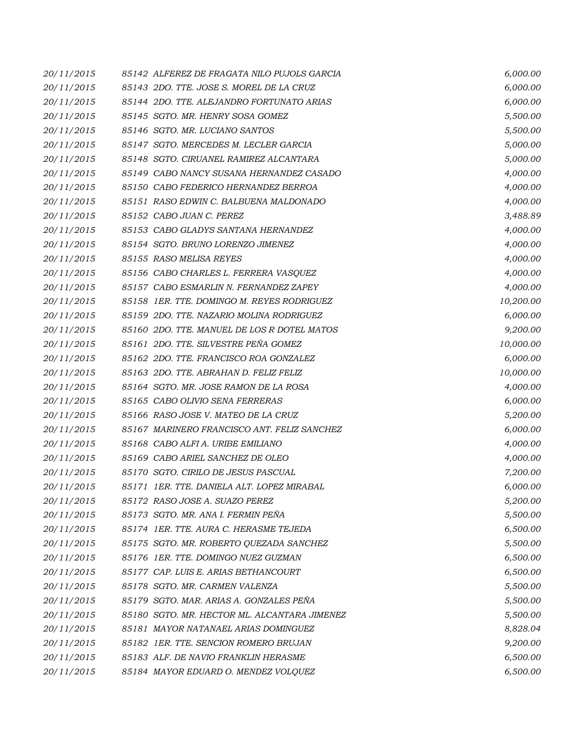| | | |
|---|---|---|
| 20/11/2015 | 85142 ALFEREZ DE FRAGATA NILO PUJOLS GARCIA | 6,000.00 |
| 20/11/2015 | 85143 2DO. TTE. JOSE S. MOREL DE LA CRUZ | 6,000.00 |
| 20/11/2015 | 85144 2DO. TTE. ALEJANDRO FORTUNATO ARIAS | 6,000.00 |
| 20/11/2015 | 85145 SGTO. MR. HENRY SOSA GOMEZ | 5,500.00 |
| 20/11/2015 | 85146 SGTO. MR. LUCIANO SANTOS | 5,500.00 |
| 20/11/2015 | 85147 SGTO. MERCEDES M. LECLER GARCIA | 5,000.00 |
| 20/11/2015 | 85148 SGTO. CIRUANEL RAMIREZ ALCANTARA | 5,000.00 |
| 20/11/2015 | 85149 CABO NANCY SUSANA HERNANDEZ CASADO | 4,000.00 |
| 20/11/2015 | 85150 CABO FEDERICO HERNANDEZ BERROA | 4,000.00 |
| 20/11/2015 | 85151 RASO EDWIN C. BALBUENA MALDONADO | 4,000.00 |
| 20/11/2015 | 85152 CABO JUAN C. PEREZ | 3,488.89 |
| 20/11/2015 | 85153 CABO GLADYS SANTANA HERNANDEZ | 4,000.00 |
| 20/11/2015 | 85154 SGTO. BRUNO LORENZO JIMENEZ | 4,000.00 |
| 20/11/2015 | 85155 RASO MELISA REYES | 4,000.00 |
| 20/11/2015 | 85156 CABO CHARLES L. FERRERA VASQUEZ | 4,000.00 |
| 20/11/2015 | 85157 CABO ESMARLIN N. FERNANDEZ ZAPEY | 4,000.00 |
| 20/11/2015 | 85158 1ER. TTE. DOMINGO M. REYES RODRIGUEZ | 10,200.00 |
| 20/11/2015 | 85159 2DO. TTE. NAZARIO MOLINA RODRIGUEZ | 6,000.00 |
| 20/11/2015 | 85160 2DO. TTE. MANUEL DE LOS R DOTEL MATOS | 9,200.00 |
| 20/11/2015 | 85161 2DO. TTE. SILVESTRE PEÑA GOMEZ | 10,000.00 |
| 20/11/2015 | 85162 2DO. TTE. FRANCISCO ROA GONZALEZ | 6,000.00 |
| 20/11/2015 | 85163 2DO. TTE. ABRAHAN D. FELIZ FELIZ | 10,000.00 |
| 20/11/2015 | 85164 SGTO. MR. JOSE RAMON DE LA ROSA | 4,000.00 |
| 20/11/2015 | 85165 CABO OLIVIO SENA FERRERAS | 6,000.00 |
| 20/11/2015 | 85166 RASO JOSE V. MATEO DE LA CRUZ | 5,200.00 |
| 20/11/2015 | 85167 MARINERO FRANCISCO ANT. FELIZ SANCHEZ | 6,000.00 |
| 20/11/2015 | 85168 CABO ALFI A. URIBE EMILIANO | 4,000.00 |
| 20/11/2015 | 85169 CABO ARIEL SANCHEZ DE OLEO | 4,000.00 |
| 20/11/2015 | 85170 SGTO. CIRILO DE JESUS PASCUAL | 7,200.00 |
| 20/11/2015 | 85171 1ER. TTE. DANIELA ALT. LOPEZ MIRABAL | 6,000.00 |
| 20/11/2015 | 85172 RASO JOSE A. SUAZO PEREZ | 5,200.00 |
| 20/11/2015 | 85173 SGTO. MR. ANA I. FERMIN PEÑA | 5,500.00 |
| 20/11/2015 | 85174 1ER. TTE. AURA C. HERASME TEJEDA | 6,500.00 |
| 20/11/2015 | 85175 SGTO. MR. ROBERTO QUEZADA SANCHEZ | 5,500.00 |
| 20/11/2015 | 85176 1ER. TTE. DOMINGO NUEZ GUZMAN | 6,500.00 |
| 20/11/2015 | 85177 CAP. LUIS E. ARIAS BETHANCOURT | 6,500.00 |
| 20/11/2015 | 85178 SGTO. MR. CARMEN VALENZA | 5,500.00 |
| 20/11/2015 | 85179 SGTO. MAR. ARIAS A. GONZALES PEÑA | 5,500.00 |
| 20/11/2015 | 85180 SGTO. MR. HECTOR ML. ALCANTARA JIMENEZ | 5,500.00 |
| 20/11/2015 | 85181 MAYOR NATANAEL ARIAS DOMINGUEZ | 8,828.04 |
| 20/11/2015 | 85182 1ER. TTE. SENCION ROMERO BRUJAN | 9,200.00 |
| 20/11/2015 | 85183 ALF. DE NAVIO FRANKLIN HERASME | 6,500.00 |
| 20/11/2015 | 85184 MAYOR EDUARD O. MENDEZ VOLQUEZ | 6,500.00 |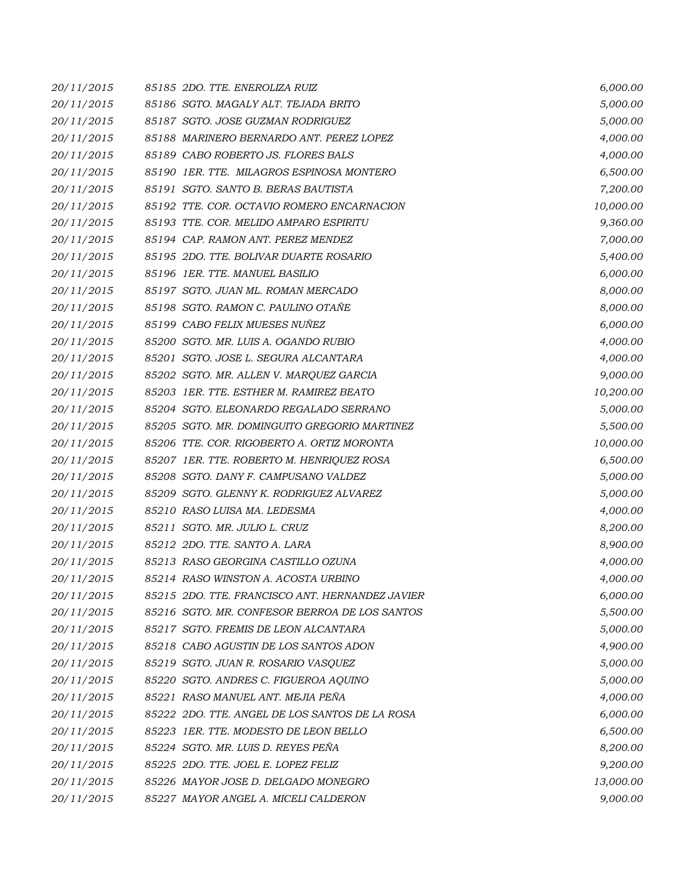| | | |
|---|---|---|
| 20/11/2015 | 85185 2DO. TTE. ENEROLIZA RUIZ | 6,000.00 |
| 20/11/2015 | 85186 SGTO. MAGALY ALT. TEJADA BRITO | 5,000.00 |
| 20/11/2015 | 85187 SGTO. JOSE GUZMAN RODRIGUEZ | 5,000.00 |
| 20/11/2015 | 85188 MARINERO BERNARDO ANT. PEREZ LOPEZ | 4,000.00 |
| 20/11/2015 | 85189 CABO ROBERTO JS. FLORES BALS | 4,000.00 |
| 20/11/2015 | 85190 1ER. TTE. MILAGROS ESPINOSA MONTERO | 6,500.00 |
| 20/11/2015 | 85191 SGTO. SANTO B. BERAS BAUTISTA | 7,200.00 |
| 20/11/2015 | 85192 TTE. COR. OCTAVIO ROMERO ENCARNACION | 10,000.00 |
| 20/11/2015 | 85193 TTE. COR. MELIDO AMPARO ESPIRITU | 9,360.00 |
| 20/11/2015 | 85194 CAP. RAMON ANT. PEREZ MENDEZ | 7,000.00 |
| 20/11/2015 | 85195 2DO. TTE. BOLIVAR DUARTE ROSARIO | 5,400.00 |
| 20/11/2015 | 85196 1ER. TTE. MANUEL BASILIO | 6,000.00 |
| 20/11/2015 | 85197 SGTO. JUAN ML. ROMAN MERCADO | 8,000.00 |
| 20/11/2015 | 85198 SGTO. RAMON C. PAULINO OTAÑE | 8,000.00 |
| 20/11/2015 | 85199 CABO FELIX MUESES NUÑEZ | 6,000.00 |
| 20/11/2015 | 85200 SGTO. MR. LUIS A. OGANDO RUBIO | 4,000.00 |
| 20/11/2015 | 85201 SGTO. JOSE L. SEGURA ALCANTARA | 4,000.00 |
| 20/11/2015 | 85202 SGTO. MR. ALLEN V. MARQUEZ GARCIA | 9,000.00 |
| 20/11/2015 | 85203 1ER. TTE. ESTHER M. RAMIREZ BEATO | 10,200.00 |
| 20/11/2015 | 85204 SGTO. ELEONARDO REGALADO SERRANO | 5,000.00 |
| 20/11/2015 | 85205 SGTO. MR. DOMINGUITO GREGORIO MARTINEZ | 5,500.00 |
| 20/11/2015 | 85206 TTE. COR. RIGOBERTO A. ORTIZ MORONTA | 10,000.00 |
| 20/11/2015 | 85207 1ER. TTE. ROBERTO M. HENRIQUEZ ROSA | 6,500.00 |
| 20/11/2015 | 85208 SGTO. DANY F. CAMPUSANO VALDEZ | 5,000.00 |
| 20/11/2015 | 85209 SGTO. GLENNY K. RODRIGUEZ ALVAREZ | 5,000.00 |
| 20/11/2015 | 85210 RASO LUISA MA. LEDESMA | 4,000.00 |
| 20/11/2015 | 85211 SGTO. MR. JULIO L. CRUZ | 8,200.00 |
| 20/11/2015 | 85212 2DO. TTE. SANTO A. LARA | 8,900.00 |
| 20/11/2015 | 85213 RASO GEORGINA CASTILLO OZUNA | 4,000.00 |
| 20/11/2015 | 85214 RASO WINSTON A. ACOSTA URBINO | 4,000.00 |
| 20/11/2015 | 85215 2DO. TTE. FRANCISCO ANT. HERNANDEZ JAVIER | 6,000.00 |
| 20/11/2015 | 85216 SGTO. MR. CONFESOR BERROA DE LOS SANTOS | 5,500.00 |
| 20/11/2015 | 85217 SGTO. FREMIS DE LEON ALCANTARA | 5,000.00 |
| 20/11/2015 | 85218 CABO AGUSTIN DE LOS SANTOS ADON | 4,900.00 |
| 20/11/2015 | 85219 SGTO. JUAN R. ROSARIO VASQUEZ | 5,000.00 |
| 20/11/2015 | 85220 SGTO. ANDRES C. FIGUEROA AQUINO | 5,000.00 |
| 20/11/2015 | 85221 RASO MANUEL ANT. MEJIA PEÑA | 4,000.00 |
| 20/11/2015 | 85222 2DO. TTE. ANGEL DE LOS SANTOS DE LA ROSA | 6,000.00 |
| 20/11/2015 | 85223 1ER. TTE. MODESTO DE LEON BELLO | 6,500.00 |
| 20/11/2015 | 85224 SGTO. MR. LUIS D. REYES PEÑA | 8,200.00 |
| 20/11/2015 | 85225 2DO. TTE. JOEL E. LOPEZ FELIZ | 9,200.00 |
| 20/11/2015 | 85226 MAYOR JOSE D. DELGADO MONEGRO | 13,000.00 |
| 20/11/2015 | 85227 MAYOR ANGEL A. MICELI CALDERON | 9,000.00 |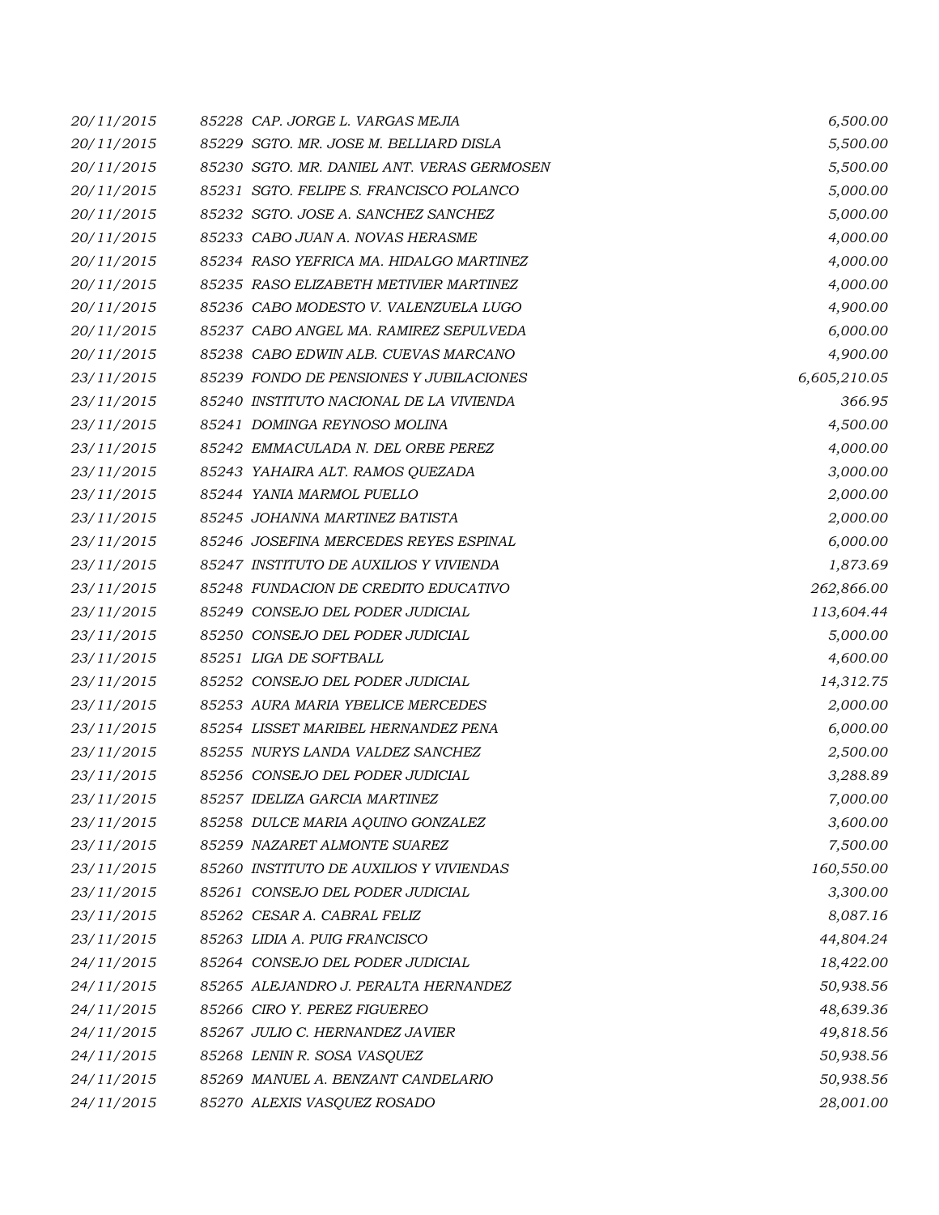| | | |
|---|---|---|
| 20/11/2015 | 85228 CAP. JORGE L. VARGAS MEJIA | 6,500.00 |
| 20/11/2015 | 85229 SGTO. MR. JOSE M. BELLIARD DISLA | 5,500.00 |
| 20/11/2015 | 85230 SGTO. MR. DANIEL ANT. VERAS GERMOSEN | 5,500.00 |
| 20/11/2015 | 85231 SGTO. FELIPE S. FRANCISCO POLANCO | 5,000.00 |
| 20/11/2015 | 85232 SGTO. JOSE A. SANCHEZ SANCHEZ | 5,000.00 |
| 20/11/2015 | 85233 CABO JUAN A. NOVAS HERASME | 4,000.00 |
| 20/11/2015 | 85234 RASO YEFRICA MA. HIDALGO MARTINEZ | 4,000.00 |
| 20/11/2015 | 85235 RASO ELIZABETH METIVIER MARTINEZ | 4,000.00 |
| 20/11/2015 | 85236 CABO MODESTO V. VALENZUELA LUGO | 4,900.00 |
| 20/11/2015 | 85237 CABO ANGEL MA. RAMIREZ SEPULVEDA | 6,000.00 |
| 20/11/2015 | 85238 CABO EDWIN ALB. CUEVAS MARCANO | 4,900.00 |
| 23/11/2015 | 85239 FONDO DE PENSIONES Y JUBILACIONES | 6,605,210.05 |
| 23/11/2015 | 85240 INSTITUTO NACIONAL DE LA VIVIENDA | 366.95 |
| 23/11/2015 | 85241 DOMINGA REYNOSO MOLINA | 4,500.00 |
| 23/11/2015 | 85242 EMMACULADA N. DEL ORBE PEREZ | 4,000.00 |
| 23/11/2015 | 85243 YAHAIRA ALT. RAMOS QUEZADA | 3,000.00 |
| 23/11/2015 | 85244 YANIA MARMOL PUELLO | 2,000.00 |
| 23/11/2015 | 85245 JOHANNA MARTINEZ BATISTA | 2,000.00 |
| 23/11/2015 | 85246 JOSEFINA MERCEDES REYES ESPINAL | 6,000.00 |
| 23/11/2015 | 85247 INSTITUTO DE AUXILIOS Y VIVIENDA | 1,873.69 |
| 23/11/2015 | 85248 FUNDACION DE CREDITO EDUCATIVO | 262,866.00 |
| 23/11/2015 | 85249 CONSEJO DEL PODER JUDICIAL | 113,604.44 |
| 23/11/2015 | 85250 CONSEJO DEL PODER JUDICIAL | 5,000.00 |
| 23/11/2015 | 85251 LIGA DE SOFTBALL | 4,600.00 |
| 23/11/2015 | 85252 CONSEJO DEL PODER JUDICIAL | 14,312.75 |
| 23/11/2015 | 85253 AURA MARIA YBELICE MERCEDES | 2,000.00 |
| 23/11/2015 | 85254 LISSET MARIBEL HERNANDEZ PENA | 6,000.00 |
| 23/11/2015 | 85255 NURYS LANDA VALDEZ SANCHEZ | 2,500.00 |
| 23/11/2015 | 85256 CONSEJO DEL PODER JUDICIAL | 3,288.89 |
| 23/11/2015 | 85257 IDELIZA GARCIA MARTINEZ | 7,000.00 |
| 23/11/2015 | 85258 DULCE MARIA AQUINO GONZALEZ | 3,600.00 |
| 23/11/2015 | 85259 NAZARET ALMONTE SUAREZ | 7,500.00 |
| 23/11/2015 | 85260 INSTITUTO DE AUXILIOS Y VIVIENDAS | 160,550.00 |
| 23/11/2015 | 85261 CONSEJO DEL PODER JUDICIAL | 3,300.00 |
| 23/11/2015 | 85262 CESAR A. CABRAL FELIZ | 8,087.16 |
| 23/11/2015 | 85263 LIDIA A. PUIG FRANCISCO | 44,804.24 |
| 24/11/2015 | 85264 CONSEJO DEL PODER JUDICIAL | 18,422.00 |
| 24/11/2015 | 85265 ALEJANDRO J. PERALTA HERNANDEZ | 50,938.56 |
| 24/11/2015 | 85266 CIRO Y. PEREZ FIGUEREO | 48,639.36 |
| 24/11/2015 | 85267 JULIO C. HERNANDEZ JAVIER | 49,818.56 |
| 24/11/2015 | 85268 LENIN R. SOSA VASQUEZ | 50,938.56 |
| 24/11/2015 | 85269 MANUEL A. BENZANT CANDELARIO | 50,938.56 |
| 24/11/2015 | 85270 ALEXIS VASQUEZ ROSADO | 28,001.00 |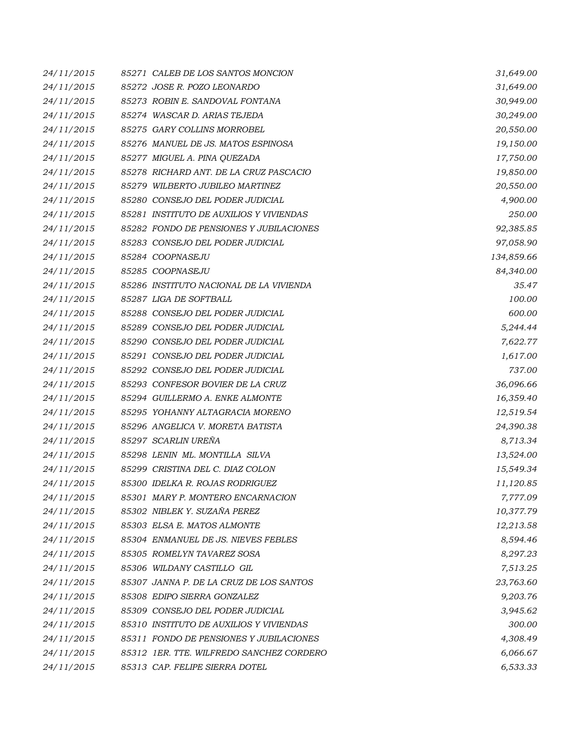| | | | |
|---|---|---|---|
| 24/11/2015 | 85271 | CALEB DE LOS SANTOS MONCION | 31,649.00 |
| 24/11/2015 | 85272 | JOSE R. POZO LEONARDO | 31,649.00 |
| 24/11/2015 | 85273 | ROBIN E. SANDOVAL FONTANA | 30,949.00 |
| 24/11/2015 | 85274 | WASCAR D. ARIAS TEJEDA | 30,249.00 |
| 24/11/2015 | 85275 | GARY COLLINS MORROBEL | 20,550.00 |
| 24/11/2015 | 85276 | MANUEL DE JS. MATOS ESPINOSA | 19,150.00 |
| 24/11/2015 | 85277 | MIGUEL A. PINA QUEZADA | 17,750.00 |
| 24/11/2015 | 85278 | RICHARD ANT. DE LA CRUZ PASCACIO | 19,850.00 |
| 24/11/2015 | 85279 | WILBERTO JUBILEO MARTINEZ | 20,550.00 |
| 24/11/2015 | 85280 | CONSEJO DEL PODER JUDICIAL | 4,900.00 |
| 24/11/2015 | 85281 | INSTITUTO DE AUXILIOS Y VIVIENDAS | 250.00 |
| 24/11/2015 | 85282 | FONDO DE PENSIONES Y JUBILACIONES | 92,385.85 |
| 24/11/2015 | 85283 | CONSEJO DEL PODER JUDICIAL | 97,058.90 |
| 24/11/2015 | 85284 | COOPNASEJU | 134,859.66 |
| 24/11/2015 | 85285 | COOPNASEJU | 84,340.00 |
| 24/11/2015 | 85286 | INSTITUTO NACIONAL DE LA VIVIENDA | 35.47 |
| 24/11/2015 | 85287 | LIGA DE SOFTBALL | 100.00 |
| 24/11/2015 | 85288 | CONSEJO DEL PODER JUDICIAL | 600.00 |
| 24/11/2015 | 85289 | CONSEJO DEL PODER JUDICIAL | 5,244.44 |
| 24/11/2015 | 85290 | CONSEJO DEL PODER JUDICIAL | 7,622.77 |
| 24/11/2015 | 85291 | CONSEJO DEL PODER JUDICIAL | 1,617.00 |
| 24/11/2015 | 85292 | CONSEJO DEL PODER JUDICIAL | 737.00 |
| 24/11/2015 | 85293 | CONFESOR BOVIER DE LA CRUZ | 36,096.66 |
| 24/11/2015 | 85294 | GUILLERMO A. ENKE ALMONTE | 16,359.40 |
| 24/11/2015 | 85295 | YOHANNY ALTAGRACIA MORENO | 12,519.54 |
| 24/11/2015 | 85296 | ANGELICA V. MORETA BATISTA | 24,390.38 |
| 24/11/2015 | 85297 | SCARLIN UREÑA | 8,713.34 |
| 24/11/2015 | 85298 | LENIN ML. MONTILLA SILVA | 13,524.00 |
| 24/11/2015 | 85299 | CRISTINA DEL C. DIAZ COLON | 15,549.34 |
| 24/11/2015 | 85300 | IDELKA R. ROJAS RODRIGUEZ | 11,120.85 |
| 24/11/2015 | 85301 | MARY P. MONTERO ENCARNACION | 7,777.09 |
| 24/11/2015 | 85302 | NIBLEK Y. SUZAÑA PEREZ | 10,377.79 |
| 24/11/2015 | 85303 | ELSA E. MATOS ALMONTE | 12,213.58 |
| 24/11/2015 | 85304 | ENMANUEL DE JS. NIEVES FEBLES | 8,594.46 |
| 24/11/2015 | 85305 | ROMELYN TAVAREZ SOSA | 8,297.23 |
| 24/11/2015 | 85306 | WILDANY CASTILLO GIL | 7,513.25 |
| 24/11/2015 | 85307 | JANNA P. DE LA CRUZ DE LOS SANTOS | 23,763.60 |
| 24/11/2015 | 85308 | EDIPO SIERRA GONZALEZ | 9,203.76 |
| 24/11/2015 | 85309 | CONSEJO DEL PODER JUDICIAL | 3,945.62 |
| 24/11/2015 | 85310 | INSTITUTO DE AUXILIOS Y VIVIENDAS | 300.00 |
| 24/11/2015 | 85311 | FONDO DE PENSIONES Y JUBILACIONES | 4,308.49 |
| 24/11/2015 | 85312 | 1ER. TTE. WILFREDO SANCHEZ CORDERO | 6,066.67 |
| 24/11/2015 | 85313 | CAP. FELIPE SIERRA DOTEL | 6,533.33 |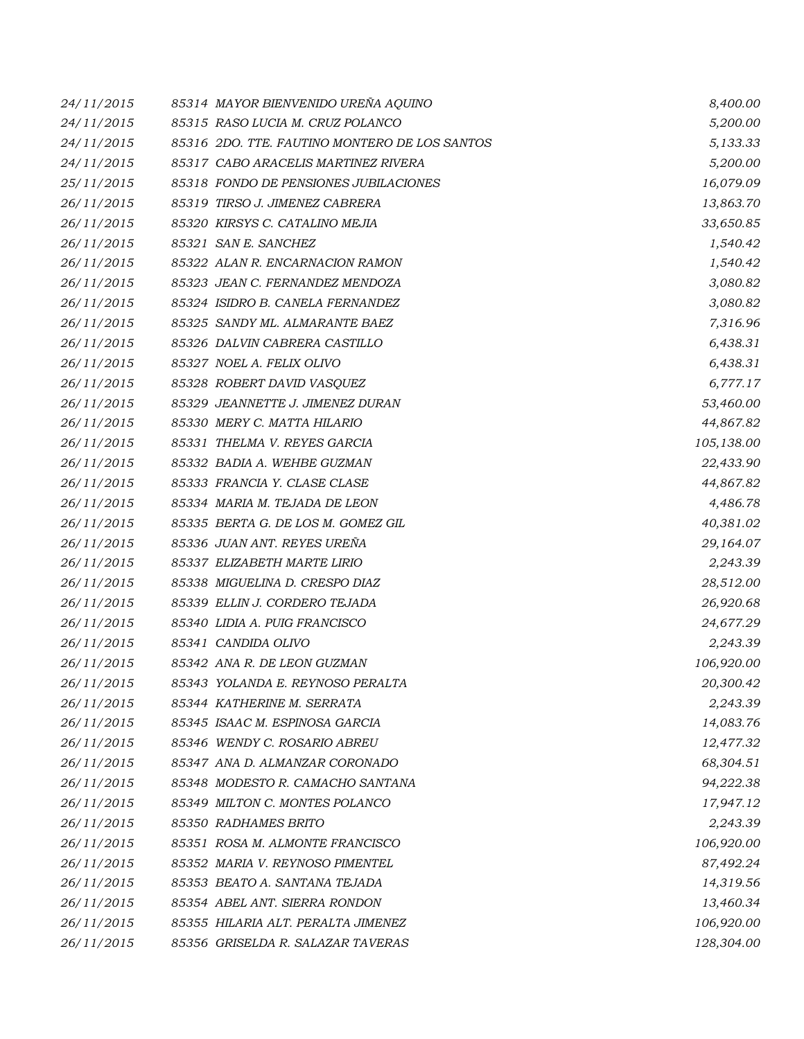| | | |
|---|---|---|
| 24/11/2015 | 85314 MAYOR BIENVENIDO UREÑA AQUINO | 8,400.00 |
| 24/11/2015 | 85315 RASO LUCIA M. CRUZ POLANCO | 5,200.00 |
| 24/11/2015 | 85316 2DO. TTE. FAUTINO MONTERO DE LOS SANTOS | 5,133.33 |
| 24/11/2015 | 85317 CABO ARACELIS MARTINEZ RIVERA | 5,200.00 |
| 25/11/2015 | 85318 FONDO DE PENSIONES JUBILACIONES | 16,079.09 |
| 26/11/2015 | 85319 TIRSO J. JIMENEZ CABRERA | 13,863.70 |
| 26/11/2015 | 85320 KIRSYS C. CATALINO MEJIA | 33,650.85 |
| 26/11/2015 | 85321 SAN E. SANCHEZ | 1,540.42 |
| 26/11/2015 | 85322 ALAN R. ENCARNACION RAMON | 1,540.42 |
| 26/11/2015 | 85323 JEAN C. FERNANDEZ MENDOZA | 3,080.82 |
| 26/11/2015 | 85324 ISIDRO B. CANELA FERNANDEZ | 3,080.82 |
| 26/11/2015 | 85325 SANDY ML. ALMARANTE BAEZ | 7,316.96 |
| 26/11/2015 | 85326 DALVIN CABRERA CASTILLO | 6,438.31 |
| 26/11/2015 | 85327 NOEL A. FELIX OLIVO | 6,438.31 |
| 26/11/2015 | 85328 ROBERT DAVID VASQUEZ | 6,777.17 |
| 26/11/2015 | 85329 JEANNETTE J. JIMENEZ DURAN | 53,460.00 |
| 26/11/2015 | 85330 MERY C. MATTA HILARIO | 44,867.82 |
| 26/11/2015 | 85331 THELMA V. REYES GARCIA | 105,138.00 |
| 26/11/2015 | 85332 BADIA A. WEHBE GUZMAN | 22,433.90 |
| 26/11/2015 | 85333 FRANCIA Y. CLASE CLASE | 44,867.82 |
| 26/11/2015 | 85334 MARIA M. TEJADA DE LEON | 4,486.78 |
| 26/11/2015 | 85335 BERTA G. DE LOS M. GOMEZ GIL | 40,381.02 |
| 26/11/2015 | 85336 JUAN ANT. REYES UREÑA | 29,164.07 |
| 26/11/2015 | 85337 ELIZABETH MARTE LIRIO | 2,243.39 |
| 26/11/2015 | 85338 MIGUELINA D. CRESPO DIAZ | 28,512.00 |
| 26/11/2015 | 85339 ELLIN J. CORDERO TEJADA | 26,920.68 |
| 26/11/2015 | 85340 LIDIA A. PUIG FRANCISCO | 24,677.29 |
| 26/11/2015 | 85341 CANDIDA OLIVO | 2,243.39 |
| 26/11/2015 | 85342 ANA R. DE LEON GUZMAN | 106,920.00 |
| 26/11/2015 | 85343 YOLANDA E. REYNOSO PERALTA | 20,300.42 |
| 26/11/2015 | 85344 KATHERINE M. SERRATA | 2,243.39 |
| 26/11/2015 | 85345 ISAAC M. ESPINOSA GARCIA | 14,083.76 |
| 26/11/2015 | 85346 WENDY C. ROSARIO ABREU | 12,477.32 |
| 26/11/2015 | 85347 ANA D. ALMANZAR CORONADO | 68,304.51 |
| 26/11/2015 | 85348 MODESTO R. CAMACHO SANTANA | 94,222.38 |
| 26/11/2015 | 85349 MILTON C. MONTES POLANCO | 17,947.12 |
| 26/11/2015 | 85350 RADHAMES BRITO | 2,243.39 |
| 26/11/2015 | 85351 ROSA M. ALMONTE FRANCISCO | 106,920.00 |
| 26/11/2015 | 85352 MARIA V. REYNOSO PIMENTEL | 87,492.24 |
| 26/11/2015 | 85353 BEATO A. SANTANA TEJADA | 14,319.56 |
| 26/11/2015 | 85354 ABEL ANT. SIERRA RONDON | 13,460.34 |
| 26/11/2015 | 85355 HILARIA ALT. PERALTA JIMENEZ | 106,920.00 |
| 26/11/2015 | 85356 GRISELDA R. SALAZAR TAVERAS | 128,304.00 |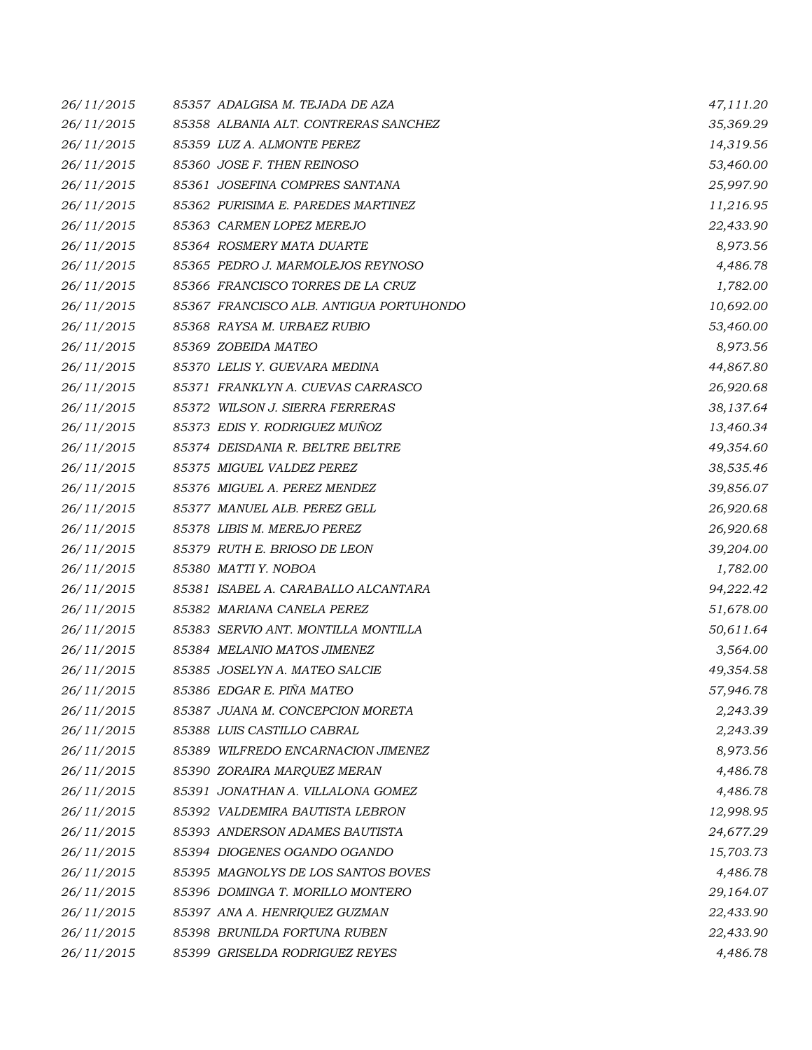| | | |
|---|---|---|
| *26/11/2015* | *85357 ADALGISA M. TEJADA DE AZA* | *47,111.20* |
| *26/11/2015* | *85358 ALBANIA ALT. CONTRERAS SANCHEZ* | *35,369.29* |
| *26/11/2015* | *85359 LUZ A. ALMONTE PEREZ* | *14,319.56* |
| *26/11/2015* | *85360 JOSE F. THEN REINOSO* | *53,460.00* |
| *26/11/2015* | *85361 JOSEFINA COMPRES SANTANA* | *25,997.90* |
| *26/11/2015* | *85362 PURISIMA E. PAREDES MARTINEZ* | *11,216.95* |
| *26/11/2015* | *85363 CARMEN LOPEZ MEREJO* | *22,433.90* |
| *26/11/2015* | *85364 ROSMERY MATA DUARTE* | *8,973.56* |
| *26/11/2015* | *85365 PEDRO J. MARMOLEJOS REYNOSO* | *4,486.78* |
| *26/11/2015* | *85366 FRANCISCO TORRES DE LA CRUZ* | *1,782.00* |
| *26/11/2015* | *85367 FRANCISCO ALB. ANTIGUA PORTUHONDO* | *10,692.00* |
| *26/11/2015* | *85368 RAYSA M. URBAEZ RUBIO* | *53,460.00* |
| *26/11/2015* | *85369 ZOBEIDA MATEO* | *8,973.56* |
| *26/11/2015* | *85370 LELIS Y. GUEVARA MEDINA* | *44,867.80* |
| *26/11/2015* | *85371 FRANKLYN A. CUEVAS CARRASCO* | *26,920.68* |
| *26/11/2015* | *85372 WILSON J. SIERRA FERRERAS* | *38,137.64* |
| *26/11/2015* | *85373 EDIS Y. RODRIGUEZ MUÑOZ* | *13,460.34* |
| *26/11/2015* | *85374 DEISDANIA R. BELTRE BELTRE* | *49,354.60* |
| *26/11/2015* | *85375 MIGUEL VALDEZ PEREZ* | *38,535.46* |
| *26/11/2015* | *85376 MIGUEL A. PEREZ MENDEZ* | *39,856.07* |
| *26/11/2015* | *85377 MANUEL ALB. PEREZ GELL* | *26,920.68* |
| *26/11/2015* | *85378 LIBIS M. MEREJO PEREZ* | *26,920.68* |
| *26/11/2015* | *85379 RUTH E. BRIOSO DE LEON* | *39,204.00* |
| *26/11/2015* | *85380 MATTI Y. NOBOA* | *1,782.00* |
| *26/11/2015* | *85381 ISABEL A. CARABALLO ALCANTARA* | *94,222.42* |
| *26/11/2015* | *85382 MARIANA CANELA PEREZ* | *51,678.00* |
| *26/11/2015* | *85383 SERVIO ANT. MONTILLA MONTILLA* | *50,611.64* |
| *26/11/2015* | *85384 MELANIO MATOS JIMENEZ* | *3,564.00* |
| *26/11/2015* | *85385 JOSELYN A. MATEO SALCIE* | *49,354.58* |
| *26/11/2015* | *85386 EDGAR E. PIÑA MATEO* | *57,946.78* |
| *26/11/2015* | *85387 JUANA M. CONCEPCION MORETA* | *2,243.39* |
| *26/11/2015* | *85388 LUIS CASTILLO CABRAL* | *2,243.39* |
| *26/11/2015* | *85389 WILFREDO ENCARNACION JIMENEZ* | *8,973.56* |
| *26/11/2015* | *85390 ZORAIRA MARQUEZ MERAN* | *4,486.78* |
| *26/11/2015* | *85391 JONATHAN A. VILLALONA GOMEZ* | *4,486.78* |
| *26/11/2015* | *85392 VALDEMIRA BAUTISTA LEBRON* | *12,998.95* |
| *26/11/2015* | *85393 ANDERSON ADAMES BAUTISTA* | *24,677.29* |
| *26/11/2015* | *85394 DIOGENES OGANDO OGANDO* | *15,703.73* |
| *26/11/2015* | *85395 MAGNOLYS DE LOS SANTOS BOVES* | *4,486.78* |
| *26/11/2015* | *85396 DOMINGA T. MORILLO MONTERO* | *29,164.07* |
| *26/11/2015* | *85397 ANA A. HENRIQUEZ GUZMAN* | *22,433.90* |
| *26/11/2015* | *85398 BRUNILDA FORTUNA RUBEN* | *22,433.90* |
| *26/11/2015* | *85399 GRISELDA RODRIGUEZ REYES* | *4,486.78* |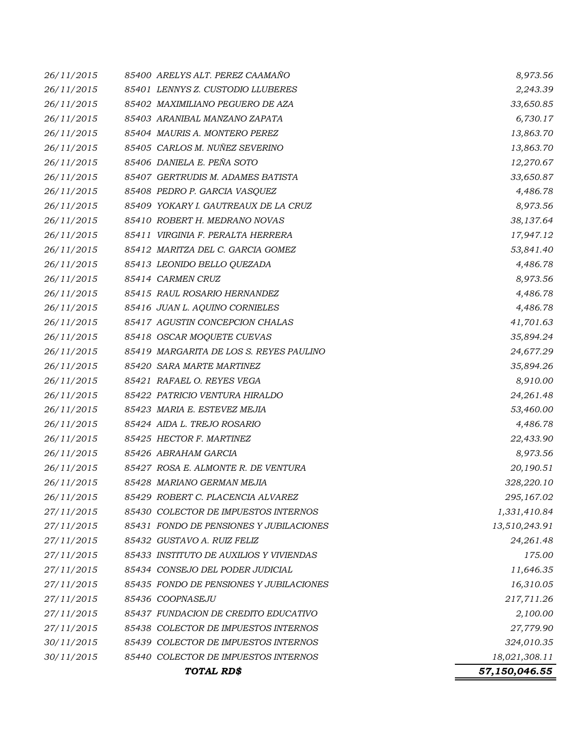| | | |
|---|---|---|
| *26/11/2015* | *85400 ARELYS ALT. PEREZ CAAMAÑO* | *8,973.56* |
| *26/11/2015* | *85401 LENNYS Z. CUSTODIO LLUBERES* | *2,243.39* |
| *26/11/2015* | *85402 MAXIMILIANO PEGUERO DE AZA* | *33,650.85* |
| *26/11/2015* | *85403 ARANIBAL MANZANO ZAPATA* | *6,730.17* |
| *26/11/2015* | *85404 MAURIS A. MONTERO PEREZ* | *13,863.70* |
| *26/11/2015* | *85405 CARLOS M. NUÑEZ SEVERINO* | *13,863.70* |
| *26/11/2015* | *85406 DANIELA E. PEÑA SOTO* | *12,270.67* |
| *26/11/2015* | *85407 GERTRUDIS M. ADAMES BATISTA* | *33,650.87* |
| *26/11/2015* | *85408 PEDRO P. GARCIA VASQUEZ* | *4,486.78* |
| *26/11/2015* | *85409 YOKARY I. GAUTREAUX DE LA CRUZ* | *8,973.56* |
| *26/11/2015* | *85410 ROBERT H. MEDRANO NOVAS* | *38,137.64* |
| *26/11/2015* | *85411 VIRGINIA F. PERALTA HERRERA* | *17,947.12* |
| *26/11/2015* | *85412 MARITZA DEL C. GARCIA GOMEZ* | *53,841.40* |
| *26/11/2015* | *85413 LEONIDO BELLO QUEZADA* | *4,486.78* |
| *26/11/2015* | *85414 CARMEN CRUZ* | *8,973.56* |
| *26/11/2015* | *85415 RAUL ROSARIO HERNANDEZ* | *4,486.78* |
| *26/11/2015* | *85416 JUAN L. AQUINO CORNIELES* | *4,486.78* |
| *26/11/2015* | *85417 AGUSTIN CONCEPCION CHALAS* | *41,701.63* |
| *26/11/2015* | *85418 OSCAR MOQUETE CUEVAS* | *35,894.24* |
| *26/11/2015* | *85419 MARGARITA DE LOS S. REYES PAULINO* | *24,677.29* |
| *26/11/2015* | *85420 SARA MARTE MARTINEZ* | *35,894.26* |
| *26/11/2015* | *85421 RAFAEL O. REYES VEGA* | *8,910.00* |
| *26/11/2015* | *85422 PATRICIO VENTURA HIRALDO* | *24,261.48* |
| *26/11/2015* | *85423 MARIA E. ESTEVEZ MEJIA* | *53,460.00* |
| *26/11/2015* | *85424 AIDA L. TREJO ROSARIO* | *4,486.78* |
| *26/11/2015* | *85425 HECTOR F. MARTINEZ* | *22,433.90* |
| *26/11/2015* | *85426 ABRAHAM GARCIA* | *8,973.56* |
| *26/11/2015* | *85427 ROSA E. ALMONTE R. DE VENTURA* | *20,190.51* |
| *26/11/2015* | *85428 MARIANO GERMAN MEJIA* | *328,220.10* |
| *26/11/2015* | *85429 ROBERT C. PLACENCIA ALVAREZ* | *295,167.02* |
| *27/11/2015* | *85430 COLECTOR DE IMPUESTOS INTERNOS* | *1,331,410.84* |
| *27/11/2015* | *85431 FONDO DE PENSIONES Y JUBILACIONES* | *13,510,243.91* |
| *27/11/2015* | *85432 GUSTAVO A. RUIZ FELIZ* | *24,261.48* |
| *27/11/2015* | *85433 INSTITUTO DE AUXILIOS Y VIVIENDAS* | *175.00* |
| *27/11/2015* | *85434 CONSEJO DEL PODER JUDICIAL* | *11,646.35* |
| *27/11/2015* | *85435 FONDO DE PENSIONES Y JUBILACIONES* | *16,310.05* |
| *27/11/2015* | *85436 COOPNASEJU* | *217,711.26* |
| *27/11/2015* | *85437 FUNDACION DE CREDITO EDUCATIVO* | *2,100.00* |
| *27/11/2015* | *85438 COLECTOR DE IMPUESTOS INTERNOS* | *27,779.90* |
| *30/11/2015* | *85439 COLECTOR DE IMPUESTOS INTERNOS* | *324,010.35* |
| *30/11/2015* | *85440 COLECTOR DE IMPUESTOS INTERNOS* | *18,021,308.11* |
| | ***TOTAL RD$*** | ***57,150,046.55*** |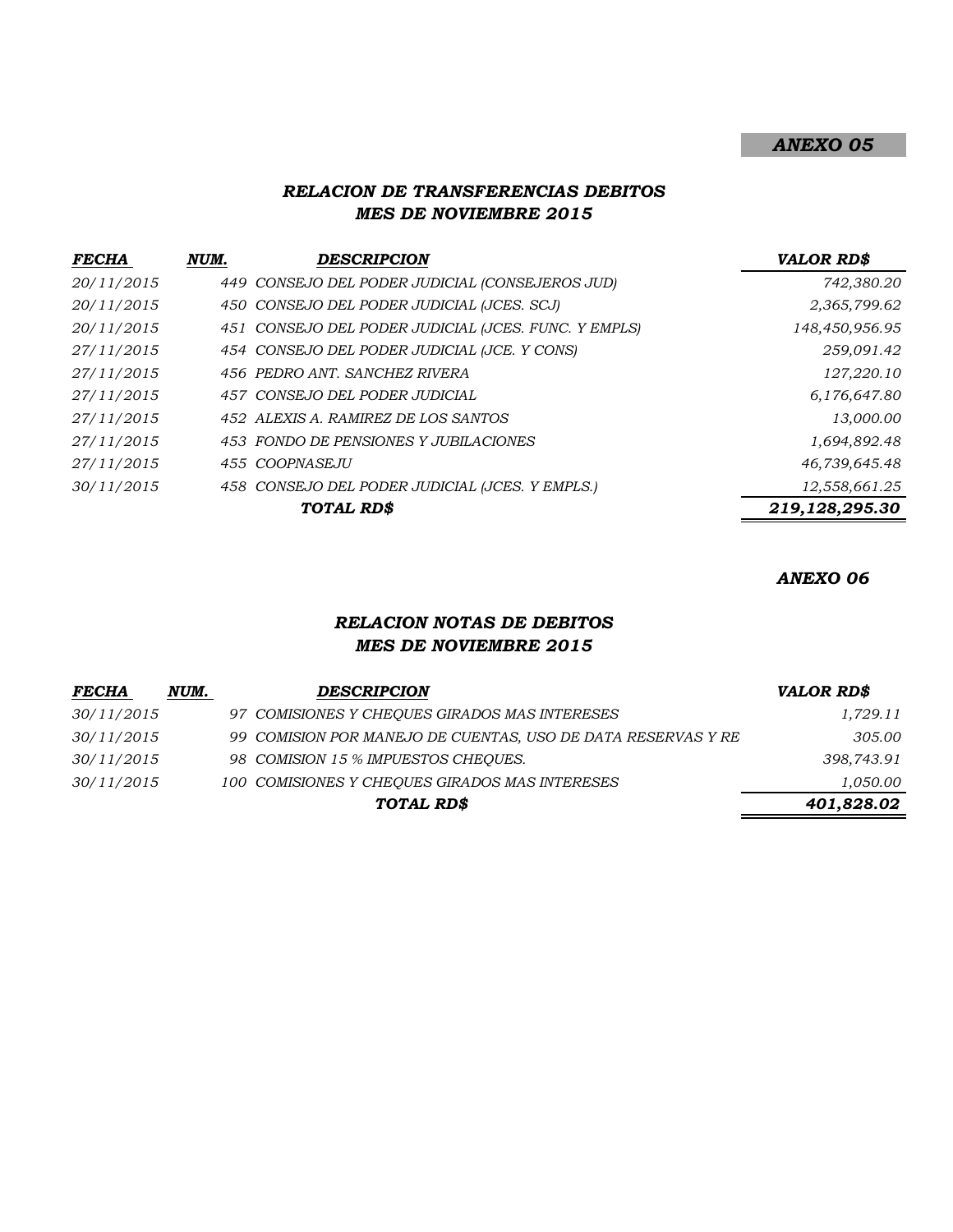**ANEXO 05**

## RELACION DE TRANSFERENCIAS DEBITOS
## MES DE NOVIEMBRE 2015

| FECHA | NUM. | DESCRIPCION | VALOR RD$ |
|---|---|---|---|
| 20/11/2015 | 449 | CONSEJO DEL PODER JUDICIAL (CONSEJEROS JUD) | 742,380.20 |
| 20/11/2015 | 450 | CONSEJO DEL PODER JUDICIAL (JCES. SCJ) | 2,365,799.62 |
| 20/11/2015 | 451 | CONSEJO DEL PODER JUDICIAL (JCES. FUNC. Y EMPLS) | 148,450,956.95 |
| 27/11/2015 | 454 | CONSEJO DEL PODER JUDICIAL (JCE. Y CONS) | 259,091.42 |
| 27/11/2015 | 456 | PEDRO ANT. SANCHEZ RIVERA | 127,220.10 |
| 27/11/2015 | 457 | CONSEJO DEL PODER JUDICIAL | 6,176,647.80 |
| 27/11/2015 | 452 | ALEXIS A. RAMIREZ DE LOS SANTOS | 13,000.00 |
| 27/11/2015 | 453 | FONDO DE PENSIONES Y JUBILACIONES | 1,694,892.48 |
| 27/11/2015 | 455 | COOPNASEJU | 46,739,645.48 |
| 30/11/2015 | 458 | CONSEJO DEL PODER JUDICIAL (JCES. Y EMPLS.) | 12,558,661.25 |
| | | **TOTAL RD$** | **219,128,295.30** |

**ANEXO 06**

## RELACION NOTAS DE DEBITOS
## MES DE NOVIEMBRE 2015

| FECHA | NUM. | DESCRIPCION | VALOR RD$ |
|---|---|---|---|
| 30/11/2015 | 97 | COMISIONES Y CHEQUES GIRADOS MAS INTERESES | 1,729.11 |
| 30/11/2015 | 99 | COMISION POR MANEJO DE CUENTAS, USO DE DATA RESERVAS Y RE | 305.00 |
| 30/11/2015 | 98 | COMISION 15 % IMPUESTOS CHEQUES. | 398,743.91 |
| 30/11/2015 | 100 | COMISIONES Y CHEQUES GIRADOS MAS INTERESES | 1,050.00 |
| | | **TOTAL RD$** | **401,828.02** |